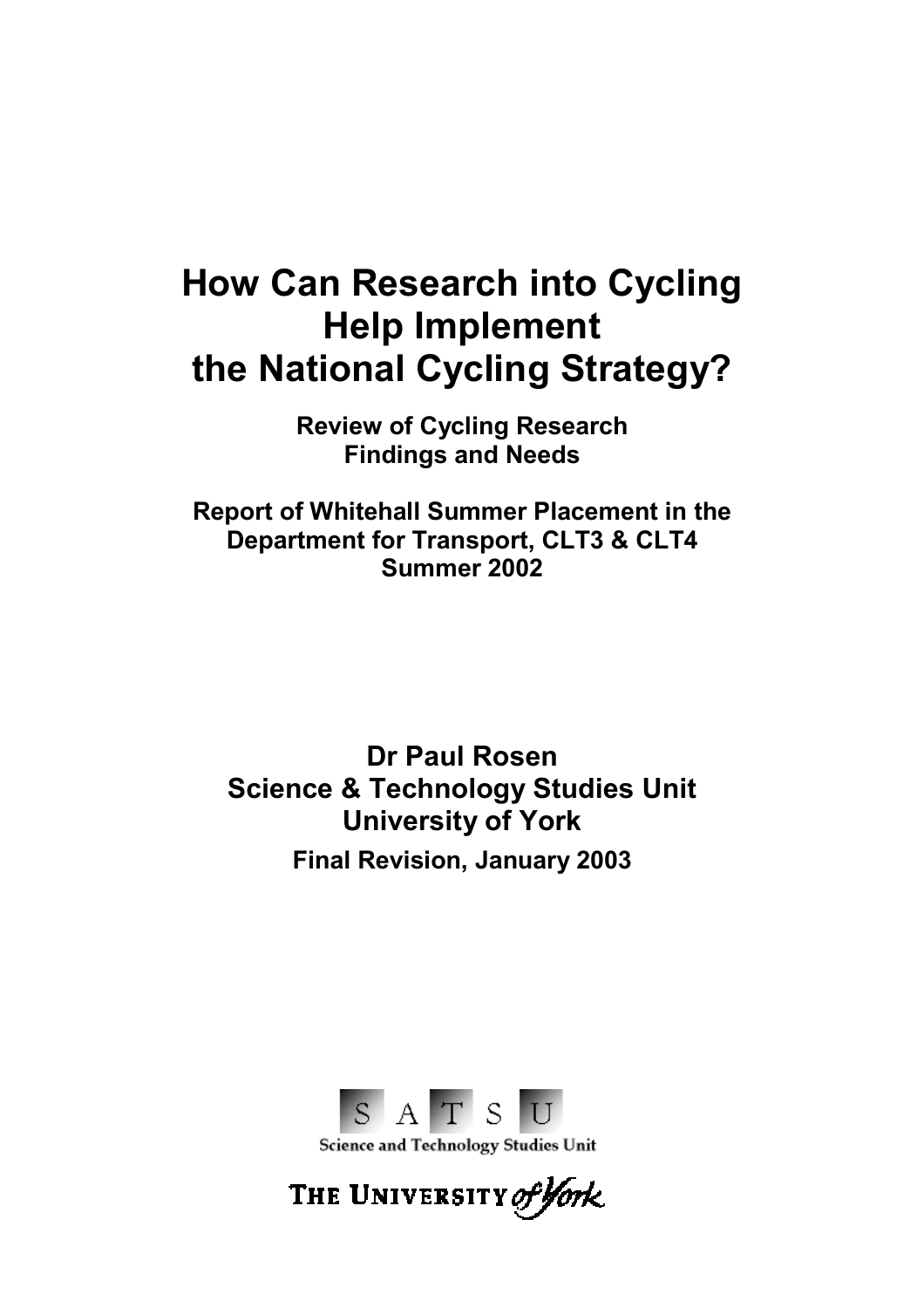# How Can Research into Cycling Help Implement the National Cycling Strategy?

**Review of Cycling Research Findings and Needs**

**Report of Whitehall Summer Placement in the Department for Transport, CLT3 & CLT4 Summer 2002**

**Dr Paul Rosen**
**Science & Technology Studies Unit**
**University of York**

**Final Revision, January 2003**

S A T S U
Science and Technology Studies Unit

THE UNIVERSITY of York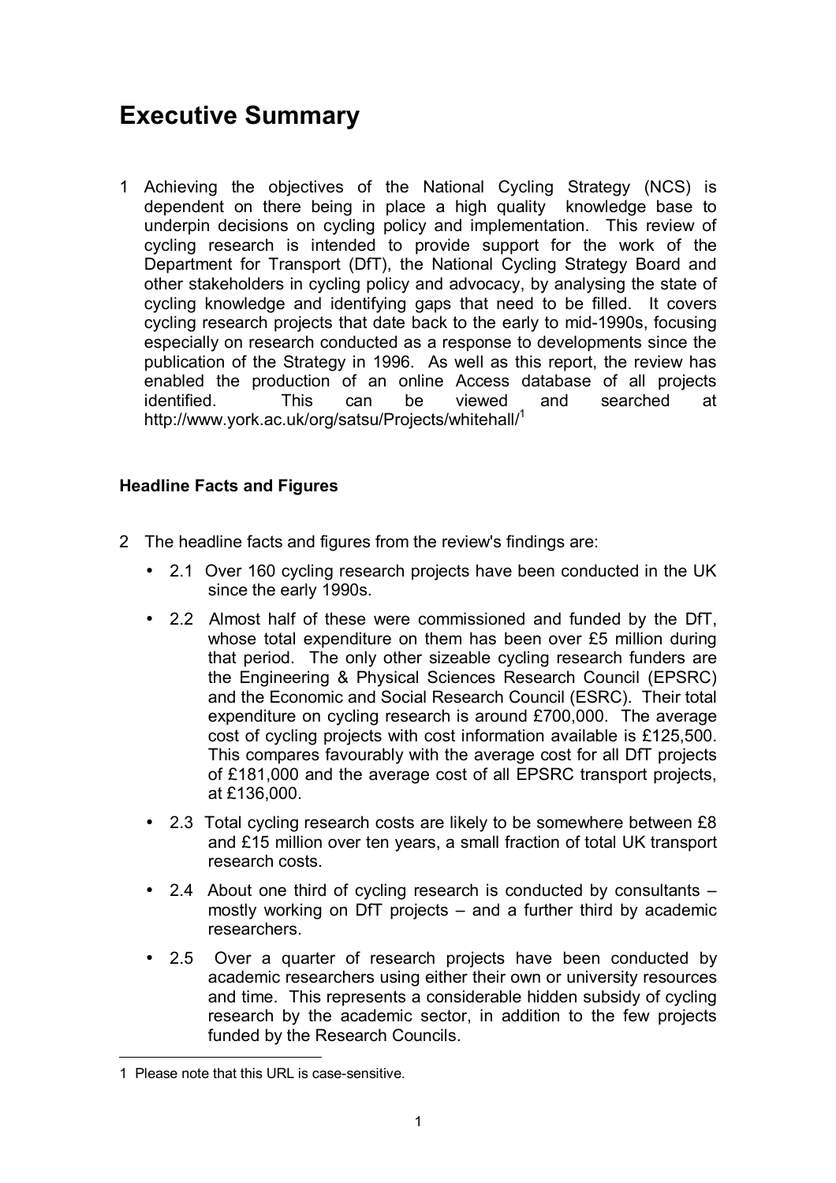# Executive Summary

1 Achieving the objectives of the National Cycling Strategy (NCS) is dependent on there being in place a high quality knowledge base to underpin decisions on cycling policy and implementation. This review of cycling research is intended to provide support for the work of the Department for Transport (DfT), the National Cycling Strategy Board and other stakeholders in cycling policy and advocacy, by analysing the state of cycling knowledge and identifying gaps that need to be filled. It covers cycling research projects that date back to the early to mid-1990s, focusing especially on research conducted as a response to developments since the publication of the Strategy in 1996. As well as this report, the review has enabled the production of an online Access database of all projects identified. This can be viewed and searched at http://www.york.ac.uk/org/satsu/Projects/whitehall/[1]

### Headline Facts and Figures

2 The headline facts and figures from the review's findings are:

- 2.1 Over 160 cycling research projects have been conducted in the UK since the early 1990s.
- 2.2 Almost half of these were commissioned and funded by the DfT, whose total expenditure on them has been over £5 million during that period. The only other sizeable cycling research funders are the Engineering & Physical Sciences Research Council (EPSRC) and the Economic and Social Research Council (ESRC). Their total expenditure on cycling research is around £700,000. The average cost of cycling projects with cost information available is £125,500. This compares favourably with the average cost for all DfT projects of £181,000 and the average cost of all EPSRC transport projects, at £136,000.
- 2.3 Total cycling research costs are likely to be somewhere between £8 and £15 million over ten years, a small fraction of total UK transport research costs.
- 2.4 About one third of cycling research is conducted by consultants – mostly working on DfT projects – and a further third by academic researchers.
- 2.5 Over a quarter of research projects have been conducted by academic researchers using either their own or university resources and time. This represents a considerable hidden subsidy of cycling research by the academic sector, in addition to the few projects funded by the Research Councils.

---

1 Please note that this URL is case-sensitive.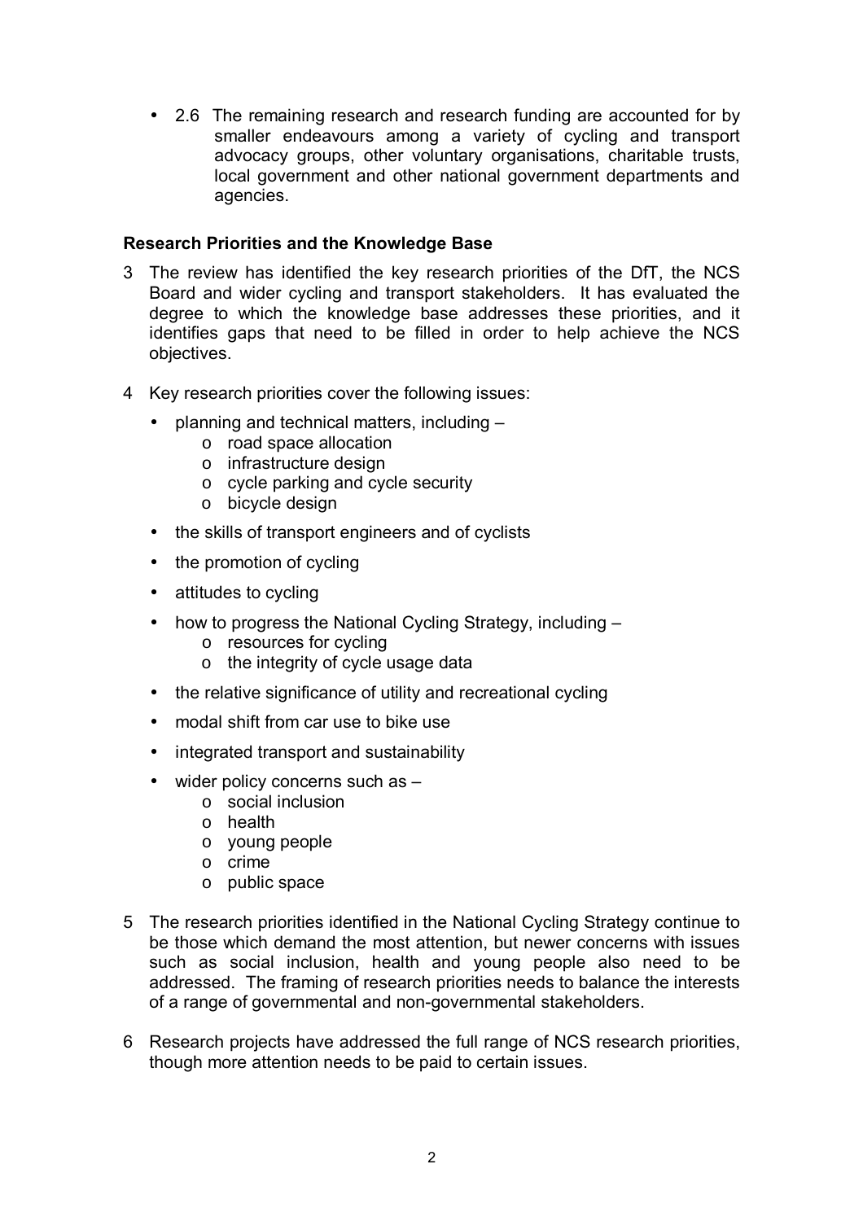- 2.6 The remaining research and research funding are accounted for by smaller endeavours among a variety of cycling and transport advocacy groups, other voluntary organisations, charitable trusts, local government and other national government departments and agencies.

**Research Priorities and the Knowledge Base**

3 The review has identified the key research priorities of the DfT, the NCS Board and wider cycling and transport stakeholders. It has evaluated the degree to which the knowledge base addresses these priorities, and it identifies gaps that need to be filled in order to help achieve the NCS objectives.

4 Key research priorities cover the following issues:

- planning and technical matters, including –
  - road space allocation
  - infrastructure design
  - cycle parking and cycle security
  - bicycle design
- the skills of transport engineers and of cyclists
- the promotion of cycling
- attitudes to cycling
- how to progress the National Cycling Strategy, including –
  - resources for cycling
  - the integrity of cycle usage data
- the relative significance of utility and recreational cycling
- modal shift from car use to bike use
- integrated transport and sustainability
- wider policy concerns such as –
  - social inclusion
  - health
  - young people
  - crime
  - public space

5 The research priorities identified in the National Cycling Strategy continue to be those which demand the most attention, but newer concerns with issues such as social inclusion, health and young people also need to be addressed. The framing of research priorities needs to balance the interests of a range of governmental and non-governmental stakeholders.

6 Research projects have addressed the full range of NCS research priorities, though more attention needs to be paid to certain issues.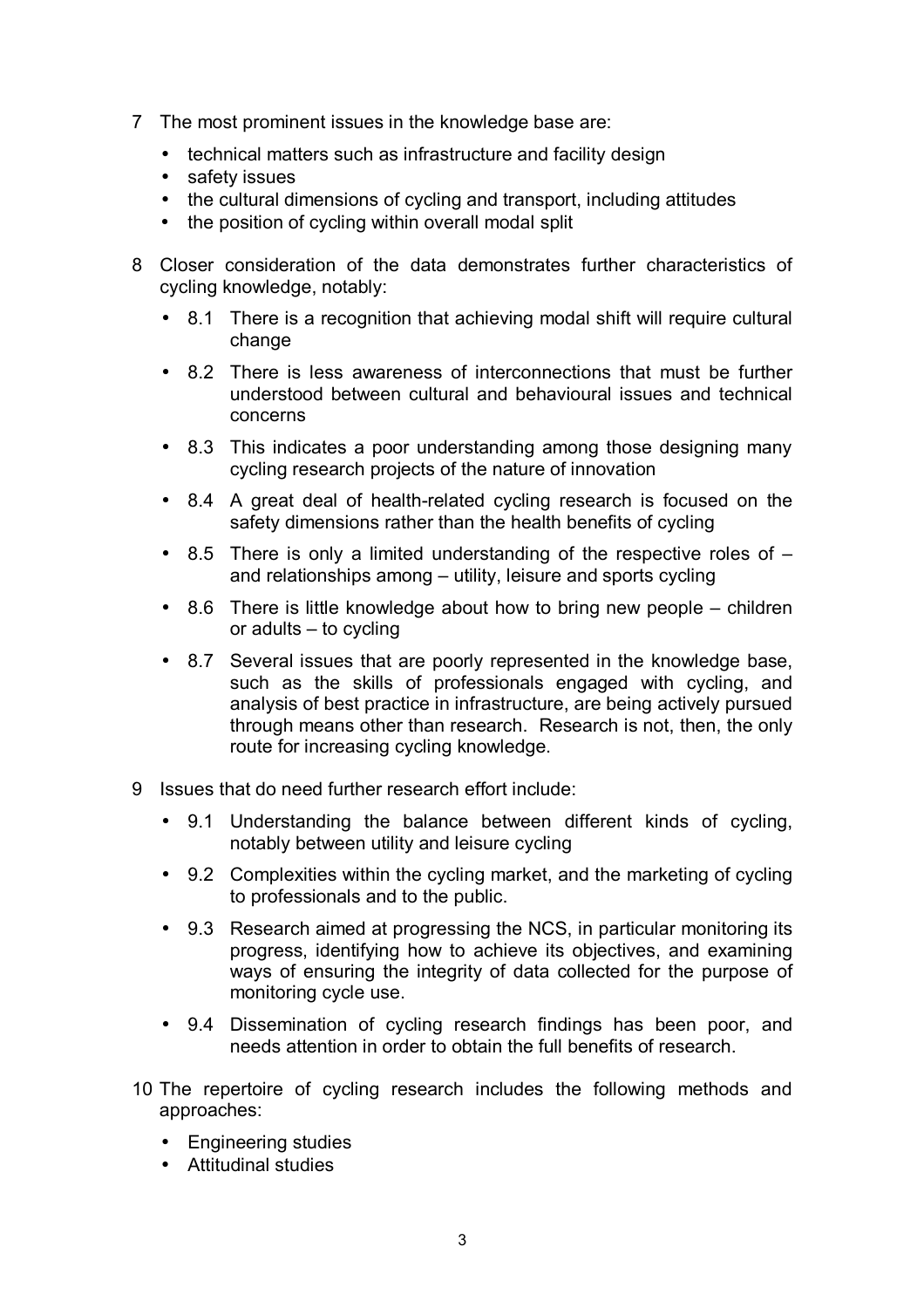7 The most prominent issues in the knowledge base are:

- technical matters such as infrastructure and facility design
- safety issues
- the cultural dimensions of cycling and transport, including attitudes
- the position of cycling within overall modal split

8 Closer consideration of the data demonstrates further characteristics of cycling knowledge, notably:

- 8.1 There is a recognition that achieving modal shift will require cultural change
- 8.2 There is less awareness of interconnections that must be further understood between cultural and behavioural issues and technical concerns
- 8.3 This indicates a poor understanding among those designing many cycling research projects of the nature of innovation
- 8.4 A great deal of health-related cycling research is focused on the safety dimensions rather than the health benefits of cycling
- 8.5 There is only a limited understanding of the respective roles of – and relationships among – utility, leisure and sports cycling
- 8.6 There is little knowledge about how to bring new people – children or adults – to cycling
- 8.7 Several issues that are poorly represented in the knowledge base, such as the skills of professionals engaged with cycling, and analysis of best practice in infrastructure, are being actively pursued through means other than research. Research is not, then, the only route for increasing cycling knowledge.

9 Issues that do need further research effort include:

- 9.1 Understanding the balance between different kinds of cycling, notably between utility and leisure cycling
- 9.2 Complexities within the cycling market, and the marketing of cycling to professionals and to the public.
- 9.3 Research aimed at progressing the NCS, in particular monitoring its progress, identifying how to achieve its objectives, and examining ways of ensuring the integrity of data collected for the purpose of monitoring cycle use.
- 9.4 Dissemination of cycling research findings has been poor, and needs attention in order to obtain the full benefits of research.

10 The repertoire of cycling research includes the following methods and approaches:

- Engineering studies
- Attitudinal studies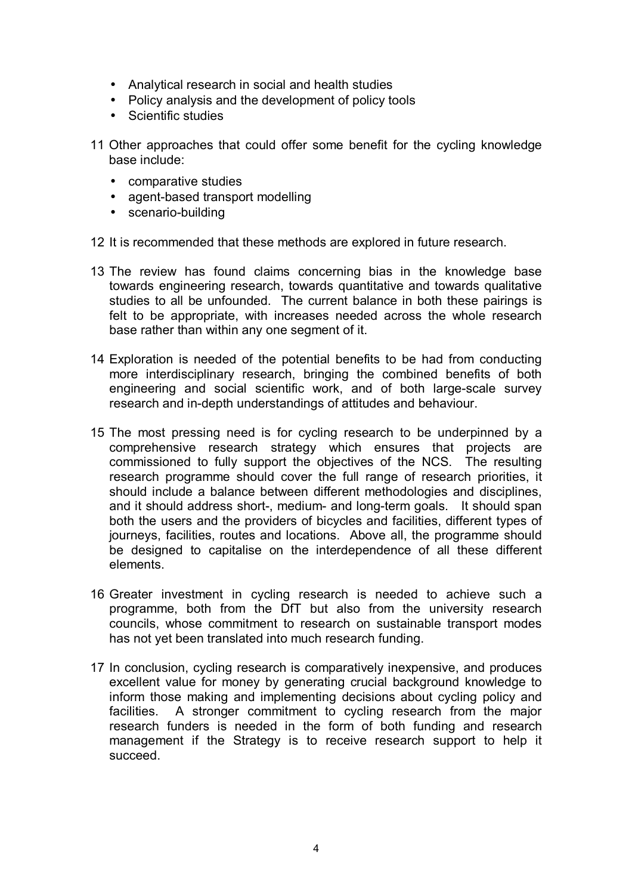- Analytical research in social and health studies
- Policy analysis and the development of policy tools
- Scientific studies

11 Other approaches that could offer some benefit for the cycling knowledge base include:

- comparative studies
- agent-based transport modelling
- scenario-building

12 It is recommended that these methods are explored in future research.

13 The review has found claims concerning bias in the knowledge base towards engineering research, towards quantitative and towards qualitative studies to all be unfounded. The current balance in both these pairings is felt to be appropriate, with increases needed across the whole research base rather than within any one segment of it.

14 Exploration is needed of the potential benefits to be had from conducting more interdisciplinary research, bringing the combined benefits of both engineering and social scientific work, and of both large-scale survey research and in-depth understandings of attitudes and behaviour.

15 The most pressing need is for cycling research to be underpinned by a comprehensive research strategy which ensures that projects are commissioned to fully support the objectives of the NCS. The resulting research programme should cover the full range of research priorities, it should include a balance between different methodologies and disciplines, and it should address short-, medium- and long-term goals. It should span both the users and the providers of bicycles and facilities, different types of journeys, facilities, routes and locations. Above all, the programme should be designed to capitalise on the interdependence of all these different elements.

16 Greater investment in cycling research is needed to achieve such a programme, both from the DfT but also from the university research councils, whose commitment to research on sustainable transport modes has not yet been translated into much research funding.

17 In conclusion, cycling research is comparatively inexpensive, and produces excellent value for money by generating crucial background knowledge to inform those making and implementing decisions about cycling policy and facilities. A stronger commitment to cycling research from the major research funders is needed in the form of both funding and research management if the Strategy is to receive research support to help it succeed.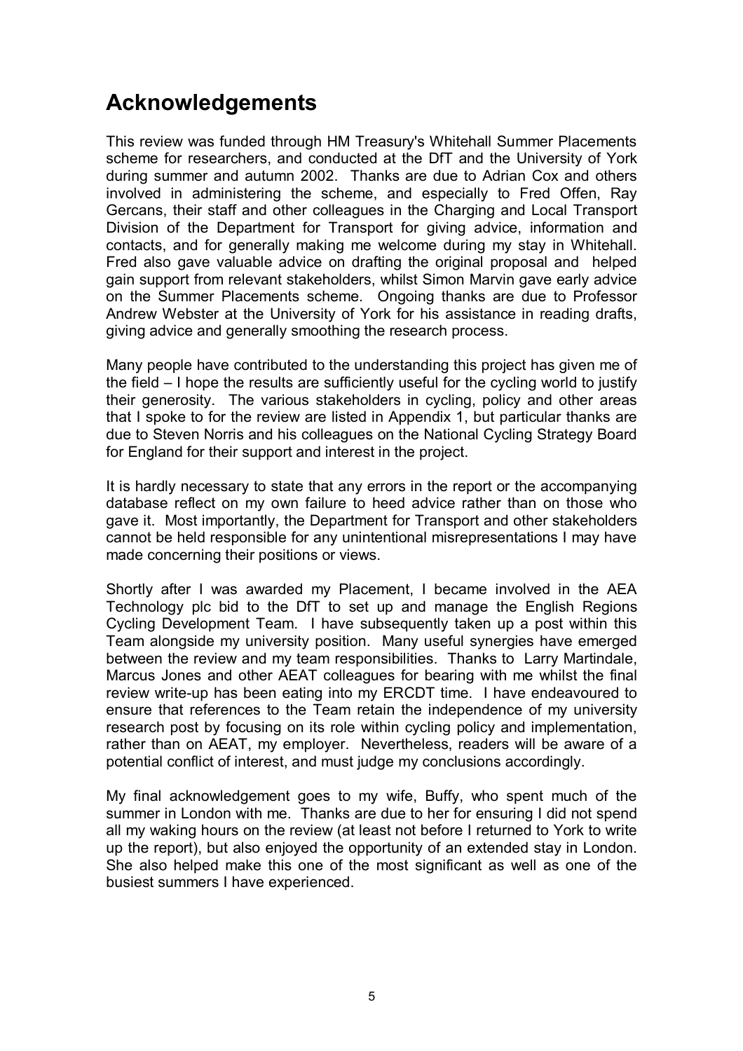# Acknowledgements

This review was funded through HM Treasury's Whitehall Summer Placements scheme for researchers, and conducted at the DfT and the University of York during summer and autumn 2002. Thanks are due to Adrian Cox and others involved in administering the scheme, and especially to Fred Offen, Ray Gercans, their staff and other colleagues in the Charging and Local Transport Division of the Department for Transport for giving advice, information and contacts, and for generally making me welcome during my stay in Whitehall. Fred also gave valuable advice on drafting the original proposal and helped gain support from relevant stakeholders, whilst Simon Marvin gave early advice on the Summer Placements scheme. Ongoing thanks are due to Professor Andrew Webster at the University of York for his assistance in reading drafts, giving advice and generally smoothing the research process.

Many people have contributed to the understanding this project has given me of the field – I hope the results are sufficiently useful for the cycling world to justify their generosity. The various stakeholders in cycling, policy and other areas that I spoke to for the review are listed in Appendix 1, but particular thanks are due to Steven Norris and his colleagues on the National Cycling Strategy Board for England for their support and interest in the project.

It is hardly necessary to state that any errors in the report or the accompanying database reflect on my own failure to heed advice rather than on those who gave it. Most importantly, the Department for Transport and other stakeholders cannot be held responsible for any unintentional misrepresentations I may have made concerning their positions or views.

Shortly after I was awarded my Placement, I became involved in the AEA Technology plc bid to the DfT to set up and manage the English Regions Cycling Development Team. I have subsequently taken up a post within this Team alongside my university position. Many useful synergies have emerged between the review and my team responsibilities. Thanks to Larry Martindale, Marcus Jones and other AEAT colleagues for bearing with me whilst the final review write-up has been eating into my ERCDT time. I have endeavoured to ensure that references to the Team retain the independence of my university research post by focusing on its role within cycling policy and implementation, rather than on AEAT, my employer. Nevertheless, readers will be aware of a potential conflict of interest, and must judge my conclusions accordingly.

My final acknowledgement goes to my wife, Buffy, who spent much of the summer in London with me. Thanks are due to her for ensuring I did not spend all my waking hours on the review (at least not before I returned to York to write up the report), but also enjoyed the opportunity of an extended stay in London. She also helped make this one of the most significant as well as one of the busiest summers I have experienced.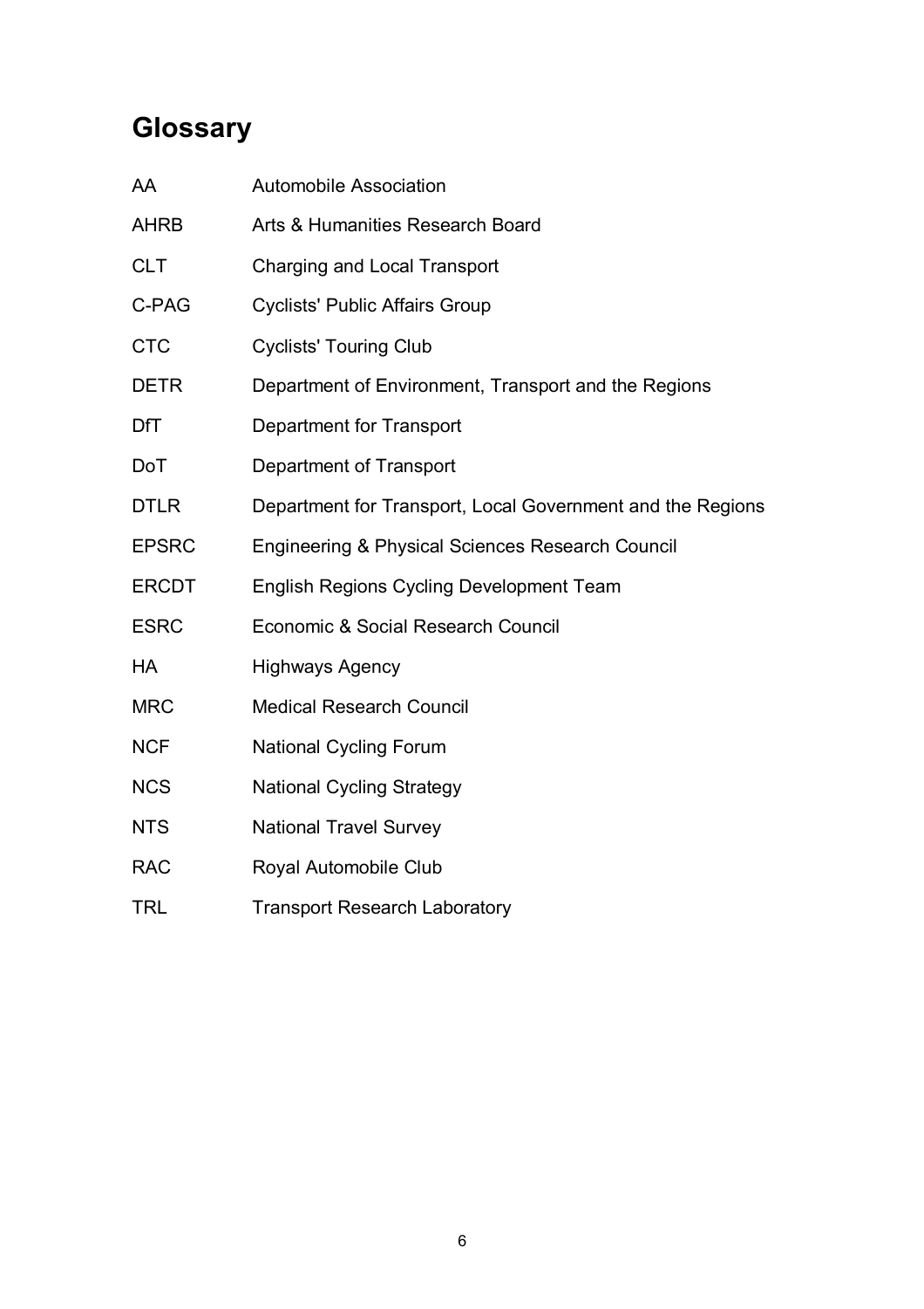# Glossary

| | |
|---|---|
| AA | Automobile Association |
| AHRB | Arts & Humanities Research Board |
| CLT | Charging and Local Transport |
| C-PAG | Cyclists' Public Affairs Group |
| CTC | Cyclists' Touring Club |
| DETR | Department of Environment, Transport and the Regions |
| DfT | Department for Transport |
| DoT | Department of Transport |
| DTLR | Department for Transport, Local Government and the Regions |
| EPSRC | Engineering & Physical Sciences Research Council |
| ERCDT | English Regions Cycling Development Team |
| ESRC | Economic & Social Research Council |
| HA | Highways Agency |
| MRC | Medical Research Council |
| NCF | National Cycling Forum |
| NCS | National Cycling Strategy |
| NTS | National Travel Survey |
| RAC | Royal Automobile Club |
| TRL | Transport Research Laboratory |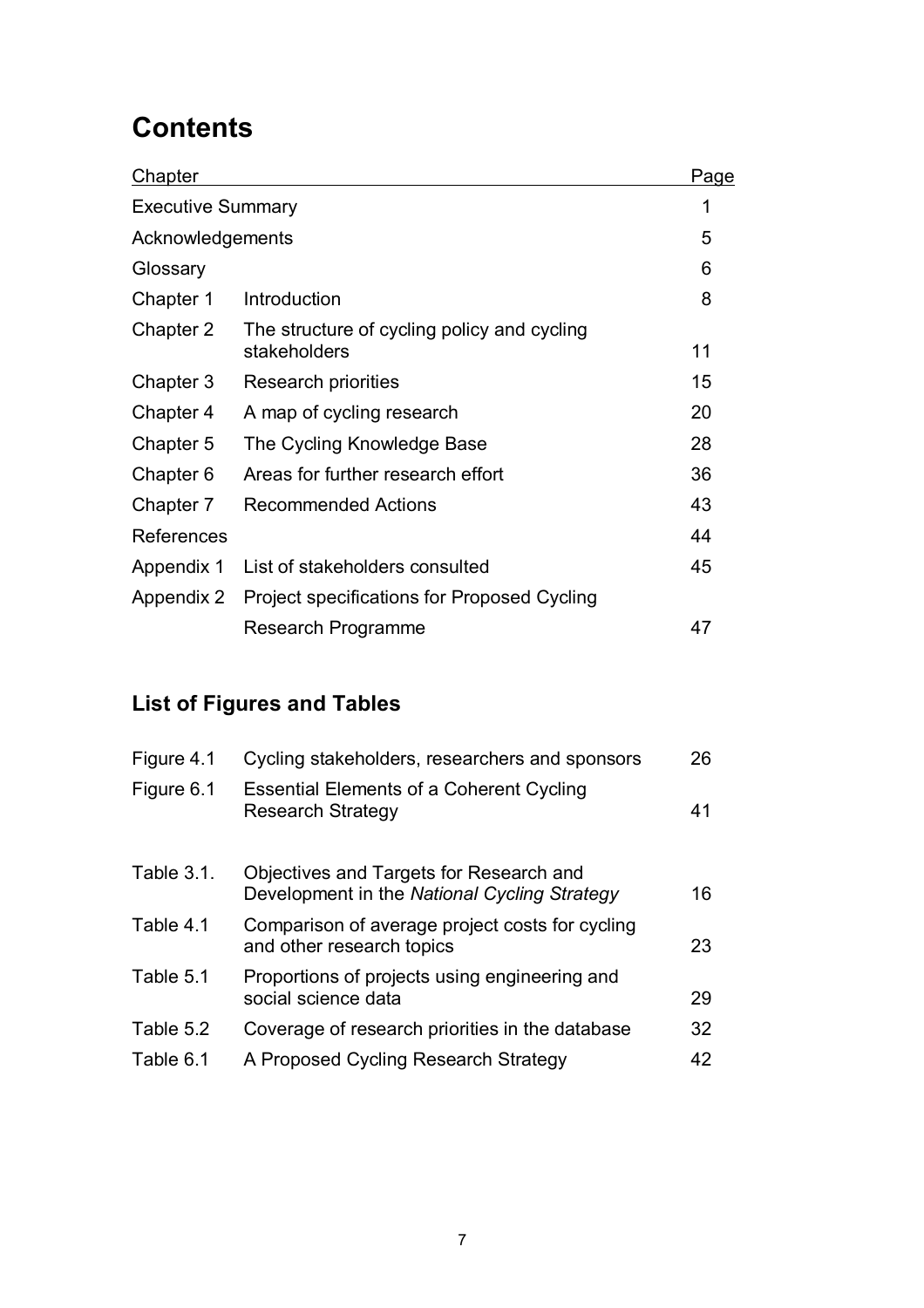# Contents

| Chapter | | Page |
|---|---|---|
| Executive Summary | | 1 |
| Acknowledgements | | 5 |
| Glossary | | 6 |
| Chapter 1 | Introduction | 8 |
| Chapter 2 | The structure of cycling policy and cycling stakeholders | 11 |
| Chapter 3 | Research priorities | 15 |
| Chapter 4 | A map of cycling research | 20 |
| Chapter 5 | The Cycling Knowledge Base | 28 |
| Chapter 6 | Areas for further research effort | 36 |
| Chapter 7 | Recommended Actions | 43 |
| References | | 44 |
| Appendix 1 | List of stakeholders consulted | 45 |
| Appendix 2 | Project specifications for Proposed Cycling Research Programme | 47 |

## List of Figures and Tables

| | | |
|---|---|---|
| Figure 4.1 | Cycling stakeholders, researchers and sponsors | 26 |
| Figure 6.1 | Essential Elements of a Coherent Cycling Research Strategy | 41 |
| Table 3.1. | Objectives and Targets for Research and Development in the *National Cycling Strategy* | 16 |
| Table 4.1 | Comparison of average project costs for cycling and other research topics | 23 |
| Table 5.1 | Proportions of projects using engineering and social science data | 29 |
| Table 5.2 | Coverage of research priorities in the database | 32 |
| Table 6.1 | A Proposed Cycling Research Strategy | 42 |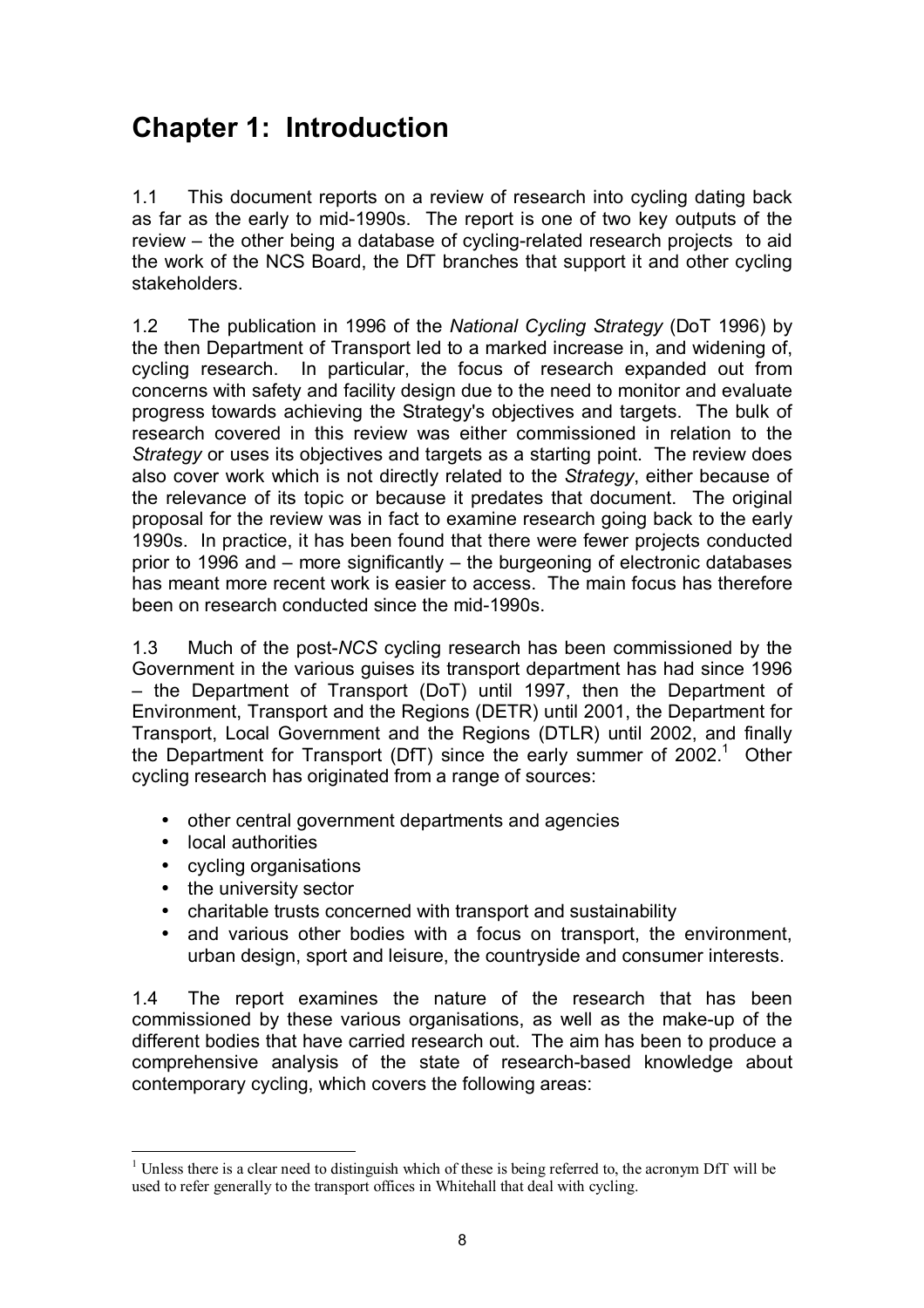# Chapter 1: Introduction

1.1 This document reports on a review of research into cycling dating back as far as the early to mid-1990s. The report is one of two key outputs of the review – the other being a database of cycling-related research projects to aid the work of the NCS Board, the DfT branches that support it and other cycling stakeholders.

1.2 The publication in 1996 of the *National Cycling Strategy* (DoT 1996) by the then Department of Transport led to a marked increase in, and widening of, cycling research. In particular, the focus of research expanded out from concerns with safety and facility design due to the need to monitor and evaluate progress towards achieving the Strategy's objectives and targets. The bulk of research covered in this review was either commissioned in relation to the *Strategy* or uses its objectives and targets as a starting point. The review does also cover work which is not directly related to the *Strategy*, either because of the relevance of its topic or because it predates that document. The original proposal for the review was in fact to examine research going back to the early 1990s. In practice, it has been found that there were fewer projects conducted prior to 1996 and – more significantly – the burgeoning of electronic databases has meant more recent work is easier to access. The main focus has therefore been on research conducted since the mid-1990s.

1.3 Much of the post-*NCS* cycling research has been commissioned by the Government in the various guises its transport department has had since 1996 – the Department of Transport (DoT) until 1997, then the Department of Environment, Transport and the Regions (DETR) until 2001, the Department for Transport, Local Government and the Regions (DTLR) until 2002, and finally the Department for Transport (DfT) since the early summer of 2002.[1] Other cycling research has originated from a range of sources:

- other central government departments and agencies
- local authorities
- cycling organisations
- the university sector
- charitable trusts concerned with transport and sustainability
- and various other bodies with a focus on transport, the environment, urban design, sport and leisure, the countryside and consumer interests.

1.4 The report examines the nature of the research that has been commissioned by these various organisations, as well as the make-up of the different bodies that have carried research out. The aim has been to produce a comprehensive analysis of the state of research-based knowledge about contemporary cycling, which covers the following areas:

[1] Unless there is a clear need to distinguish which of these is being referred to, the acronym DfT will be used to refer generally to the transport offices in Whitehall that deal with cycling.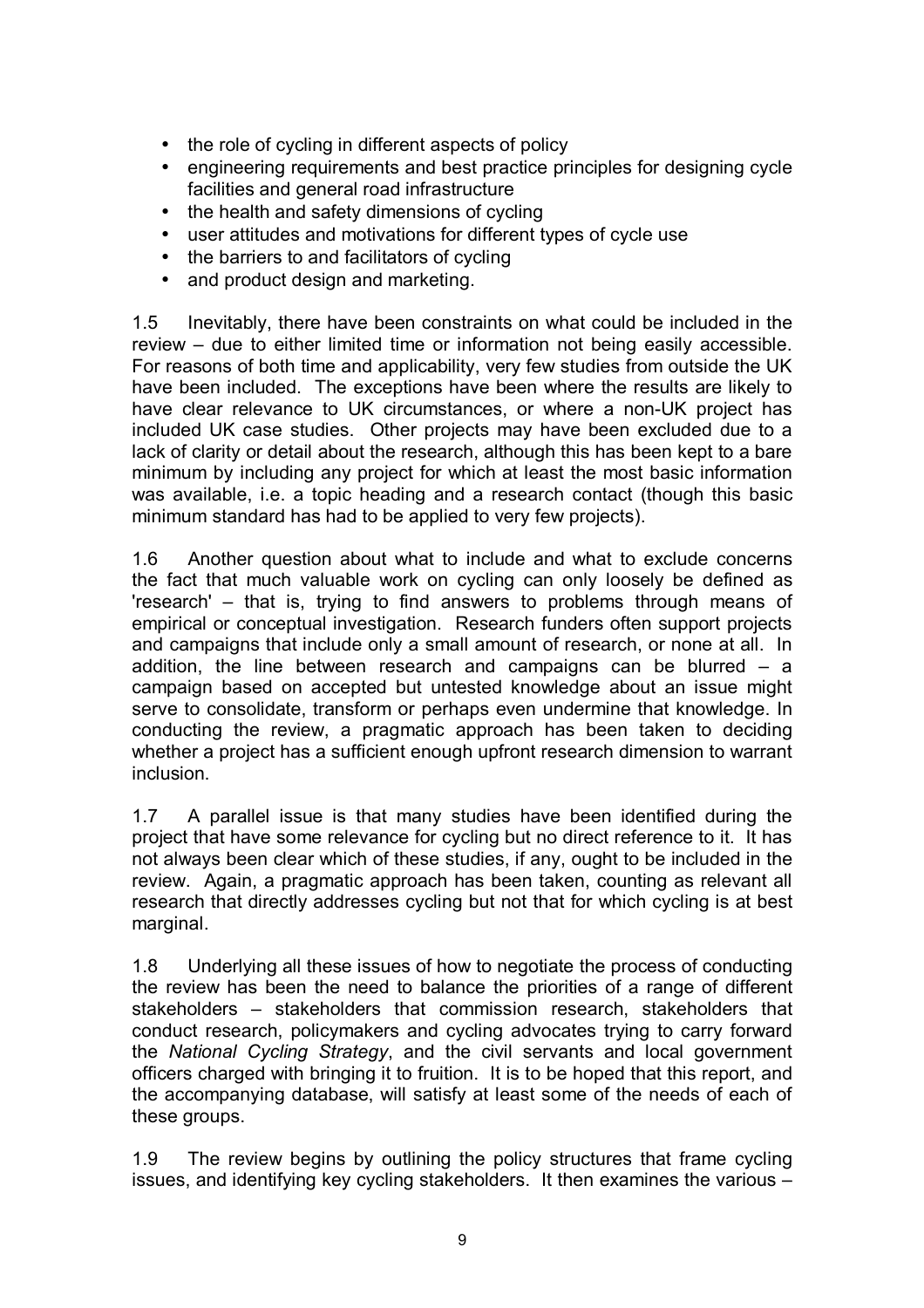- the role of cycling in different aspects of policy
- engineering requirements and best practice principles for designing cycle facilities and general road infrastructure
- the health and safety dimensions of cycling
- user attitudes and motivations for different types of cycle use
- the barriers to and facilitators of cycling
- and product design and marketing.

1.5 Inevitably, there have been constraints on what could be included in the review – due to either limited time or information not being easily accessible. For reasons of both time and applicability, very few studies from outside the UK have been included. The exceptions have been where the results are likely to have clear relevance to UK circumstances, or where a non-UK project has included UK case studies. Other projects may have been excluded due to a lack of clarity or detail about the research, although this has been kept to a bare minimum by including any project for which at least the most basic information was available, i.e. a topic heading and a research contact (though this basic minimum standard has had to be applied to very few projects).

1.6 Another question about what to include and what to exclude concerns the fact that much valuable work on cycling can only loosely be defined as 'research' – that is, trying to find answers to problems through means of empirical or conceptual investigation. Research funders often support projects and campaigns that include only a small amount of research, or none at all. In addition, the line between research and campaigns can be blurred – a campaign based on accepted but untested knowledge about an issue might serve to consolidate, transform or perhaps even undermine that knowledge. In conducting the review, a pragmatic approach has been taken to deciding whether a project has a sufficient enough upfront research dimension to warrant inclusion.

1.7 A parallel issue is that many studies have been identified during the project that have some relevance for cycling but no direct reference to it. It has not always been clear which of these studies, if any, ought to be included in the review. Again, a pragmatic approach has been taken, counting as relevant all research that directly addresses cycling but not that for which cycling is at best marginal.

1.8 Underlying all these issues of how to negotiate the process of conducting the review has been the need to balance the priorities of a range of different stakeholders – stakeholders that commission research, stakeholders that conduct research, policymakers and cycling advocates trying to carry forward the *National Cycling Strategy*, and the civil servants and local government officers charged with bringing it to fruition. It is to be hoped that this report, and the accompanying database, will satisfy at least some of the needs of each of these groups.

1.9 The review begins by outlining the policy structures that frame cycling issues, and identifying key cycling stakeholders. It then examines the various –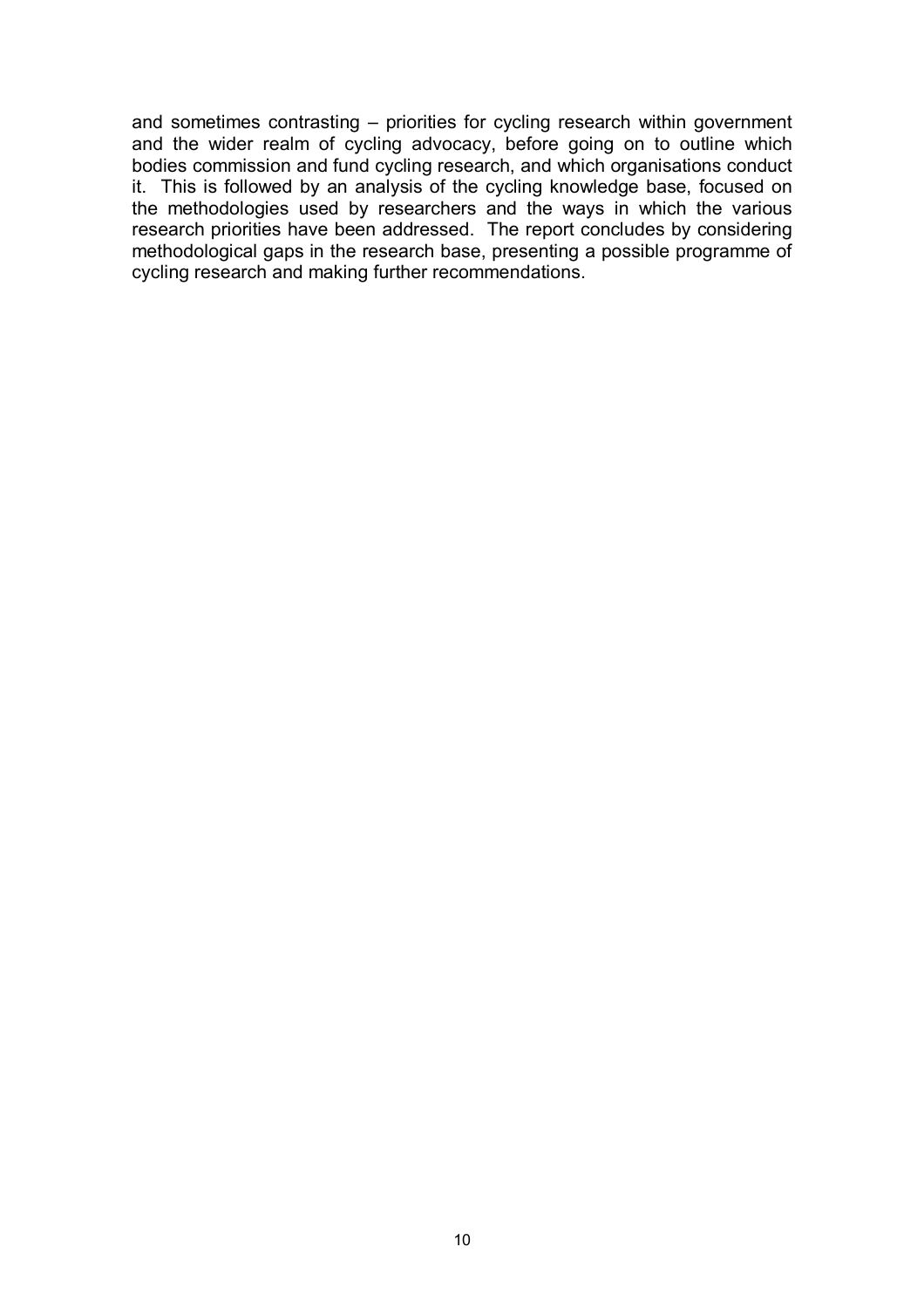and sometimes contrasting – priorities for cycling research within government and the wider realm of cycling advocacy, before going on to outline which bodies commission and fund cycling research, and which organisations conduct it. This is followed by an analysis of the cycling knowledge base, focused on the methodologies used by researchers and the ways in which the various research priorities have been addressed. The report concludes by considering methodological gaps in the research base, presenting a possible programme of cycling research and making further recommendations.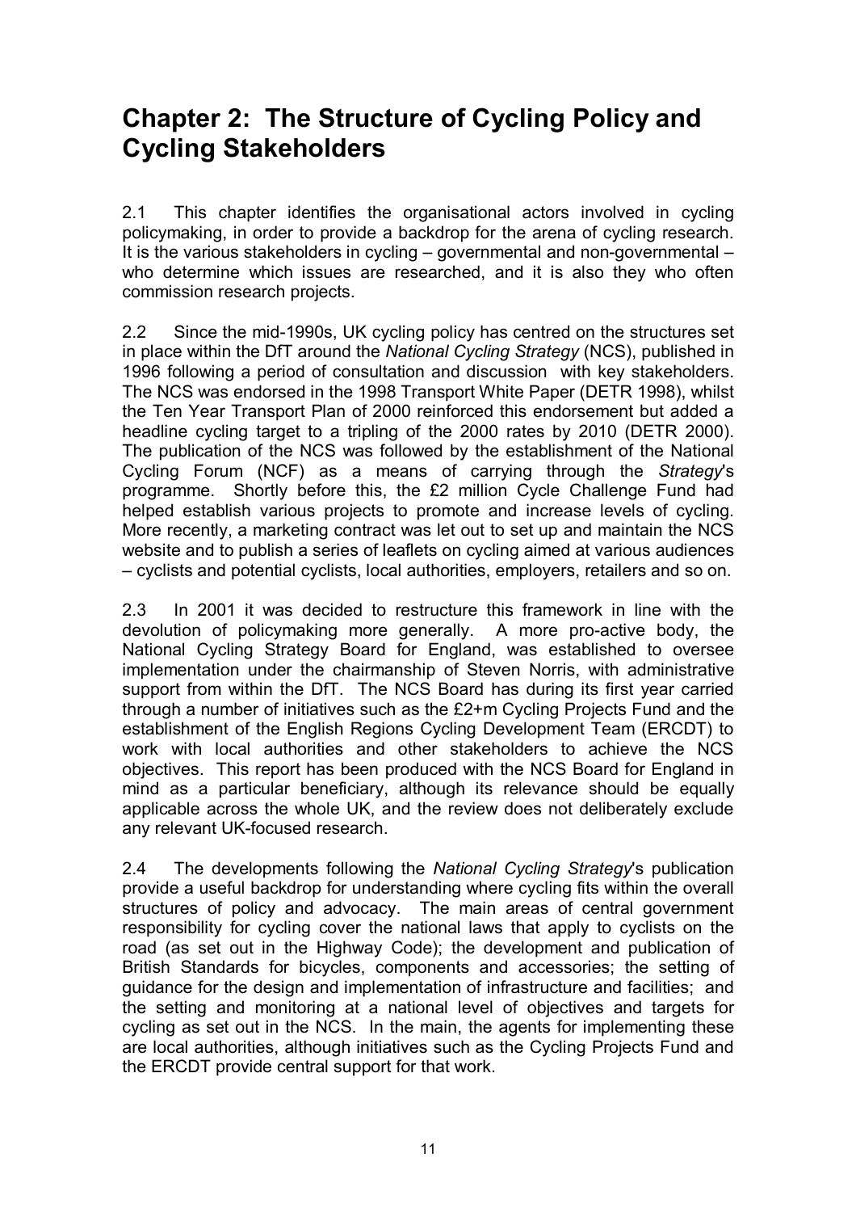# Chapter 2: The Structure of Cycling Policy and Cycling Stakeholders

2.1 This chapter identifies the organisational actors involved in cycling policymaking, in order to provide a backdrop for the arena of cycling research. It is the various stakeholders in cycling – governmental and non-governmental – who determine which issues are researched, and it is also they who often commission research projects.

2.2 Since the mid-1990s, UK cycling policy has centred on the structures set in place within the DfT around the *National Cycling Strategy* (NCS), published in 1996 following a period of consultation and discussion with key stakeholders. The NCS was endorsed in the 1998 Transport White Paper (DETR 1998), whilst the Ten Year Transport Plan of 2000 reinforced this endorsement but added a headline cycling target to a tripling of the 2000 rates by 2010 (DETR 2000). The publication of the NCS was followed by the establishment of the National Cycling Forum (NCF) as a means of carrying through the *Strategy*'s programme. Shortly before this, the £2 million Cycle Challenge Fund had helped establish various projects to promote and increase levels of cycling. More recently, a marketing contract was let out to set up and maintain the NCS website and to publish a series of leaflets on cycling aimed at various audiences – cyclists and potential cyclists, local authorities, employers, retailers and so on.

2.3 In 2001 it was decided to restructure this framework in line with the devolution of policymaking more generally. A more pro-active body, the National Cycling Strategy Board for England, was established to oversee implementation under the chairmanship of Steven Norris, with administrative support from within the DfT. The NCS Board has during its first year carried through a number of initiatives such as the £2+m Cycling Projects Fund and the establishment of the English Regions Cycling Development Team (ERCDT) to work with local authorities and other stakeholders to achieve the NCS objectives. This report has been produced with the NCS Board for England in mind as a particular beneficiary, although its relevance should be equally applicable across the whole UK, and the review does not deliberately exclude any relevant UK-focused research.

2.4 The developments following the *National Cycling Strategy*'s publication provide a useful backdrop for understanding where cycling fits within the overall structures of policy and advocacy. The main areas of central government responsibility for cycling cover the national laws that apply to cyclists on the road (as set out in the Highway Code); the development and publication of British Standards for bicycles, components and accessories; the setting of guidance for the design and implementation of infrastructure and facilities; and the setting and monitoring at a national level of objectives and targets for cycling as set out in the NCS. In the main, the agents for implementing these are local authorities, although initiatives such as the Cycling Projects Fund and the ERCDT provide central support for that work.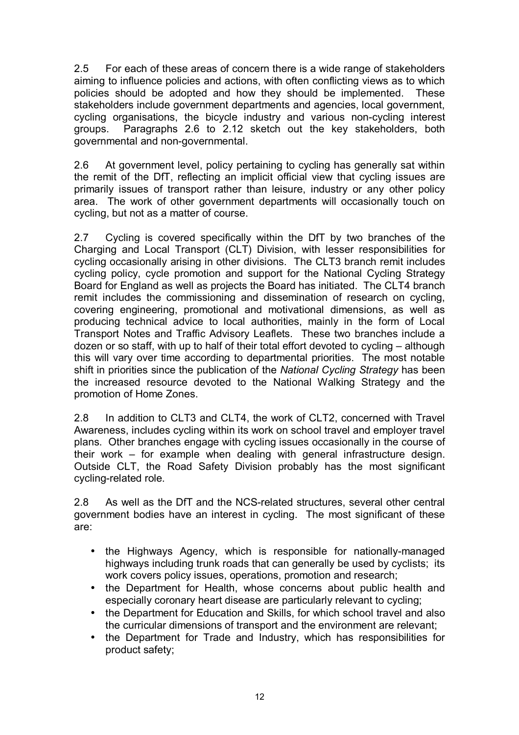2.5 For each of these areas of concern there is a wide range of stakeholders aiming to influence policies and actions, with often conflicting views as to which policies should be adopted and how they should be implemented. These stakeholders include government departments and agencies, local government, cycling organisations, the bicycle industry and various non-cycling interest groups. Paragraphs 2.6 to 2.12 sketch out the key stakeholders, both governmental and non-governmental.

2.6 At government level, policy pertaining to cycling has generally sat within the remit of the DfT, reflecting an implicit official view that cycling issues are primarily issues of transport rather than leisure, industry or any other policy area. The work of other government departments will occasionally touch on cycling, but not as a matter of course.

2.7 Cycling is covered specifically within the DfT by two branches of the Charging and Local Transport (CLT) Division, with lesser responsibilities for cycling occasionally arising in other divisions. The CLT3 branch remit includes cycling policy, cycle promotion and support for the National Cycling Strategy Board for England as well as projects the Board has initiated. The CLT4 branch remit includes the commissioning and dissemination of research on cycling, covering engineering, promotional and motivational dimensions, as well as producing technical advice to local authorities, mainly in the form of Local Transport Notes and Traffic Advisory Leaflets. These two branches include a dozen or so staff, with up to half of their total effort devoted to cycling – although this will vary over time according to departmental priorities. The most notable shift in priorities since the publication of the *National Cycling Strategy* has been the increased resource devoted to the National Walking Strategy and the promotion of Home Zones.

2.8 In addition to CLT3 and CLT4, the work of CLT2, concerned with Travel Awareness, includes cycling within its work on school travel and employer travel plans. Other branches engage with cycling issues occasionally in the course of their work – for example when dealing with general infrastructure design. Outside CLT, the Road Safety Division probably has the most significant cycling-related role.

2.8 As well as the DfT and the NCS-related structures, several other central government bodies have an interest in cycling. The most significant of these are:

- the Highways Agency, which is responsible for nationally-managed highways including trunk roads that can generally be used by cyclists; its work covers policy issues, operations, promotion and research;
- the Department for Health, whose concerns about public health and especially coronary heart disease are particularly relevant to cycling;
- the Department for Education and Skills, for which school travel and also the curricular dimensions of transport and the environment are relevant;
- the Department for Trade and Industry, which has responsibilities for product safety;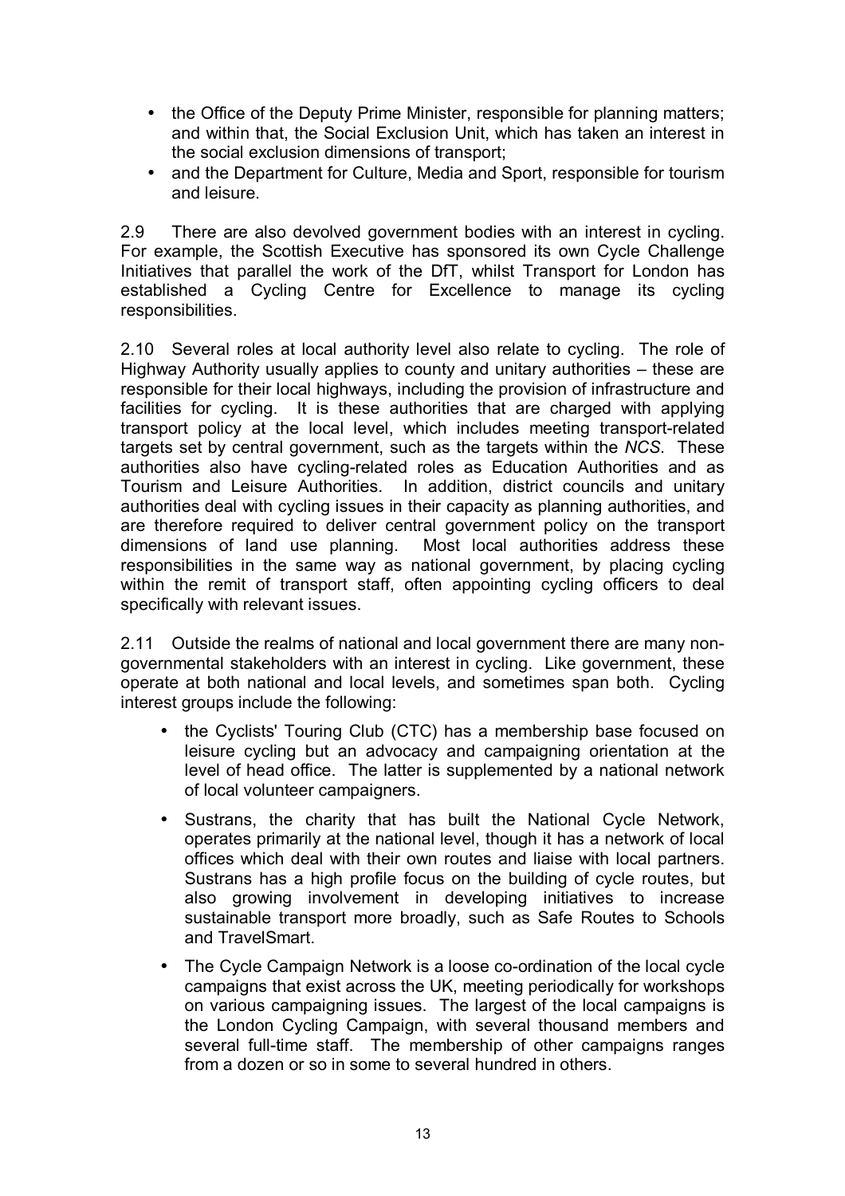- the Office of the Deputy Prime Minister, responsible for planning matters; and within that, the Social Exclusion Unit, which has taken an interest in the social exclusion dimensions of transport;
- and the Department for Culture, Media and Sport, responsible for tourism and leisure.

2.9 There are also devolved government bodies with an interest in cycling. For example, the Scottish Executive has sponsored its own Cycle Challenge Initiatives that parallel the work of the DfT, whilst Transport for London has established a Cycling Centre for Excellence to manage its cycling responsibilities.

2.10 Several roles at local authority level also relate to cycling. The role of Highway Authority usually applies to county and unitary authorities – these are responsible for their local highways, including the provision of infrastructure and facilities for cycling. It is these authorities that are charged with applying transport policy at the local level, which includes meeting transport-related targets set by central government, such as the targets within the *NCS*. These authorities also have cycling-related roles as Education Authorities and as Tourism and Leisure Authorities. In addition, district councils and unitary authorities deal with cycling issues in their capacity as planning authorities, and are therefore required to deliver central government policy on the transport dimensions of land use planning. Most local authorities address these responsibilities in the same way as national government, by placing cycling within the remit of transport staff, often appointing cycling officers to deal specifically with relevant issues.

2.11 Outside the realms of national and local government there are many non-governmental stakeholders with an interest in cycling. Like government, these operate at both national and local levels, and sometimes span both. Cycling interest groups include the following:

- the Cyclists' Touring Club (CTC) has a membership base focused on leisure cycling but an advocacy and campaigning orientation at the level of head office. The latter is supplemented by a national network of local volunteer campaigners.
- Sustrans, the charity that has built the National Cycle Network, operates primarily at the national level, though it has a network of local offices which deal with their own routes and liaise with local partners. Sustrans has a high profile focus on the building of cycle routes, but also growing involvement in developing initiatives to increase sustainable transport more broadly, such as Safe Routes to Schools and TravelSmart.
- The Cycle Campaign Network is a loose co-ordination of the local cycle campaigns that exist across the UK, meeting periodically for workshops on various campaigning issues. The largest of the local campaigns is the London Cycling Campaign, with several thousand members and several full-time staff. The membership of other campaigns ranges from a dozen or so in some to several hundred in others.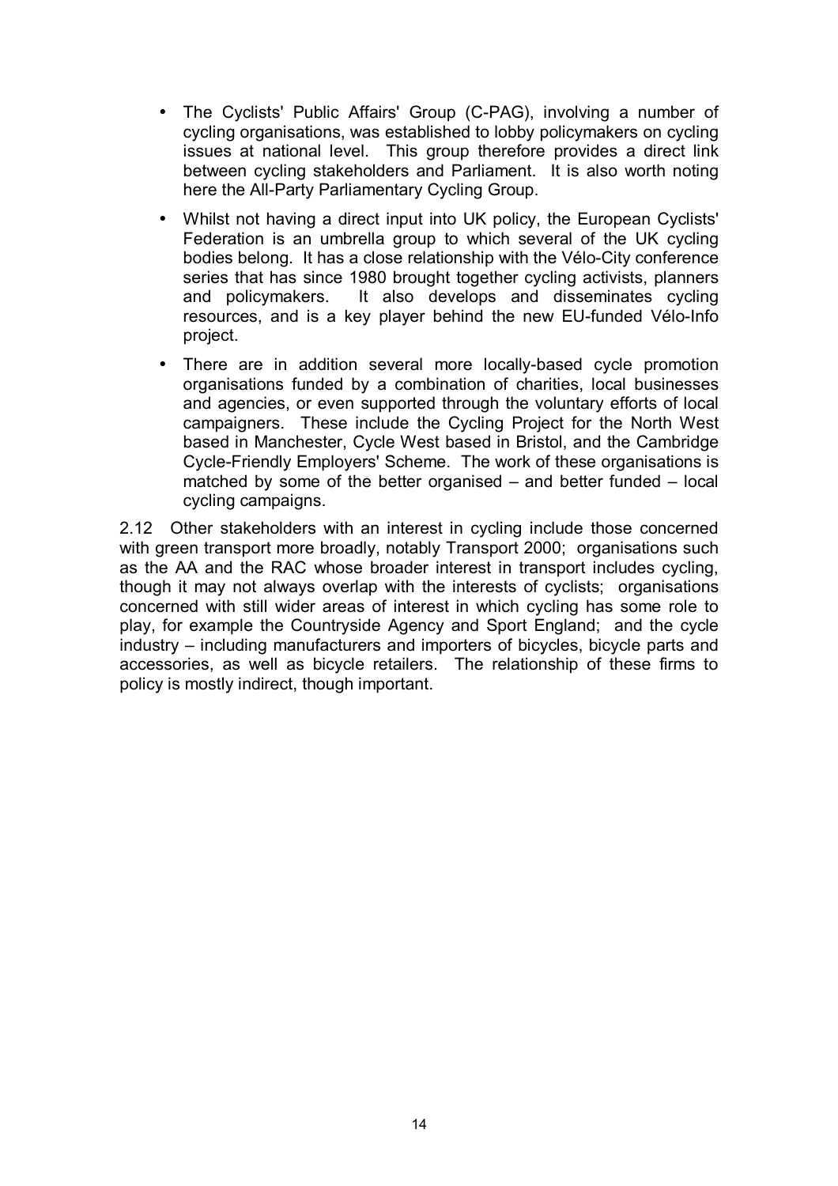- The Cyclists' Public Affairs' Group (C-PAG), involving a number of cycling organisations, was established to lobby policymakers on cycling issues at national level. This group therefore provides a direct link between cycling stakeholders and Parliament. It is also worth noting here the All-Party Parliamentary Cycling Group.
- Whilst not having a direct input into UK policy, the European Cyclists' Federation is an umbrella group to which several of the UK cycling bodies belong. It has a close relationship with the Vélo-City conference series that has since 1980 brought together cycling activists, planners and policymakers. It also develops and disseminates cycling resources, and is a key player behind the new EU-funded Vélo-Info project.
- There are in addition several more locally-based cycle promotion organisations funded by a combination of charities, local businesses and agencies, or even supported through the voluntary efforts of local campaigners. These include the Cycling Project for the North West based in Manchester, Cycle West based in Bristol, and the Cambridge Cycle-Friendly Employers' Scheme. The work of these organisations is matched by some of the better organised – and better funded – local cycling campaigns.

2.12 Other stakeholders with an interest in cycling include those concerned with green transport more broadly, notably Transport 2000; organisations such as the AA and the RAC whose broader interest in transport includes cycling, though it may not always overlap with the interests of cyclists; organisations concerned with still wider areas of interest in which cycling has some role to play, for example the Countryside Agency and Sport England; and the cycle industry – including manufacturers and importers of bicycles, bicycle parts and accessories, as well as bicycle retailers. The relationship of these firms to policy is mostly indirect, though important.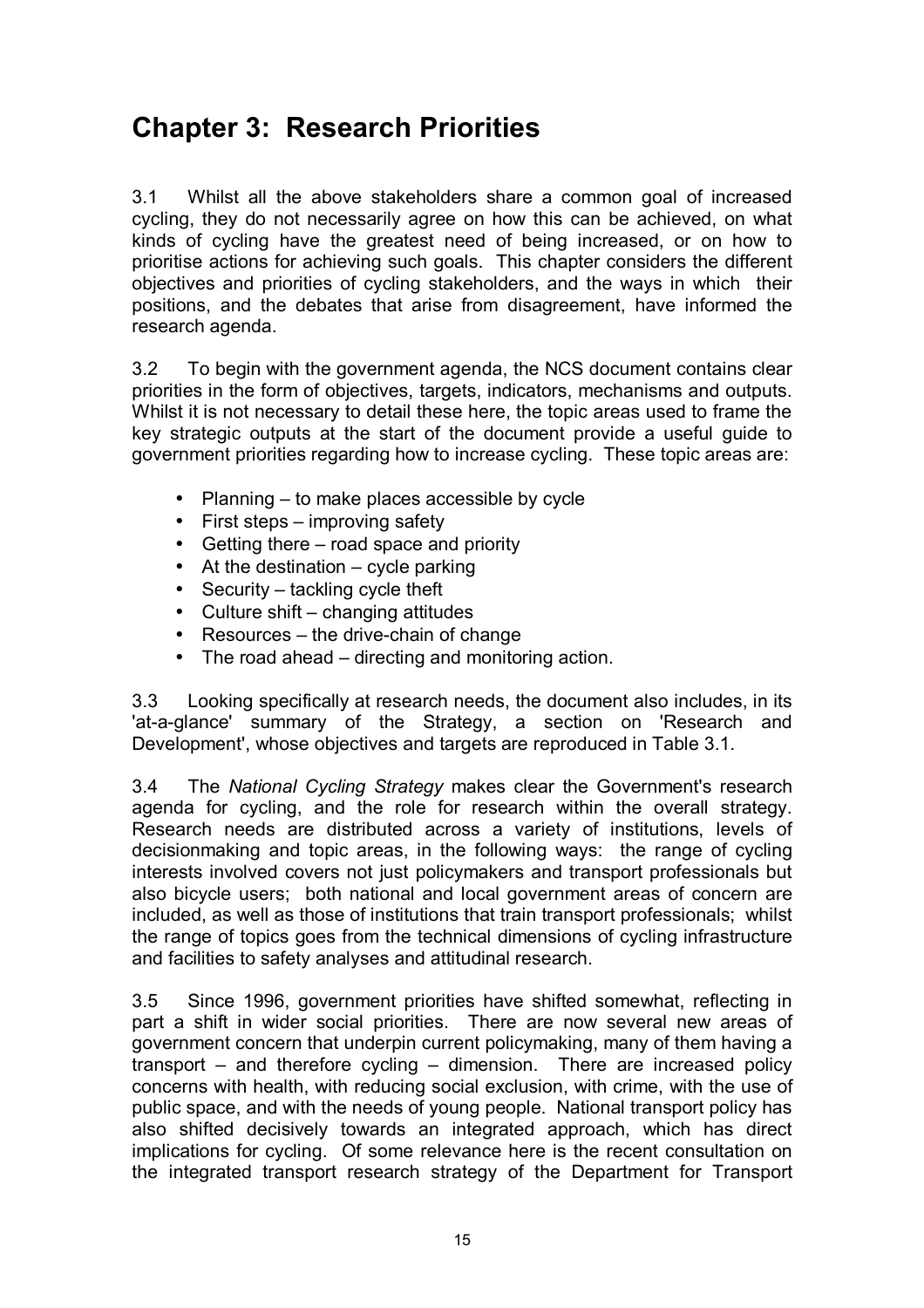# Chapter 3: Research Priorities

3.1 Whilst all the above stakeholders share a common goal of increased cycling, they do not necessarily agree on how this can be achieved, on what kinds of cycling have the greatest need of being increased, or on how to prioritise actions for achieving such goals. This chapter considers the different objectives and priorities of cycling stakeholders, and the ways in which their positions, and the debates that arise from disagreement, have informed the research agenda.

3.2 To begin with the government agenda, the NCS document contains clear priorities in the form of objectives, targets, indicators, mechanisms and outputs. Whilst it is not necessary to detail these here, the topic areas used to frame the key strategic outputs at the start of the document provide a useful guide to government priorities regarding how to increase cycling. These topic areas are:

- Planning – to make places accessible by cycle
- First steps – improving safety
- Getting there – road space and priority
- At the destination – cycle parking
- Security – tackling cycle theft
- Culture shift – changing attitudes
- Resources – the drive-chain of change
- The road ahead – directing and monitoring action.

3.3 Looking specifically at research needs, the document also includes, in its 'at-a-glance' summary of the Strategy, a section on 'Research and Development', whose objectives and targets are reproduced in Table 3.1.

3.4 The *National Cycling Strategy* makes clear the Government's research agenda for cycling, and the role for research within the overall strategy. Research needs are distributed across a variety of institutions, levels of decisionmaking and topic areas, in the following ways: the range of cycling interests involved covers not just policymakers and transport professionals but also bicycle users; both national and local government areas of concern are included, as well as those of institutions that train transport professionals; whilst the range of topics goes from the technical dimensions of cycling infrastructure and facilities to safety analyses and attitudinal research.

3.5 Since 1996, government priorities have shifted somewhat, reflecting in part a shift in wider social priorities. There are now several new areas of government concern that underpin current policymaking, many of them having a transport – and therefore cycling – dimension. There are increased policy concerns with health, with reducing social exclusion, with crime, with the use of public space, and with the needs of young people. National transport policy has also shifted decisively towards an integrated approach, which has direct implications for cycling. Of some relevance here is the recent consultation on the integrated transport research strategy of the Department for Transport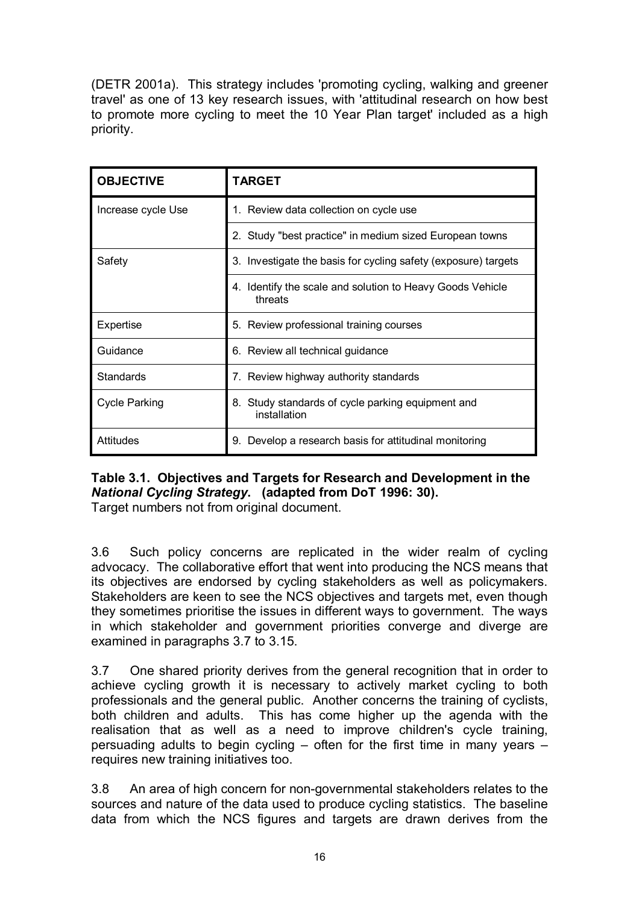(DETR 2001a). This strategy includes 'promoting cycling, walking and greener travel' as one of 13 key research issues, with 'attitudinal research on how best to promote more cycling to meet the 10 Year Plan target' included as a high priority.

| OBJECTIVE | TARGET |
|---|---|
| Increase cycle Use | 1. Review data collection on cycle use |
| | 2. Study "best practice" in medium sized European towns |
| Safety | 3. Investigate the basis for cycling safety (exposure) targets |
| | 4. Identify the scale and solution to Heavy Goods Vehicle threats |
| Expertise | 5. Review professional training courses |
| Guidance | 6. Review all technical guidance |
| Standards | 7. Review highway authority standards |
| Cycle Parking | 8. Study standards of cycle parking equipment and installation |
| Attitudes | 9. Develop a research basis for attitudinal monitoring |

**Table 3.1. Objectives and Targets for Research and Development in the *National Cycling Strategy*. (adapted from DoT 1996: 30).**
Target numbers not from original document.

3.6 Such policy concerns are replicated in the wider realm of cycling advocacy. The collaborative effort that went into producing the NCS means that its objectives are endorsed by cycling stakeholders as well as policymakers. Stakeholders are keen to see the NCS objectives and targets met, even though they sometimes prioritise the issues in different ways to government. The ways in which stakeholder and government priorities converge and diverge are examined in paragraphs 3.7 to 3.15.

3.7 One shared priority derives from the general recognition that in order to achieve cycling growth it is necessary to actively market cycling to both professionals and the general public. Another concerns the training of cyclists, both children and adults. This has come higher up the agenda with the realisation that as well as a need to improve children's cycle training, persuading adults to begin cycling – often for the first time in many years – requires new training initiatives too.

3.8 An area of high concern for non-governmental stakeholders relates to the sources and nature of the data used to produce cycling statistics. The baseline data from which the NCS figures and targets are drawn derives from the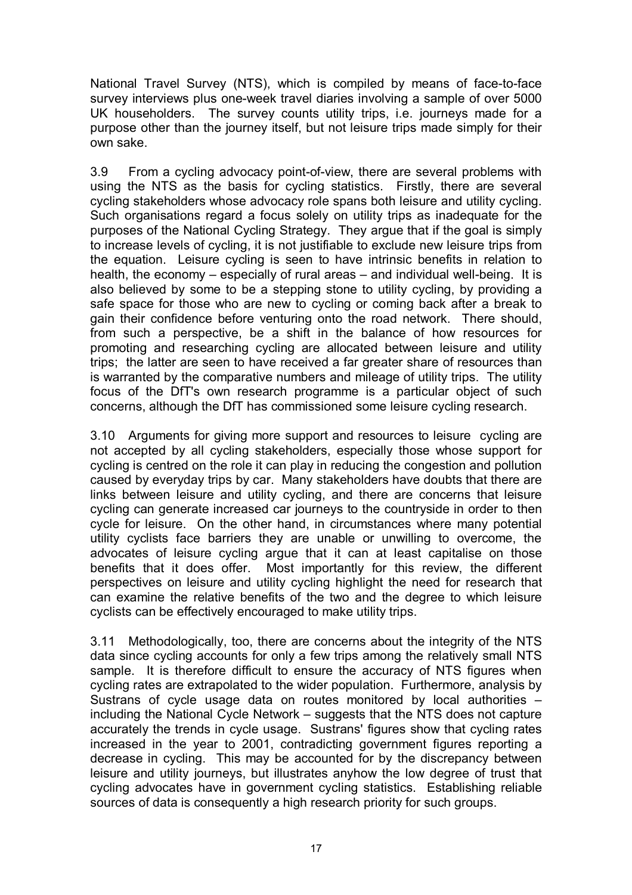National Travel Survey (NTS), which is compiled by means of face-to-face survey interviews plus one-week travel diaries involving a sample of over 5000 UK householders. The survey counts utility trips, i.e. journeys made for a purpose other than the journey itself, but not leisure trips made simply for their own sake.

3.9 From a cycling advocacy point-of-view, there are several problems with using the NTS as the basis for cycling statistics. Firstly, there are several cycling stakeholders whose advocacy role spans both leisure and utility cycling. Such organisations regard a focus solely on utility trips as inadequate for the purposes of the National Cycling Strategy. They argue that if the goal is simply to increase levels of cycling, it is not justifiable to exclude new leisure trips from the equation. Leisure cycling is seen to have intrinsic benefits in relation to health, the economy – especially of rural areas – and individual well-being. It is also believed by some to be a stepping stone to utility cycling, by providing a safe space for those who are new to cycling or coming back after a break to gain their confidence before venturing onto the road network. There should, from such a perspective, be a shift in the balance of how resources for promoting and researching cycling are allocated between leisure and utility trips; the latter are seen to have received a far greater share of resources than is warranted by the comparative numbers and mileage of utility trips. The utility focus of the DfT's own research programme is a particular object of such concerns, although the DfT has commissioned some leisure cycling research.

3.10 Arguments for giving more support and resources to leisure cycling are not accepted by all cycling stakeholders, especially those whose support for cycling is centred on the role it can play in reducing the congestion and pollution caused by everyday trips by car. Many stakeholders have doubts that there are links between leisure and utility cycling, and there are concerns that leisure cycling can generate increased car journeys to the countryside in order to then cycle for leisure. On the other hand, in circumstances where many potential utility cyclists face barriers they are unable or unwilling to overcome, the advocates of leisure cycling argue that it can at least capitalise on those benefits that it does offer. Most importantly for this review, the different perspectives on leisure and utility cycling highlight the need for research that can examine the relative benefits of the two and the degree to which leisure cyclists can be effectively encouraged to make utility trips.

3.11 Methodologically, too, there are concerns about the integrity of the NTS data since cycling accounts for only a few trips among the relatively small NTS sample. It is therefore difficult to ensure the accuracy of NTS figures when cycling rates are extrapolated to the wider population. Furthermore, analysis by Sustrans of cycle usage data on routes monitored by local authorities – including the National Cycle Network – suggests that the NTS does not capture accurately the trends in cycle usage. Sustrans' figures show that cycling rates increased in the year to 2001, contradicting government figures reporting a decrease in cycling. This may be accounted for by the discrepancy between leisure and utility journeys, but illustrates anyhow the low degree of trust that cycling advocates have in government cycling statistics. Establishing reliable sources of data is consequently a high research priority for such groups.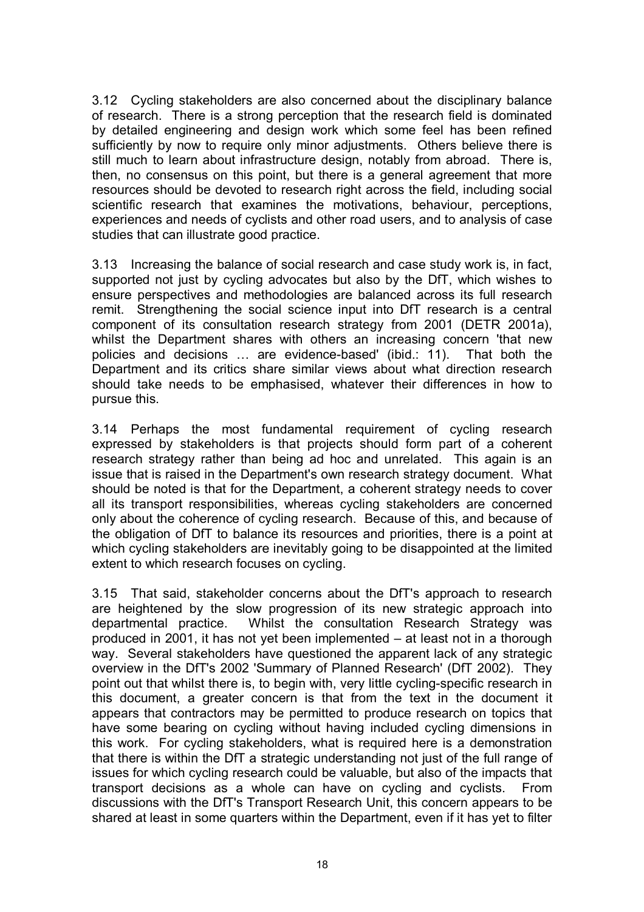3.12 Cycling stakeholders are also concerned about the disciplinary balance of research. There is a strong perception that the research field is dominated by detailed engineering and design work which some feel has been refined sufficiently by now to require only minor adjustments. Others believe there is still much to learn about infrastructure design, notably from abroad. There is, then, no consensus on this point, but there is a general agreement that more resources should be devoted to research right across the field, including social scientific research that examines the motivations, behaviour, perceptions, experiences and needs of cyclists and other road users, and to analysis of case studies that can illustrate good practice.

3.13 Increasing the balance of social research and case study work is, in fact, supported not just by cycling advocates but also by the DfT, which wishes to ensure perspectives and methodologies are balanced across its full research remit. Strengthening the social science input into DfT research is a central component of its consultation research strategy from 2001 (DETR 2001a), whilst the Department shares with others an increasing concern 'that new policies and decisions … are evidence-based' (ibid.: 11). That both the Department and its critics share similar views about what direction research should take needs to be emphasised, whatever their differences in how to pursue this.

3.14 Perhaps the most fundamental requirement of cycling research expressed by stakeholders is that projects should form part of a coherent research strategy rather than being ad hoc and unrelated. This again is an issue that is raised in the Department's own research strategy document. What should be noted is that for the Department, a coherent strategy needs to cover all its transport responsibilities, whereas cycling stakeholders are concerned only about the coherence of cycling research. Because of this, and because of the obligation of DfT to balance its resources and priorities, there is a point at which cycling stakeholders are inevitably going to be disappointed at the limited extent to which research focuses on cycling.

3.15 That said, stakeholder concerns about the DfT's approach to research are heightened by the slow progression of its new strategic approach into departmental practice. Whilst the consultation Research Strategy was produced in 2001, it has not yet been implemented – at least not in a thorough way. Several stakeholders have questioned the apparent lack of any strategic overview in the DfT's 2002 'Summary of Planned Research' (DfT 2002). They point out that whilst there is, to begin with, very little cycling-specific research in this document, a greater concern is that from the text in the document it appears that contractors may be permitted to produce research on topics that have some bearing on cycling without having included cycling dimensions in this work. For cycling stakeholders, what is required here is a demonstration that there is within the DfT a strategic understanding not just of the full range of issues for which cycling research could be valuable, but also of the impacts that transport decisions as a whole can have on cycling and cyclists. From discussions with the DfT's Transport Research Unit, this concern appears to be shared at least in some quarters within the Department, even if it has yet to filter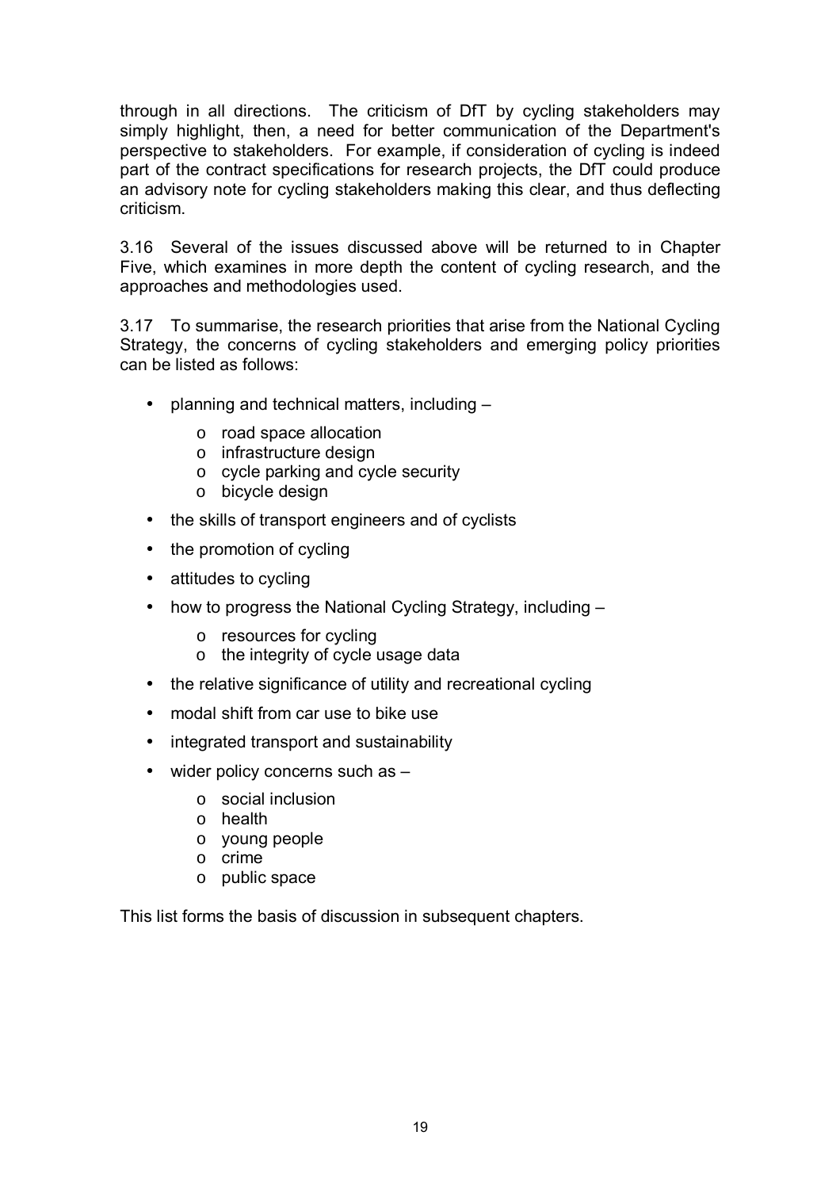through in all directions. The criticism of DfT by cycling stakeholders may simply highlight, then, a need for better communication of the Department's perspective to stakeholders. For example, if consideration of cycling is indeed part of the contract specifications for research projects, the DfT could produce an advisory note for cycling stakeholders making this clear, and thus deflecting criticism.

3.16 Several of the issues discussed above will be returned to in Chapter Five, which examines in more depth the content of cycling research, and the approaches and methodologies used.

3.17 To summarise, the research priorities that arise from the National Cycling Strategy, the concerns of cycling stakeholders and emerging policy priorities can be listed as follows:

- planning and technical matters, including –
  - road space allocation
  - infrastructure design
  - cycle parking and cycle security
  - bicycle design
- the skills of transport engineers and of cyclists
- the promotion of cycling
- attitudes to cycling
- how to progress the National Cycling Strategy, including –
  - resources for cycling
  - the integrity of cycle usage data
- the relative significance of utility and recreational cycling
- modal shift from car use to bike use
- integrated transport and sustainability
- wider policy concerns such as –
  - social inclusion
  - health
  - young people
  - crime
  - public space

This list forms the basis of discussion in subsequent chapters.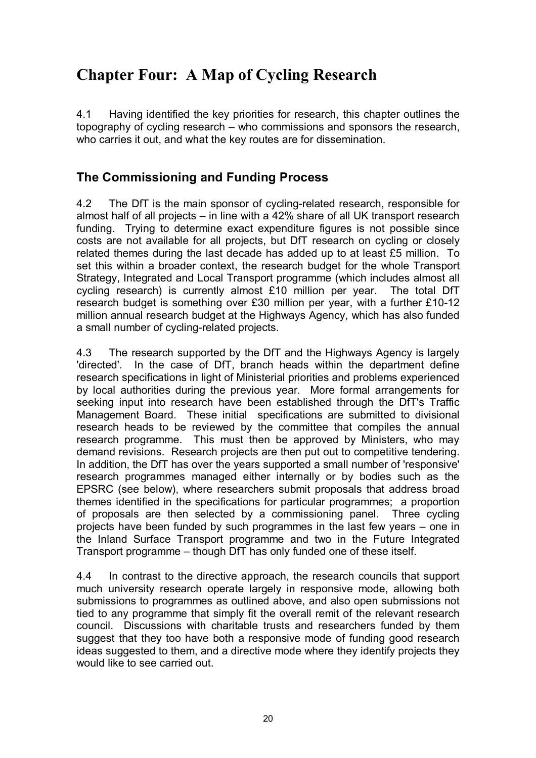# Chapter Four: A Map of Cycling Research

4.1 Having identified the key priorities for research, this chapter outlines the topography of cycling research – who commissions and sponsors the research, who carries it out, and what the key routes are for dissemination.

## The Commissioning and Funding Process

4.2 The DfT is the main sponsor of cycling-related research, responsible for almost half of all projects – in line with a 42% share of all UK transport research funding. Trying to determine exact expenditure figures is not possible since costs are not available for all projects, but DfT research on cycling or closely related themes during the last decade has added up to at least £5 million. To set this within a broader context, the research budget for the whole Transport Strategy, Integrated and Local Transport programme (which includes almost all cycling research) is currently almost £10 million per year. The total DfT research budget is something over £30 million per year, with a further £10-12 million annual research budget at the Highways Agency, which has also funded a small number of cycling-related projects.

4.3 The research supported by the DfT and the Highways Agency is largely 'directed'. In the case of DfT, branch heads within the department define research specifications in light of Ministerial priorities and problems experienced by local authorities during the previous year. More formal arrangements for seeking input into research have been established through the DfT's Traffic Management Board. These initial specifications are submitted to divisional research heads to be reviewed by the committee that compiles the annual research programme. This must then be approved by Ministers, who may demand revisions. Research projects are then put out to competitive tendering. In addition, the DfT has over the years supported a small number of 'responsive' research programmes managed either internally or by bodies such as the EPSRC (see below), where researchers submit proposals that address broad themes identified in the specifications for particular programmes; a proportion of proposals are then selected by a commissioning panel. Three cycling projects have been funded by such programmes in the last few years – one in the Inland Surface Transport programme and two in the Future Integrated Transport programme – though DfT has only funded one of these itself.

4.4 In contrast to the directive approach, the research councils that support much university research operate largely in responsive mode, allowing both submissions to programmes as outlined above, and also open submissions not tied to any programme that simply fit the overall remit of the relevant research council. Discussions with charitable trusts and researchers funded by them suggest that they too have both a responsive mode of funding good research ideas suggested to them, and a directive mode where they identify projects they would like to see carried out.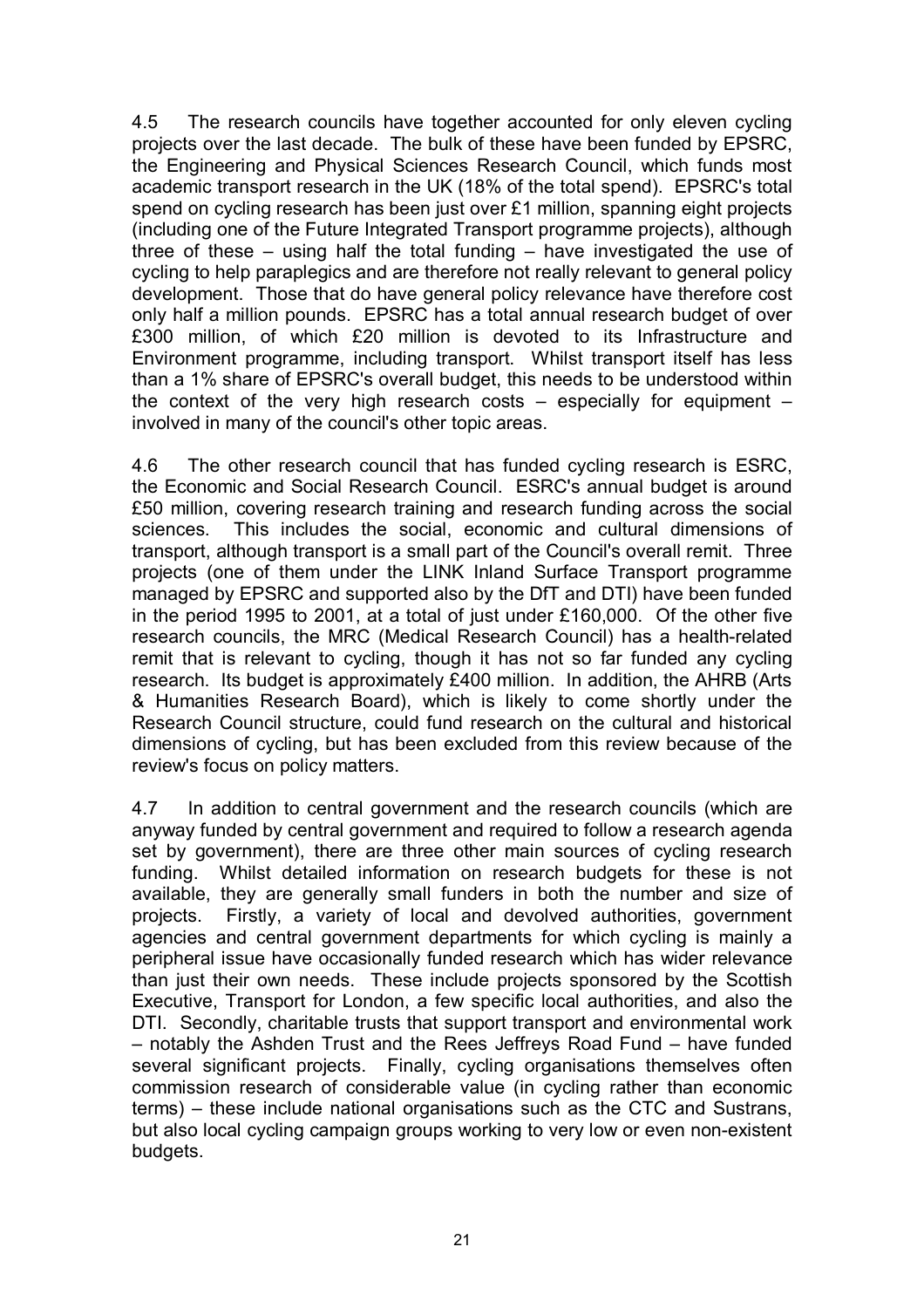4.5 The research councils have together accounted for only eleven cycling projects over the last decade. The bulk of these have been funded by EPSRC, the Engineering and Physical Sciences Research Council, which funds most academic transport research in the UK (18% of the total spend). EPSRC's total spend on cycling research has been just over £1 million, spanning eight projects (including one of the Future Integrated Transport programme projects), although three of these – using half the total funding – have investigated the use of cycling to help paraplegics and are therefore not really relevant to general policy development. Those that do have general policy relevance have therefore cost only half a million pounds. EPSRC has a total annual research budget of over £300 million, of which £20 million is devoted to its Infrastructure and Environment programme, including transport. Whilst transport itself has less than a 1% share of EPSRC's overall budget, this needs to be understood within the context of the very high research costs – especially for equipment – involved in many of the council's other topic areas.

4.6 The other research council that has funded cycling research is ESRC, the Economic and Social Research Council. ESRC's annual budget is around £50 million, covering research training and research funding across the social sciences. This includes the social, economic and cultural dimensions of transport, although transport is a small part of the Council's overall remit. Three projects (one of them under the LINK Inland Surface Transport programme managed by EPSRC and supported also by the DfT and DTI) have been funded in the period 1995 to 2001, at a total of just under £160,000. Of the other five research councils, the MRC (Medical Research Council) has a health-related remit that is relevant to cycling, though it has not so far funded any cycling research. Its budget is approximately £400 million. In addition, the AHRB (Arts & Humanities Research Board), which is likely to come shortly under the Research Council structure, could fund research on the cultural and historical dimensions of cycling, but has been excluded from this review because of the review's focus on policy matters.

4.7 In addition to central government and the research councils (which are anyway funded by central government and required to follow a research agenda set by government), there are three other main sources of cycling research funding. Whilst detailed information on research budgets for these is not available, they are generally small funders in both the number and size of projects. Firstly, a variety of local and devolved authorities, government agencies and central government departments for which cycling is mainly a peripheral issue have occasionally funded research which has wider relevance than just their own needs. These include projects sponsored by the Scottish Executive, Transport for London, a few specific local authorities, and also the DTI. Secondly, charitable trusts that support transport and environmental work – notably the Ashden Trust and the Rees Jeffreys Road Fund – have funded several significant projects. Finally, cycling organisations themselves often commission research of considerable value (in cycling rather than economic terms) – these include national organisations such as the CTC and Sustrans, but also local cycling campaign groups working to very low or even non-existent budgets.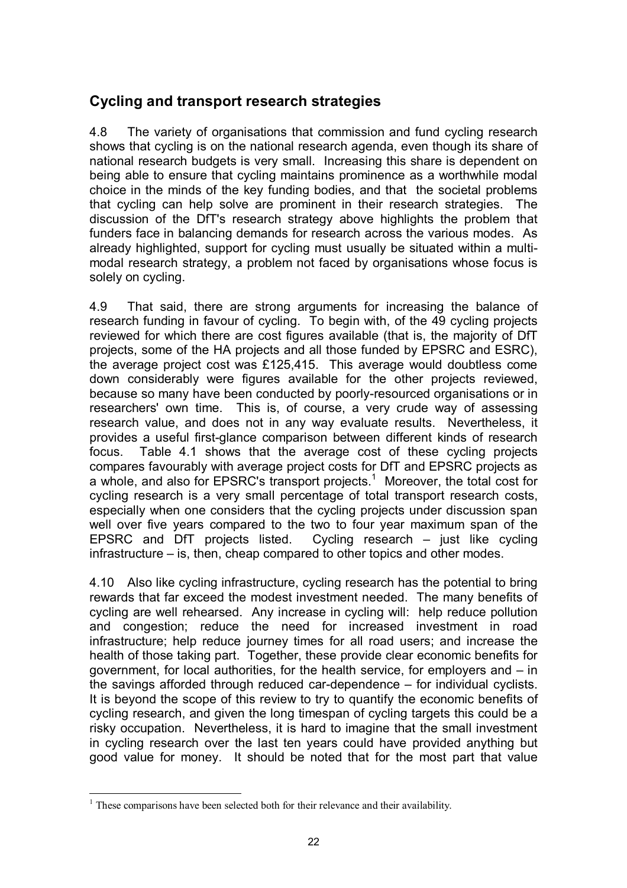## Cycling and transport research strategies

4.8 The variety of organisations that commission and fund cycling research shows that cycling is on the national research agenda, even though its share of national research budgets is very small. Increasing this share is dependent on being able to ensure that cycling maintains prominence as a worthwhile modal choice in the minds of the key funding bodies, and that the societal problems that cycling can help solve are prominent in their research strategies. The discussion of the DfT's research strategy above highlights the problem that funders face in balancing demands for research across the various modes. As already highlighted, support for cycling must usually be situated within a multi-modal research strategy, a problem not faced by organisations whose focus is solely on cycling.

4.9 That said, there are strong arguments for increasing the balance of research funding in favour of cycling. To begin with, of the 49 cycling projects reviewed for which there are cost figures available (that is, the majority of DfT projects, some of the HA projects and all those funded by EPSRC and ESRC), the average project cost was £125,415. This average would doubtless come down considerably were figures available for the other projects reviewed, because so many have been conducted by poorly-resourced organisations or in researchers' own time. This is, of course, a very crude way of assessing research value, and does not in any way evaluate results. Nevertheless, it provides a useful first-glance comparison between different kinds of research focus. Table 4.1 shows that the average cost of these cycling projects compares favourably with average project costs for DfT and EPSRC projects as a whole, and also for EPSRC's transport projects.[1] Moreover, the total cost for cycling research is a very small percentage of total transport research costs, especially when one considers that the cycling projects under discussion span well over five years compared to the two to four year maximum span of the EPSRC and DfT projects listed. Cycling research – just like cycling infrastructure – is, then, cheap compared to other topics and other modes.

4.10 Also like cycling infrastructure, cycling research has the potential to bring rewards that far exceed the modest investment needed. The many benefits of cycling are well rehearsed. Any increase in cycling will: help reduce pollution and congestion; reduce the need for increased investment in road infrastructure; help reduce journey times for all road users; and increase the health of those taking part. Together, these provide clear economic benefits for government, for local authorities, for the health service, for employers and – in the savings afforded through reduced car-dependence – for individual cyclists. It is beyond the scope of this review to try to quantify the economic benefits of cycling research, and given the long timespan of cycling targets this could be a risky occupation. Nevertheless, it is hard to imagine that the small investment in cycling research over the last ten years could have provided anything but good value for money. It should be noted that for the most part that value

[1] These comparisons have been selected both for their relevance and their availability.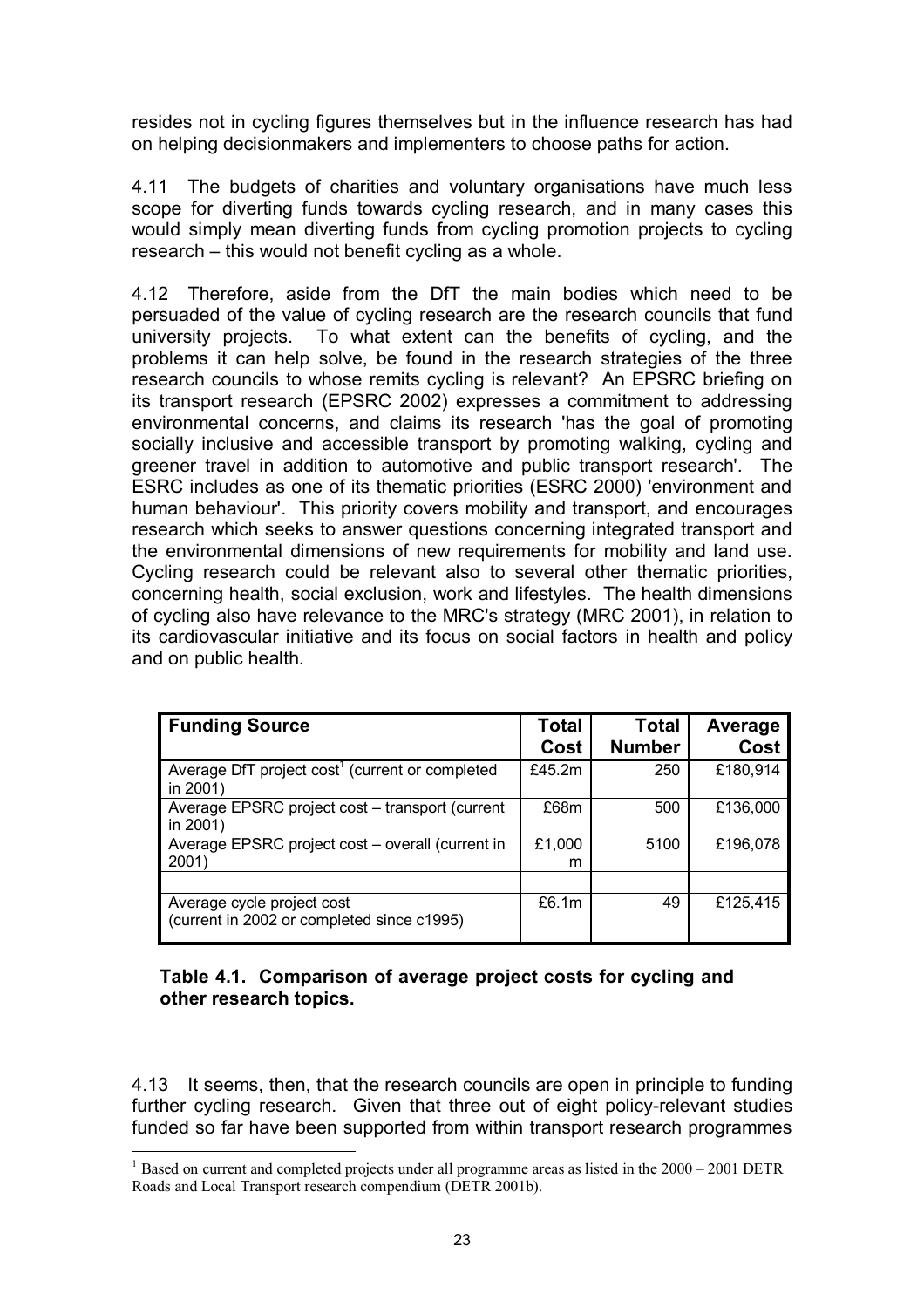resides not in cycling figures themselves but in the influence research has had on helping decisionmakers and implementers to choose paths for action.

4.11 The budgets of charities and voluntary organisations have much less scope for diverting funds towards cycling research, and in many cases this would simply mean diverting funds from cycling promotion projects to cycling research – this would not benefit cycling as a whole.

4.12 Therefore, aside from the DfT the main bodies which need to be persuaded of the value of cycling research are the research councils that fund university projects. To what extent can the benefits of cycling, and the problems it can help solve, be found in the research strategies of the three research councils to whose remits cycling is relevant? An EPSRC briefing on its transport research (EPSRC 2002) expresses a commitment to addressing environmental concerns, and claims its research 'has the goal of promoting socially inclusive and accessible transport by promoting walking, cycling and greener travel in addition to automotive and public transport research'. The ESRC includes as one of its thematic priorities (ESRC 2000) 'environment and human behaviour'. This priority covers mobility and transport, and encourages research which seeks to answer questions concerning integrated transport and the environmental dimensions of new requirements for mobility and land use. Cycling research could be relevant also to several other thematic priorities, concerning health, social exclusion, work and lifestyles. The health dimensions of cycling also have relevance to the MRC's strategy (MRC 2001), in relation to its cardiovascular initiative and its focus on social factors in health and policy and on public health.

| Funding Source | Total Cost | Total Number | Average Cost |
|---|---|---|---|
| Average DfT project cost[1] (current or completed in 2001) | £45.2m | 250 | £180,914 |
| Average EPSRC project cost – transport (current in 2001) | £68m | 500 | £136,000 |
| Average EPSRC project cost – overall (current in 2001) | £1,000 m | 5100 | £196,078 |
| | | | |
| Average cycle project cost (current in 2002 or completed since c1995) | £6.1m | 49 | £125,415 |

**Table 4.1. Comparison of average project costs for cycling and other research topics.**

4.13 It seems, then, that the research councils are open in principle to funding further cycling research. Given that three out of eight policy-relevant studies funded so far have been supported from within transport research programmes

[1] Based on current and completed projects under all programme areas as listed in the 2000 – 2001 DETR Roads and Local Transport research compendium (DETR 2001b).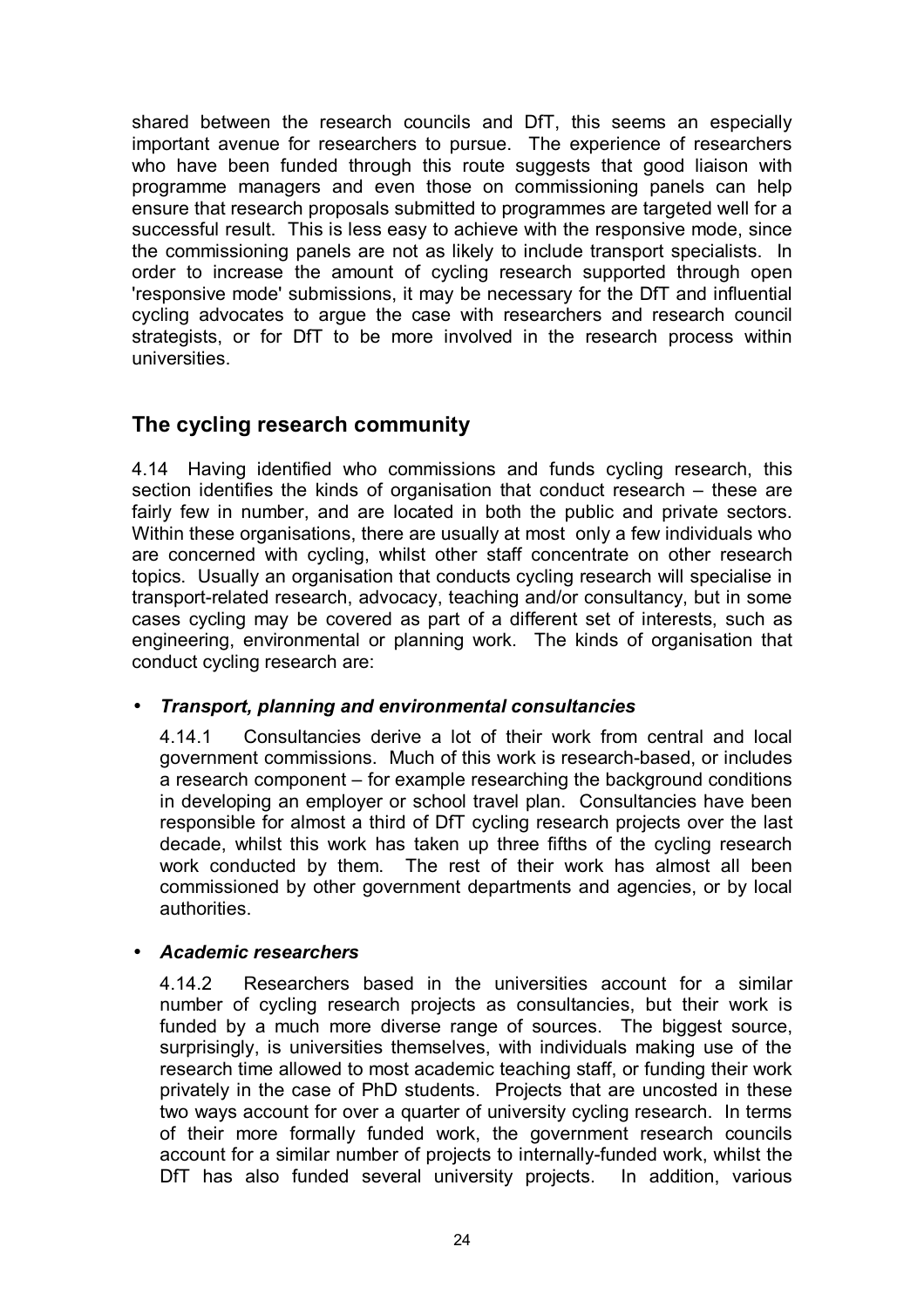shared between the research councils and DfT, this seems an especially important avenue for researchers to pursue. The experience of researchers who have been funded through this route suggests that good liaison with programme managers and even those on commissioning panels can help ensure that research proposals submitted to programmes are targeted well for a successful result. This is less easy to achieve with the responsive mode, since the commissioning panels are not as likely to include transport specialists. In order to increase the amount of cycling research supported through open 'responsive mode' submissions, it may be necessary for the DfT and influential cycling advocates to argue the case with researchers and research council strategists, or for DfT to be more involved in the research process within universities.

## The cycling research community

4.14 Having identified who commissions and funds cycling research, this section identifies the kinds of organisation that conduct research – these are fairly few in number, and are located in both the public and private sectors. Within these organisations, there are usually at most only a few individuals who are concerned with cycling, whilst other staff concentrate on other research topics. Usually an organisation that conducts cycling research will specialise in transport-related research, advocacy, teaching and/or consultancy, but in some cases cycling may be covered as part of a different set of interests, such as engineering, environmental or planning work. The kinds of organisation that conduct cycling research are:

- ***Transport, planning and environmental consultancies***

  4.14.1 Consultancies derive a lot of their work from central and local government commissions. Much of this work is research-based, or includes a research component – for example researching the background conditions in developing an employer or school travel plan. Consultancies have been responsible for almost a third of DfT cycling research projects over the last decade, whilst this work has taken up three fifths of the cycling research work conducted by them. The rest of their work has almost all been commissioned by other government departments and agencies, or by local authorities.

- ***Academic researchers***

  4.14.2 Researchers based in the universities account for a similar number of cycling research projects as consultancies, but their work is funded by a much more diverse range of sources. The biggest source, surprisingly, is universities themselves, with individuals making use of the research time allowed to most academic teaching staff, or funding their work privately in the case of PhD students. Projects that are uncosted in these two ways account for over a quarter of university cycling research. In terms of their more formally funded work, the government research councils account for a similar number of projects to internally-funded work, whilst the DfT has also funded several university projects. In addition, various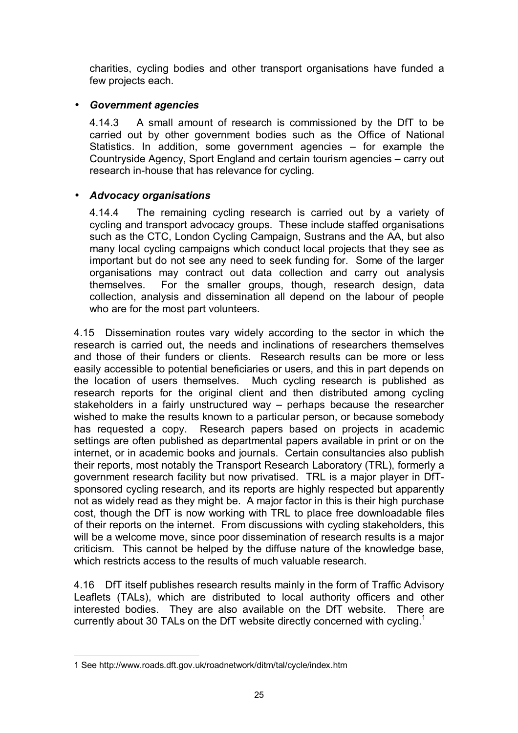charities, cycling bodies and other transport organisations have funded a few projects each.

- ***Government agencies***

  4.14.3 A small amount of research is commissioned by the DfT to be carried out by other government bodies such as the Office of National Statistics. In addition, some government agencies – for example the Countryside Agency, Sport England and certain tourism agencies – carry out research in-house that has relevance for cycling.

- ***Advocacy organisations***

  4.14.4 The remaining cycling research is carried out by a variety of cycling and transport advocacy groups. These include staffed organisations such as the CTC, London Cycling Campaign, Sustrans and the AA, but also many local cycling campaigns which conduct local projects that they see as important but do not see any need to seek funding for. Some of the larger organisations may contract out data collection and carry out analysis themselves. For the smaller groups, though, research design, data collection, analysis and dissemination all depend on the labour of people who are for the most part volunteers.

4.15 Dissemination routes vary widely according to the sector in which the research is carried out, the needs and inclinations of researchers themselves and those of their funders or clients. Research results can be more or less easily accessible to potential beneficiaries or users, and this in part depends on the location of users themselves. Much cycling research is published as research reports for the original client and then distributed among cycling stakeholders in a fairly unstructured way – perhaps because the researcher wished to make the results known to a particular person, or because somebody has requested a copy. Research papers based on projects in academic settings are often published as departmental papers available in print or on the internet, or in academic books and journals. Certain consultancies also publish their reports, most notably the Transport Research Laboratory (TRL), formerly a government research facility but now privatised. TRL is a major player in DfT-sponsored cycling research, and its reports are highly respected but apparently not as widely read as they might be. A major factor in this is their high purchase cost, though the DfT is now working with TRL to place free downloadable files of their reports on the internet. From discussions with cycling stakeholders, this will be a welcome move, since poor dissemination of research results is a major criticism. This cannot be helped by the diffuse nature of the knowledge base, which restricts access to the results of much valuable research.

4.16 DfT itself publishes research results mainly in the form of Traffic Advisory Leaflets (TALs), which are distributed to local authority officers and other interested bodies. They are also available on the DfT website. There are currently about 30 TALs on the DfT website directly concerned with cycling.[1]

---

1 See http://www.roads.dft.gov.uk/roadnetwork/ditm/tal/cycle/index.htm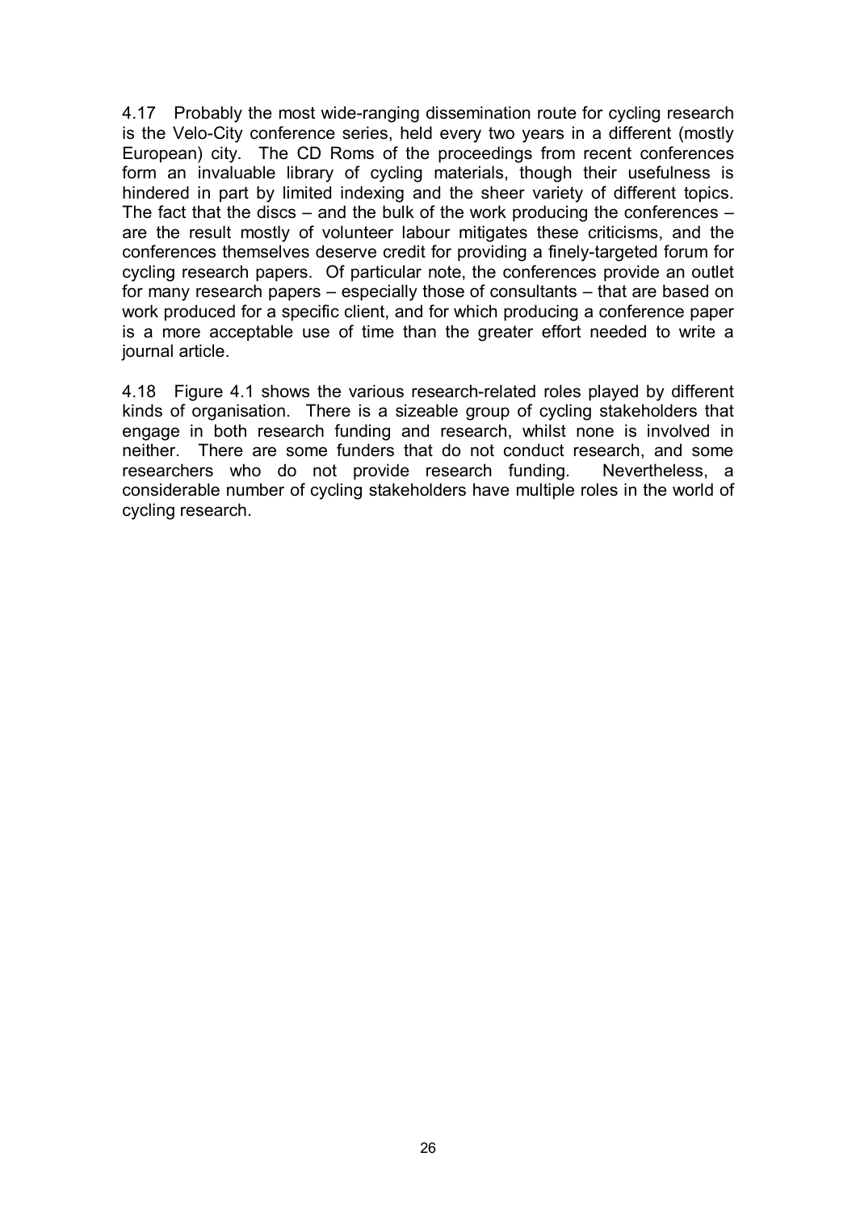4.17 Probably the most wide-ranging dissemination route for cycling research is the Velo-City conference series, held every two years in a different (mostly European) city. The CD Roms of the proceedings from recent conferences form an invaluable library of cycling materials, though their usefulness is hindered in part by limited indexing and the sheer variety of different topics. The fact that the discs – and the bulk of the work producing the conferences – are the result mostly of volunteer labour mitigates these criticisms, and the conferences themselves deserve credit for providing a finely-targeted forum for cycling research papers. Of particular note, the conferences provide an outlet for many research papers – especially those of consultants – that are based on work produced for a specific client, and for which producing a conference paper is a more acceptable use of time than the greater effort needed to write a journal article.

4.18 Figure 4.1 shows the various research-related roles played by different kinds of organisation. There is a sizeable group of cycling stakeholders that engage in both research funding and research, whilst none is involved in neither. There are some funders that do not conduct research, and some researchers who do not provide research funding. Nevertheless, a considerable number of cycling stakeholders have multiple roles in the world of cycling research.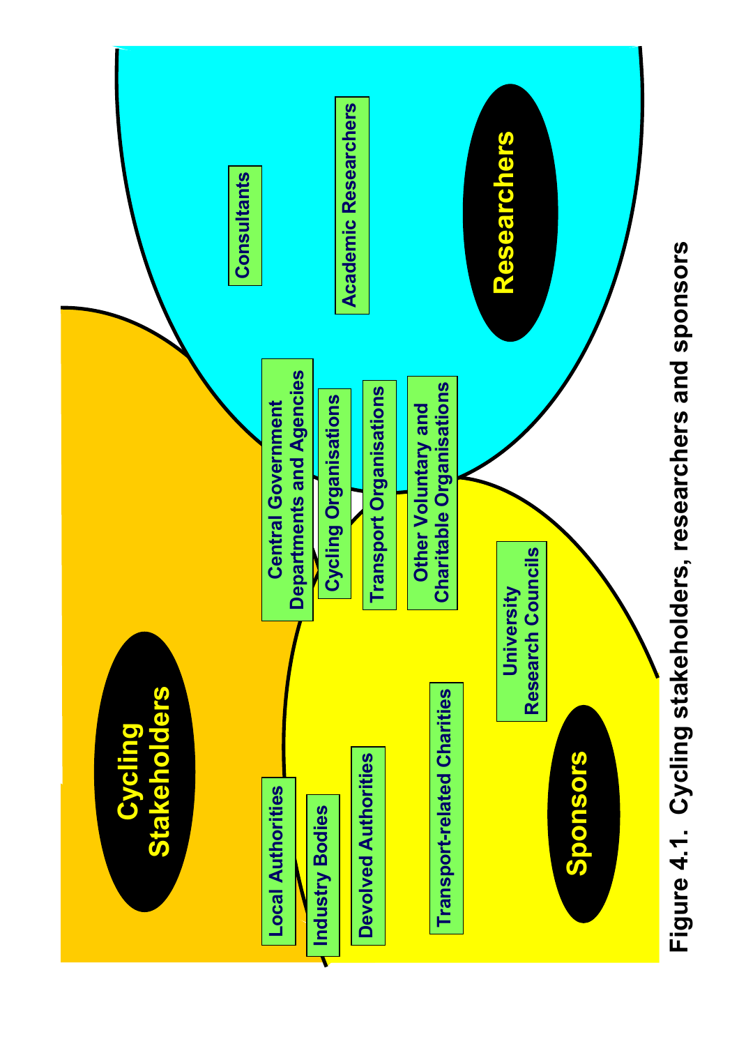**Cycling Stakeholders**

**Researchers**

**Sponsors**

- Local Authorities
- Industry Bodies
- Devolved Authorities
- Transport-related Charities
- University Research Councils
- Central Government Departments and Agencies
- Cycling Organisations
- Transport Organisations
- Other Voluntary and Charitable Organisations
- Consultants
- Academic Researchers

**Figure 4.1. Cycling stakeholders, researchers and sponsors**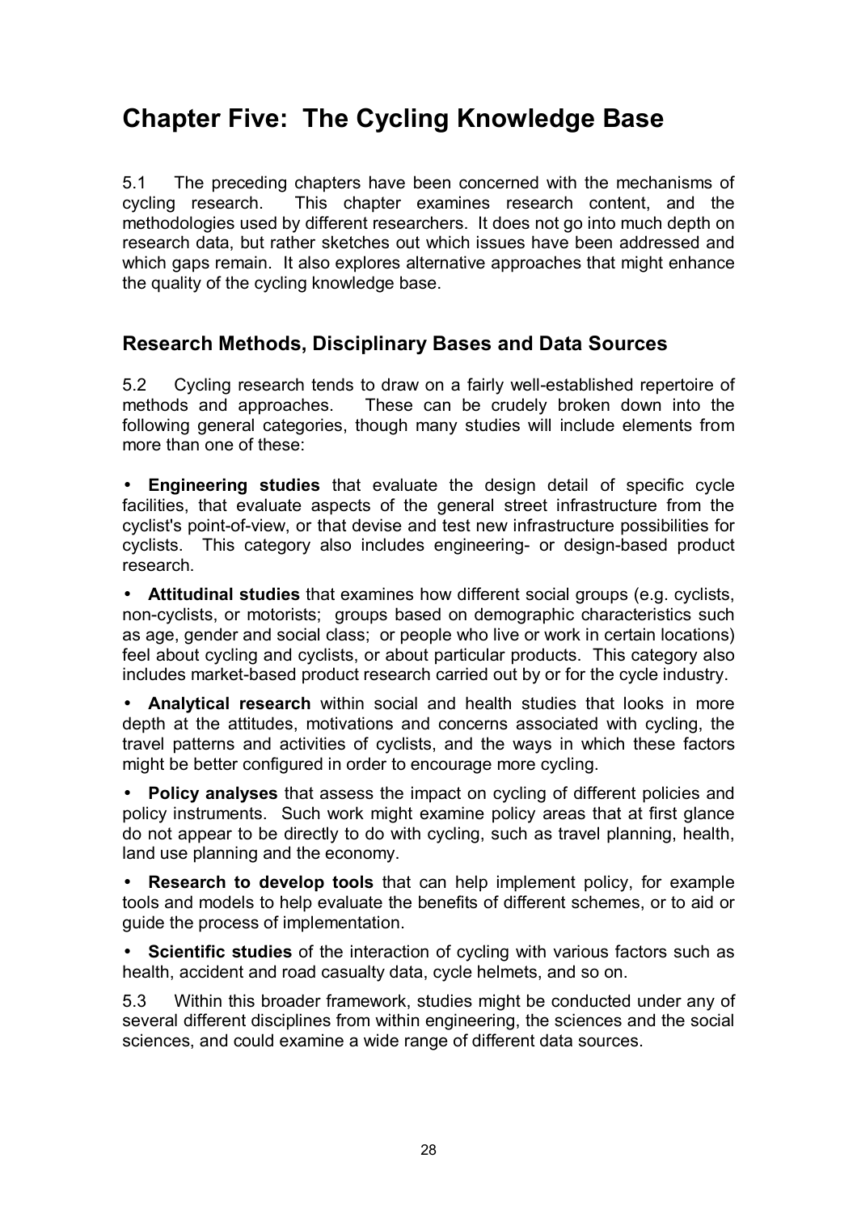# Chapter Five: The Cycling Knowledge Base

5.1 The preceding chapters have been concerned with the mechanisms of cycling research. This chapter examines research content, and the methodologies used by different researchers. It does not go into much depth on research data, but rather sketches out which issues have been addressed and which gaps remain. It also explores alternative approaches that might enhance the quality of the cycling knowledge base.

## Research Methods, Disciplinary Bases and Data Sources

5.2 Cycling research tends to draw on a fairly well-established repertoire of methods and approaches. These can be crudely broken down into the following general categories, though many studies will include elements from more than one of these:

- **Engineering studies** that evaluate the design detail of specific cycle facilities, that evaluate aspects of the general street infrastructure from the cyclist's point-of-view, or that devise and test new infrastructure possibilities for cyclists. This category also includes engineering- or design-based product research.
- **Attitudinal studies** that examines how different social groups (e.g. cyclists, non-cyclists, or motorists; groups based on demographic characteristics such as age, gender and social class; or people who live or work in certain locations) feel about cycling and cyclists, or about particular products. This category also includes market-based product research carried out by or for the cycle industry.
- **Analytical research** within social and health studies that looks in more depth at the attitudes, motivations and concerns associated with cycling, the travel patterns and activities of cyclists, and the ways in which these factors might be better configured in order to encourage more cycling.
- **Policy analyses** that assess the impact on cycling of different policies and policy instruments. Such work might examine policy areas that at first glance do not appear to be directly to do with cycling, such as travel planning, health, land use planning and the economy.
- **Research to develop tools** that can help implement policy, for example tools and models to help evaluate the benefits of different schemes, or to aid or guide the process of implementation.
- **Scientific studies** of the interaction of cycling with various factors such as health, accident and road casualty data, cycle helmets, and so on.

5.3 Within this broader framework, studies might be conducted under any of several different disciplines from within engineering, the sciences and the social sciences, and could examine a wide range of different data sources.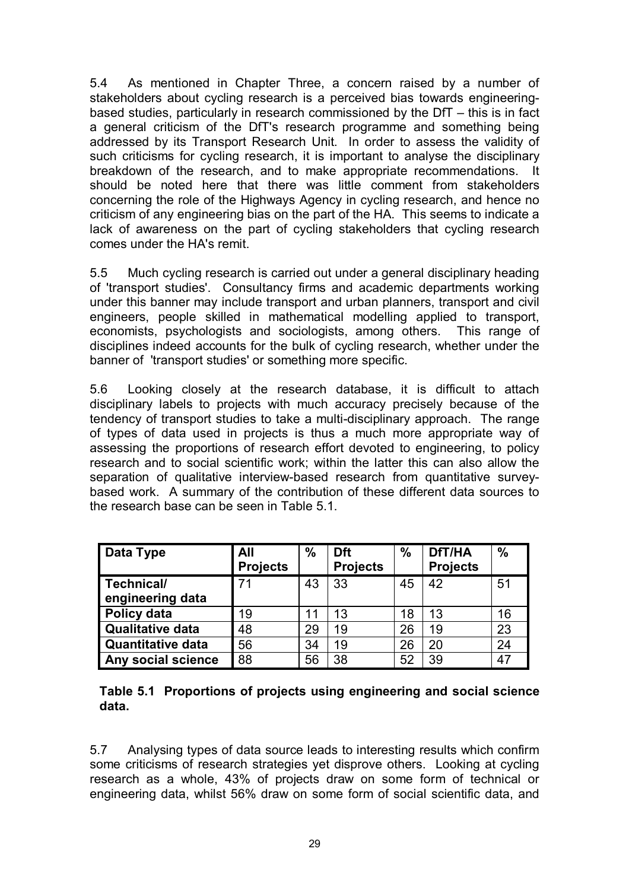5.4 As mentioned in Chapter Three, a concern raised by a number of stakeholders about cycling research is a perceived bias towards engineering-based studies, particularly in research commissioned by the DfT – this is in fact a general criticism of the DfT's research programme and something being addressed by its Transport Research Unit. In order to assess the validity of such criticisms for cycling research, it is important to analyse the disciplinary breakdown of the research, and to make appropriate recommendations. It should be noted here that there was little comment from stakeholders concerning the role of the Highways Agency in cycling research, and hence no criticism of any engineering bias on the part of the HA. This seems to indicate a lack of awareness on the part of cycling stakeholders that cycling research comes under the HA's remit.

5.5 Much cycling research is carried out under a general disciplinary heading of 'transport studies'. Consultancy firms and academic departments working under this banner may include transport and urban planners, transport and civil engineers, people skilled in mathematical modelling applied to transport, economists, psychologists and sociologists, among others. This range of disciplines indeed accounts for the bulk of cycling research, whether under the banner of 'transport studies' or something more specific.

5.6 Looking closely at the research database, it is difficult to attach disciplinary labels to projects with much accuracy precisely because of the tendency of transport studies to take a multi-disciplinary approach. The range of types of data used in projects is thus a much more appropriate way of assessing the proportions of research effort devoted to engineering, to policy research and to social scientific work; within the latter this can also allow the separation of qualitative interview-based research from quantitative survey-based work. A summary of the contribution of these different data sources to the research base can be seen in Table 5.1.

| Data Type | All Projects | % | Dft Projects | % | DfT/HA Projects | % |
|---|---|---|---|---|---|---|
| **Technical/ engineering data** | 71 | 43 | 33 | 45 | 42 | 51 |
| **Policy data** | 19 | 11 | 13 | 18 | 13 | 16 |
| **Qualitative data** | 48 | 29 | 19 | 26 | 19 | 23 |
| **Quantitative data** | 56 | 34 | 19 | 26 | 20 | 24 |
| **Any social science** | 88 | 56 | 38 | 52 | 39 | 47 |

**Table 5.1 Proportions of projects using engineering and social science data.**

5.7 Analysing types of data source leads to interesting results which confirm some criticisms of research strategies yet disprove others. Looking at cycling research as a whole, 43% of projects draw on some form of technical or engineering data, whilst 56% draw on some form of social scientific data, and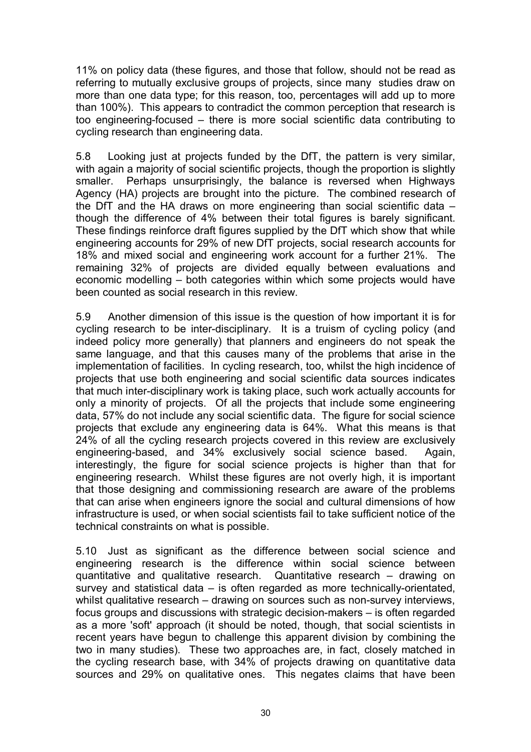11% on policy data (these figures, and those that follow, should not be read as referring to mutually exclusive groups of projects, since many studies draw on more than one data type; for this reason, too, percentages will add up to more than 100%). This appears to contradict the common perception that research is too engineering-focused – there is more social scientific data contributing to cycling research than engineering data.

5.8 Looking just at projects funded by the DfT, the pattern is very similar, with again a majority of social scientific projects, though the proportion is slightly smaller. Perhaps unsurprisingly, the balance is reversed when Highways Agency (HA) projects are brought into the picture. The combined research of the DfT and the HA draws on more engineering than social scientific data – though the difference of 4% between their total figures is barely significant. These findings reinforce draft figures supplied by the DfT which show that while engineering accounts for 29% of new DfT projects, social research accounts for 18% and mixed social and engineering work account for a further 21%. The remaining 32% of projects are divided equally between evaluations and economic modelling – both categories within which some projects would have been counted as social research in this review.

5.9 Another dimension of this issue is the question of how important it is for cycling research to be inter-disciplinary. It is a truism of cycling policy (and indeed policy more generally) that planners and engineers do not speak the same language, and that this causes many of the problems that arise in the implementation of facilities. In cycling research, too, whilst the high incidence of projects that use both engineering and social scientific data sources indicates that much inter-disciplinary work is taking place, such work actually accounts for only a minority of projects. Of all the projects that include some engineering data, 57% do not include any social scientific data. The figure for social science projects that exclude any engineering data is 64%. What this means is that 24% of all the cycling research projects covered in this review are exclusively engineering-based, and 34% exclusively social science based. Again, interestingly, the figure for social science projects is higher than that for engineering research. Whilst these figures are not overly high, it is important that those designing and commissioning research are aware of the problems that can arise when engineers ignore the social and cultural dimensions of how infrastructure is used, or when social scientists fail to take sufficient notice of the technical constraints on what is possible.

5.10 Just as significant as the difference between social science and engineering research is the difference within social science between quantitative and qualitative research. Quantitative research – drawing on survey and statistical data – is often regarded as more technically-orientated, whilst qualitative research – drawing on sources such as non-survey interviews, focus groups and discussions with strategic decision-makers – is often regarded as a more 'soft' approach (it should be noted, though, that social scientists in recent years have begun to challenge this apparent division by combining the two in many studies). These two approaches are, in fact, closely matched in the cycling research base, with 34% of projects drawing on quantitative data sources and 29% on qualitative ones. This negates claims that have been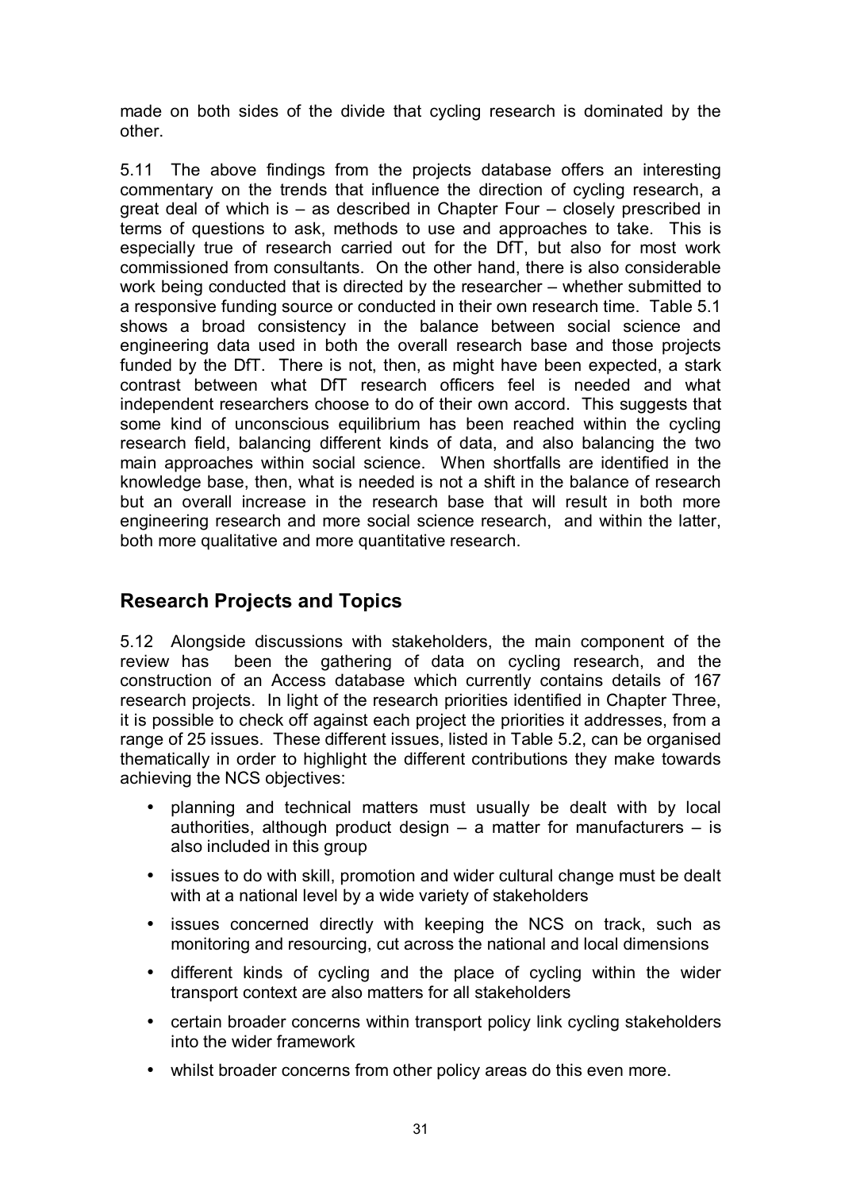made on both sides of the divide that cycling research is dominated by the other.

5.11 The above findings from the projects database offers an interesting commentary on the trends that influence the direction of cycling research, a great deal of which is – as described in Chapter Four – closely prescribed in terms of questions to ask, methods to use and approaches to take. This is especially true of research carried out for the DfT, but also for most work commissioned from consultants. On the other hand, there is also considerable work being conducted that is directed by the researcher – whether submitted to a responsive funding source or conducted in their own research time. Table 5.1 shows a broad consistency in the balance between social science and engineering data used in both the overall research base and those projects funded by the DfT. There is not, then, as might have been expected, a stark contrast between what DfT research officers feel is needed and what independent researchers choose to do of their own accord. This suggests that some kind of unconscious equilibrium has been reached within the cycling research field, balancing different kinds of data, and also balancing the two main approaches within social science. When shortfalls are identified in the knowledge base, then, what is needed is not a shift in the balance of research but an overall increase in the research base that will result in both more engineering research and more social science research, and within the latter, both more qualitative and more quantitative research.

## Research Projects and Topics

5.12 Alongside discussions with stakeholders, the main component of the review has been the gathering of data on cycling research, and the construction of an Access database which currently contains details of 167 research projects. In light of the research priorities identified in Chapter Three, it is possible to check off against each project the priorities it addresses, from a range of 25 issues. These different issues, listed in Table 5.2, can be organised thematically in order to highlight the different contributions they make towards achieving the NCS objectives:

- planning and technical matters must usually be dealt with by local authorities, although product design – a matter for manufacturers – is also included in this group
- issues to do with skill, promotion and wider cultural change must be dealt with at a national level by a wide variety of stakeholders
- issues concerned directly with keeping the NCS on track, such as monitoring and resourcing, cut across the national and local dimensions
- different kinds of cycling and the place of cycling within the wider transport context are also matters for all stakeholders
- certain broader concerns within transport policy link cycling stakeholders into the wider framework
- whilst broader concerns from other policy areas do this even more.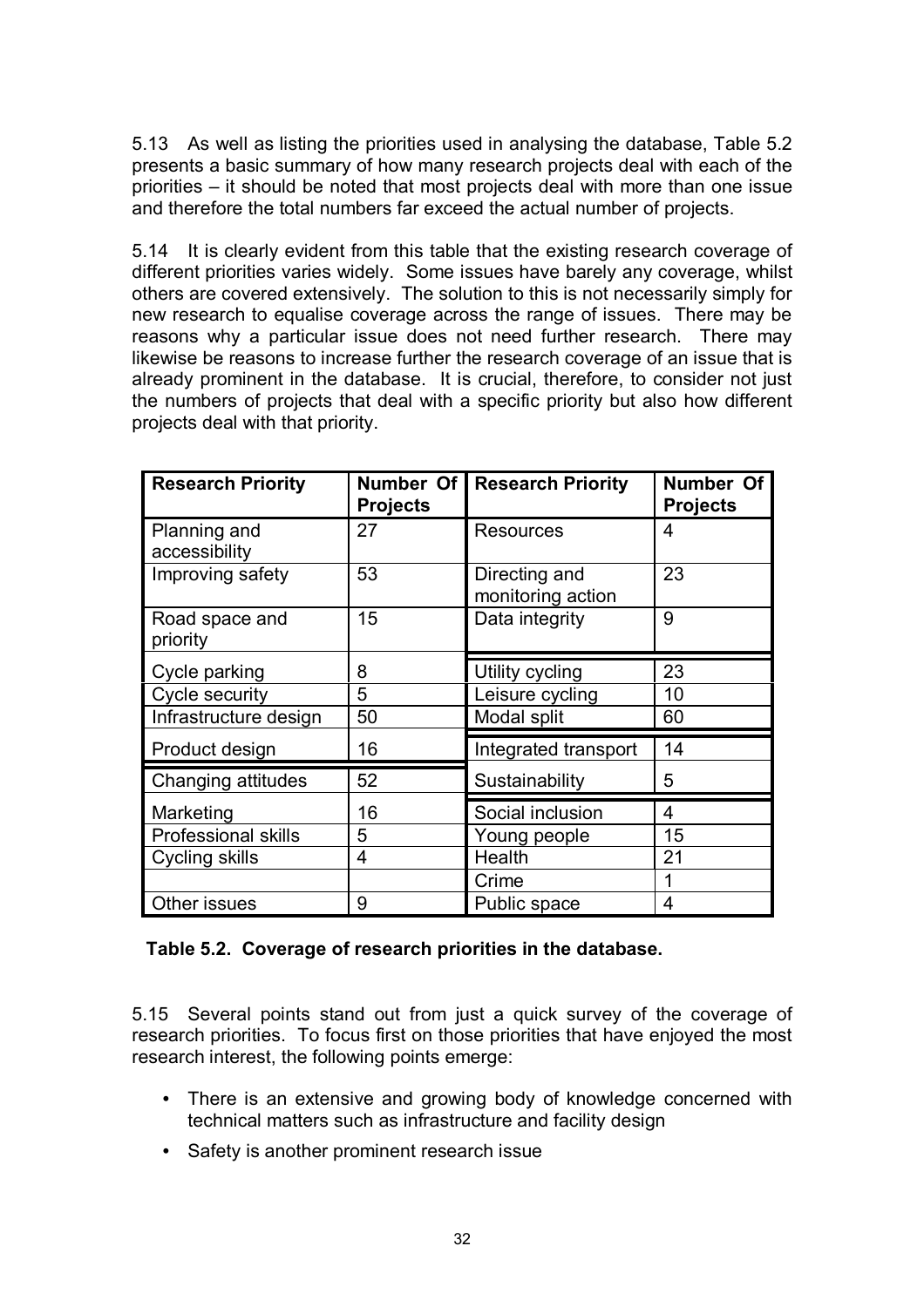5.13 As well as listing the priorities used in analysing the database, Table 5.2 presents a basic summary of how many research projects deal with each of the priorities – it should be noted that most projects deal with more than one issue and therefore the total numbers far exceed the actual number of projects.

5.14 It is clearly evident from this table that the existing research coverage of different priorities varies widely. Some issues have barely any coverage, whilst others are covered extensively. The solution to this is not necessarily simply for new research to equalise coverage across the range of issues. There may be reasons why a particular issue does not need further research. There may likewise be reasons to increase further the research coverage of an issue that is already prominent in the database. It is crucial, therefore, to consider not just the numbers of projects that deal with a specific priority but also how different projects deal with that priority.

| Research Priority | Number Of Projects | Research Priority | Number Of Projects |
|---|---|---|---|
| Planning and accessibility | 27 | Resources | 4 |
| Improving safety | 53 | Directing and monitoring action | 23 |
| Road space and priority | 15 | Data integrity | 9 |
| Cycle parking | 8 | Utility cycling | 23 |
| Cycle security | 5 | Leisure cycling | 10 |
| Infrastructure design | 50 | Modal split | 60 |
| Product design | 16 | Integrated transport | 14 |
| Changing attitudes | 52 | Sustainability | 5 |
| Marketing | 16 | Social inclusion | 4 |
| Professional skills | 5 | Young people | 15 |
| Cycling skills | 4 | Health | 21 |
| | | Crime | 1 |
| Other issues | 9 | Public space | 4 |

**Table 5.2. Coverage of research priorities in the database.**

5.15 Several points stand out from just a quick survey of the coverage of research priorities. To focus first on those priorities that have enjoyed the most research interest, the following points emerge:

- There is an extensive and growing body of knowledge concerned with technical matters such as infrastructure and facility design
- Safety is another prominent research issue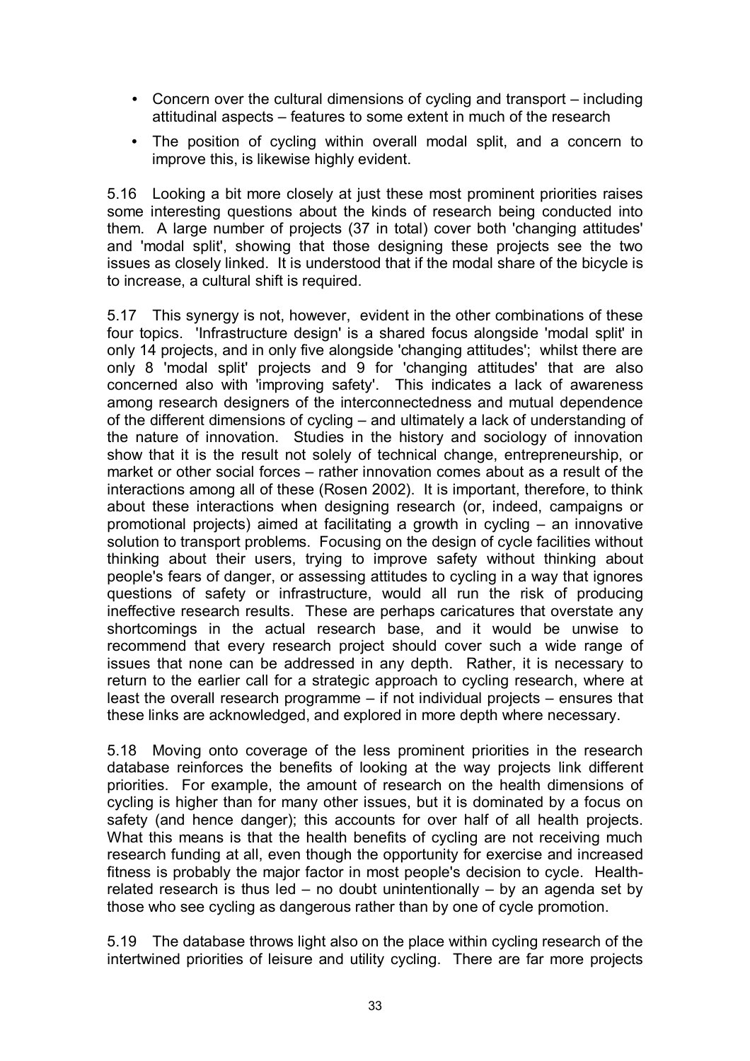- Concern over the cultural dimensions of cycling and transport – including attitudinal aspects – features to some extent in much of the research
- The position of cycling within overall modal split, and a concern to improve this, is likewise highly evident.

5.16 Looking a bit more closely at just these most prominent priorities raises some interesting questions about the kinds of research being conducted into them. A large number of projects (37 in total) cover both 'changing attitudes' and 'modal split', showing that those designing these projects see the two issues as closely linked. It is understood that if the modal share of the bicycle is to increase, a cultural shift is required.

5.17 This synergy is not, however, evident in the other combinations of these four topics. 'Infrastructure design' is a shared focus alongside 'modal split' in only 14 projects, and in only five alongside 'changing attitudes'; whilst there are only 8 'modal split' projects and 9 for 'changing attitudes' that are also concerned also with 'improving safety'. This indicates a lack of awareness among research designers of the interconnectedness and mutual dependence of the different dimensions of cycling – and ultimately a lack of understanding of the nature of innovation. Studies in the history and sociology of innovation show that it is the result not solely of technical change, entrepreneurship, or market or other social forces – rather innovation comes about as a result of the interactions among all of these (Rosen 2002). It is important, therefore, to think about these interactions when designing research (or, indeed, campaigns or promotional projects) aimed at facilitating a growth in cycling – an innovative solution to transport problems. Focusing on the design of cycle facilities without thinking about their users, trying to improve safety without thinking about people's fears of danger, or assessing attitudes to cycling in a way that ignores questions of safety or infrastructure, would all run the risk of producing ineffective research results. These are perhaps caricatures that overstate any shortcomings in the actual research base, and it would be unwise to recommend that every research project should cover such a wide range of issues that none can be addressed in any depth. Rather, it is necessary to return to the earlier call for a strategic approach to cycling research, where at least the overall research programme – if not individual projects – ensures that these links are acknowledged, and explored in more depth where necessary.

5.18 Moving onto coverage of the less prominent priorities in the research database reinforces the benefits of looking at the way projects link different priorities. For example, the amount of research on the health dimensions of cycling is higher than for many other issues, but it is dominated by a focus on safety (and hence danger); this accounts for over half of all health projects. What this means is that the health benefits of cycling are not receiving much research funding at all, even though the opportunity for exercise and increased fitness is probably the major factor in most people's decision to cycle. Health-related research is thus led – no doubt unintentionally – by an agenda set by those who see cycling as dangerous rather than by one of cycle promotion.

5.19 The database throws light also on the place within cycling research of the intertwined priorities of leisure and utility cycling. There are far more projects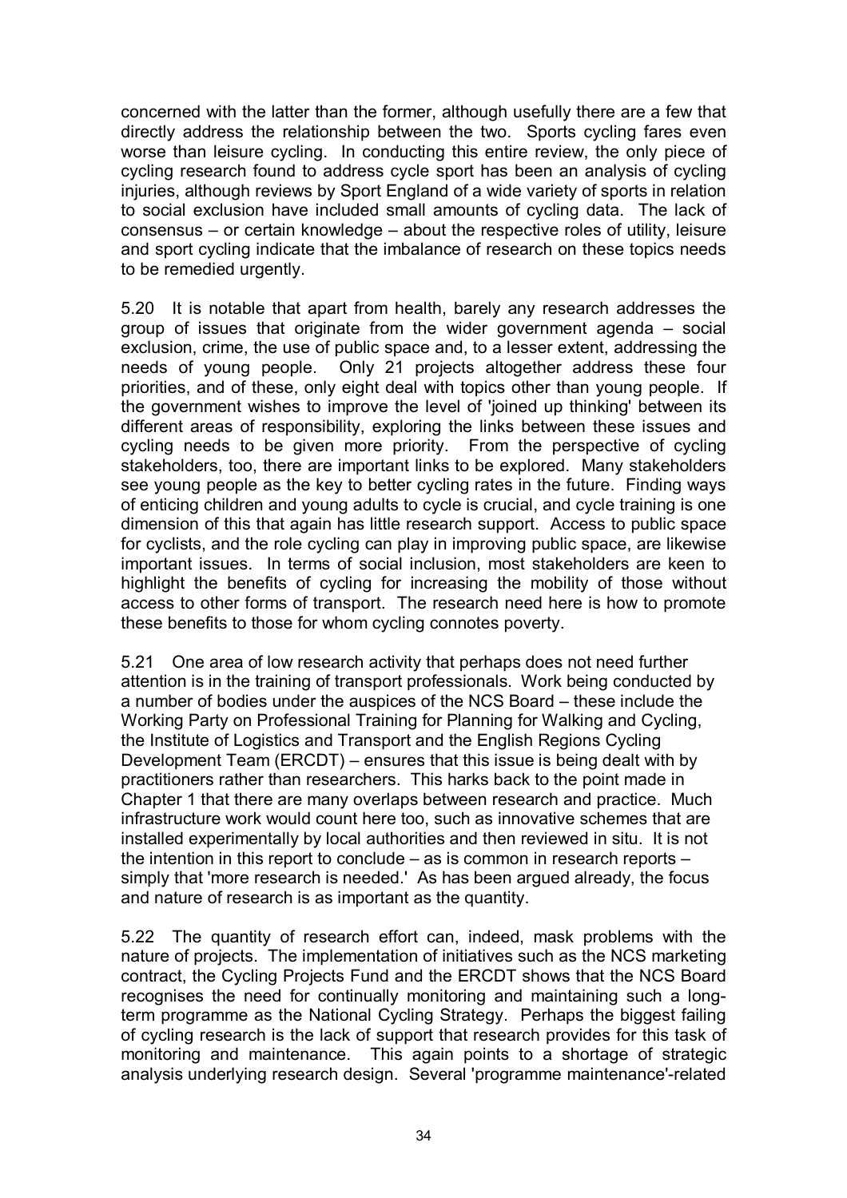concerned with the latter than the former, although usefully there are a few that directly address the relationship between the two. Sports cycling fares even worse than leisure cycling. In conducting this entire review, the only piece of cycling research found to address cycle sport has been an analysis of cycling injuries, although reviews by Sport England of a wide variety of sports in relation to social exclusion have included small amounts of cycling data. The lack of consensus – or certain knowledge – about the respective roles of utility, leisure and sport cycling indicate that the imbalance of research on these topics needs to be remedied urgently.

5.20 It is notable that apart from health, barely any research addresses the group of issues that originate from the wider government agenda – social exclusion, crime, the use of public space and, to a lesser extent, addressing the needs of young people. Only 21 projects altogether address these four priorities, and of these, only eight deal with topics other than young people. If the government wishes to improve the level of 'joined up thinking' between its different areas of responsibility, exploring the links between these issues and cycling needs to be given more priority. From the perspective of cycling stakeholders, too, there are important links to be explored. Many stakeholders see young people as the key to better cycling rates in the future. Finding ways of enticing children and young adults to cycle is crucial, and cycle training is one dimension of this that again has little research support. Access to public space for cyclists, and the role cycling can play in improving public space, are likewise important issues. In terms of social inclusion, most stakeholders are keen to highlight the benefits of cycling for increasing the mobility of those without access to other forms of transport. The research need here is how to promote these benefits to those for whom cycling connotes poverty.

5.21 One area of low research activity that perhaps does not need further attention is in the training of transport professionals. Work being conducted by a number of bodies under the auspices of the NCS Board – these include the Working Party on Professional Training for Planning for Walking and Cycling, the Institute of Logistics and Transport and the English Regions Cycling Development Team (ERCDT) – ensures that this issue is being dealt with by practitioners rather than researchers. This harks back to the point made in Chapter 1 that there are many overlaps between research and practice. Much infrastructure work would count here too, such as innovative schemes that are installed experimentally by local authorities and then reviewed in situ. It is not the intention in this report to conclude – as is common in research reports – simply that 'more research is needed.' As has been argued already, the focus and nature of research is as important as the quantity.

5.22 The quantity of research effort can, indeed, mask problems with the nature of projects. The implementation of initiatives such as the NCS marketing contract, the Cycling Projects Fund and the ERCDT shows that the NCS Board recognises the need for continually monitoring and maintaining such a long-term programme as the National Cycling Strategy. Perhaps the biggest failing of cycling research is the lack of support that research provides for this task of monitoring and maintenance. This again points to a shortage of strategic analysis underlying research design. Several 'programme maintenance'-related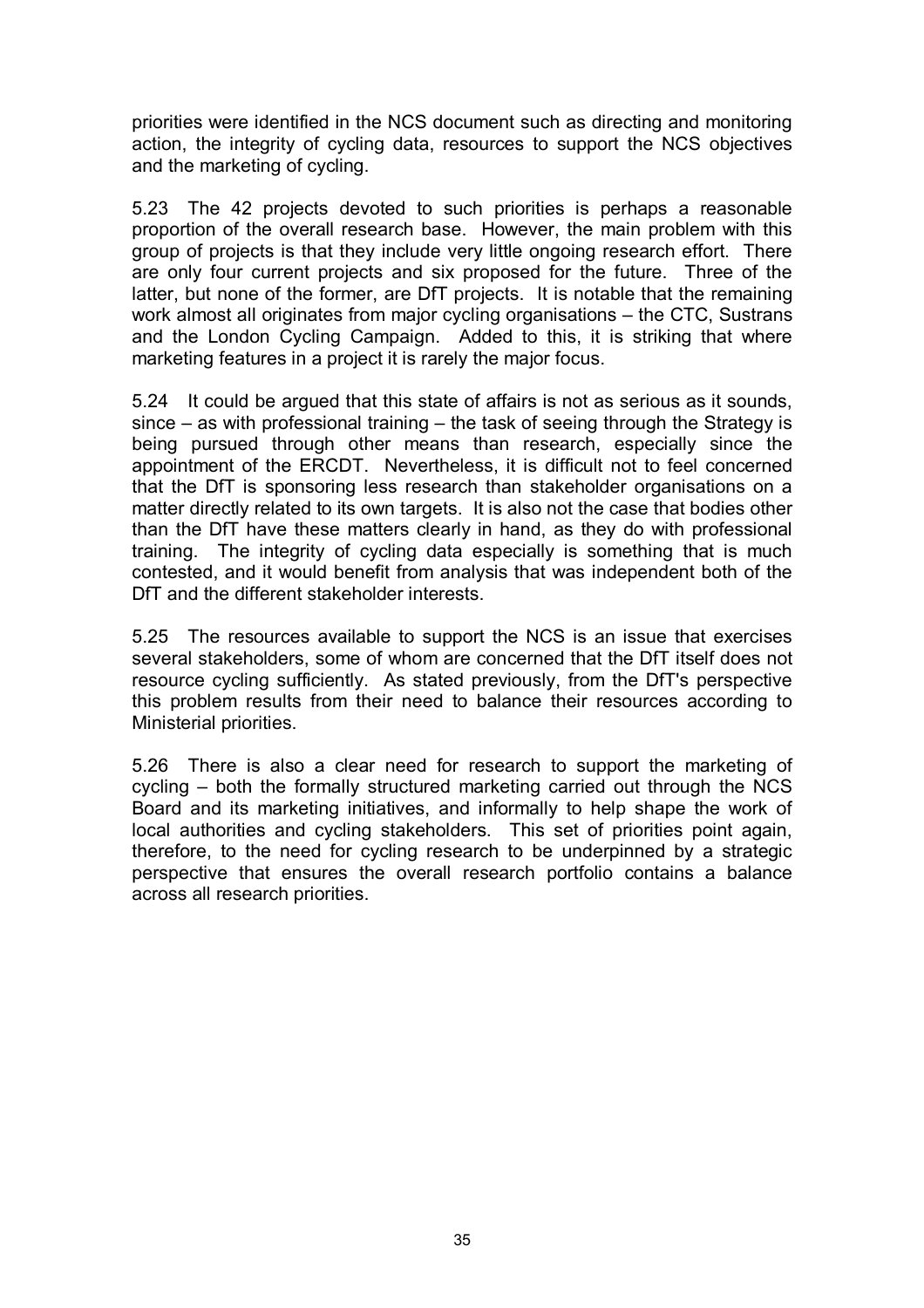priorities were identified in the NCS document such as directing and monitoring action, the integrity of cycling data, resources to support the NCS objectives and the marketing of cycling.

5.23 The 42 projects devoted to such priorities is perhaps a reasonable proportion of the overall research base. However, the main problem with this group of projects is that they include very little ongoing research effort. There are only four current projects and six proposed for the future. Three of the latter, but none of the former, are DfT projects. It is notable that the remaining work almost all originates from major cycling organisations – the CTC, Sustrans and the London Cycling Campaign. Added to this, it is striking that where marketing features in a project it is rarely the major focus.

5.24 It could be argued that this state of affairs is not as serious as it sounds, since – as with professional training – the task of seeing through the Strategy is being pursued through other means than research, especially since the appointment of the ERCDT. Nevertheless, it is difficult not to feel concerned that the DfT is sponsoring less research than stakeholder organisations on a matter directly related to its own targets. It is also not the case that bodies other than the DfT have these matters clearly in hand, as they do with professional training. The integrity of cycling data especially is something that is much contested, and it would benefit from analysis that was independent both of the DfT and the different stakeholder interests.

5.25 The resources available to support the NCS is an issue that exercises several stakeholders, some of whom are concerned that the DfT itself does not resource cycling sufficiently. As stated previously, from the DfT's perspective this problem results from their need to balance their resources according to Ministerial priorities.

5.26 There is also a clear need for research to support the marketing of cycling – both the formally structured marketing carried out through the NCS Board and its marketing initiatives, and informally to help shape the work of local authorities and cycling stakeholders. This set of priorities point again, therefore, to the need for cycling research to be underpinned by a strategic perspective that ensures the overall research portfolio contains a balance across all research priorities.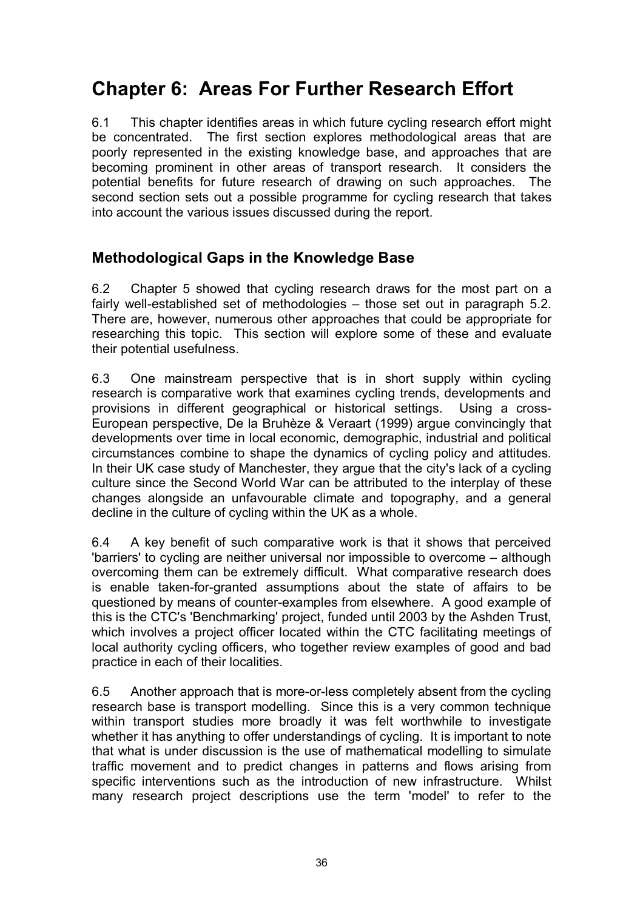# Chapter 6: Areas For Further Research Effort

6.1 This chapter identifies areas in which future cycling research effort might be concentrated. The first section explores methodological areas that are poorly represented in the existing knowledge base, and approaches that are becoming prominent in other areas of transport research. It considers the potential benefits for future research of drawing on such approaches. The second section sets out a possible programme for cycling research that takes into account the various issues discussed during the report.

## Methodological Gaps in the Knowledge Base

6.2 Chapter 5 showed that cycling research draws for the most part on a fairly well-established set of methodologies – those set out in paragraph 5.2. There are, however, numerous other approaches that could be appropriate for researching this topic. This section will explore some of these and evaluate their potential usefulness.

6.3 One mainstream perspective that is in short supply within cycling research is comparative work that examines cycling trends, developments and provisions in different geographical or historical settings. Using a cross-European perspective, De la Bruhèze & Veraart (1999) argue convincingly that developments over time in local economic, demographic, industrial and political circumstances combine to shape the dynamics of cycling policy and attitudes. In their UK case study of Manchester, they argue that the city's lack of a cycling culture since the Second World War can be attributed to the interplay of these changes alongside an unfavourable climate and topography, and a general decline in the culture of cycling within the UK as a whole.

6.4 A key benefit of such comparative work is that it shows that perceived 'barriers' to cycling are neither universal nor impossible to overcome – although overcoming them can be extremely difficult. What comparative research does is enable taken-for-granted assumptions about the state of affairs to be questioned by means of counter-examples from elsewhere. A good example of this is the CTC's 'Benchmarking' project, funded until 2003 by the Ashden Trust, which involves a project officer located within the CTC facilitating meetings of local authority cycling officers, who together review examples of good and bad practice in each of their localities.

6.5 Another approach that is more-or-less completely absent from the cycling research base is transport modelling. Since this is a very common technique within transport studies more broadly it was felt worthwhile to investigate whether it has anything to offer understandings of cycling. It is important to note that what is under discussion is the use of mathematical modelling to simulate traffic movement and to predict changes in patterns and flows arising from specific interventions such as the introduction of new infrastructure. Whilst many research project descriptions use the term 'model' to refer to the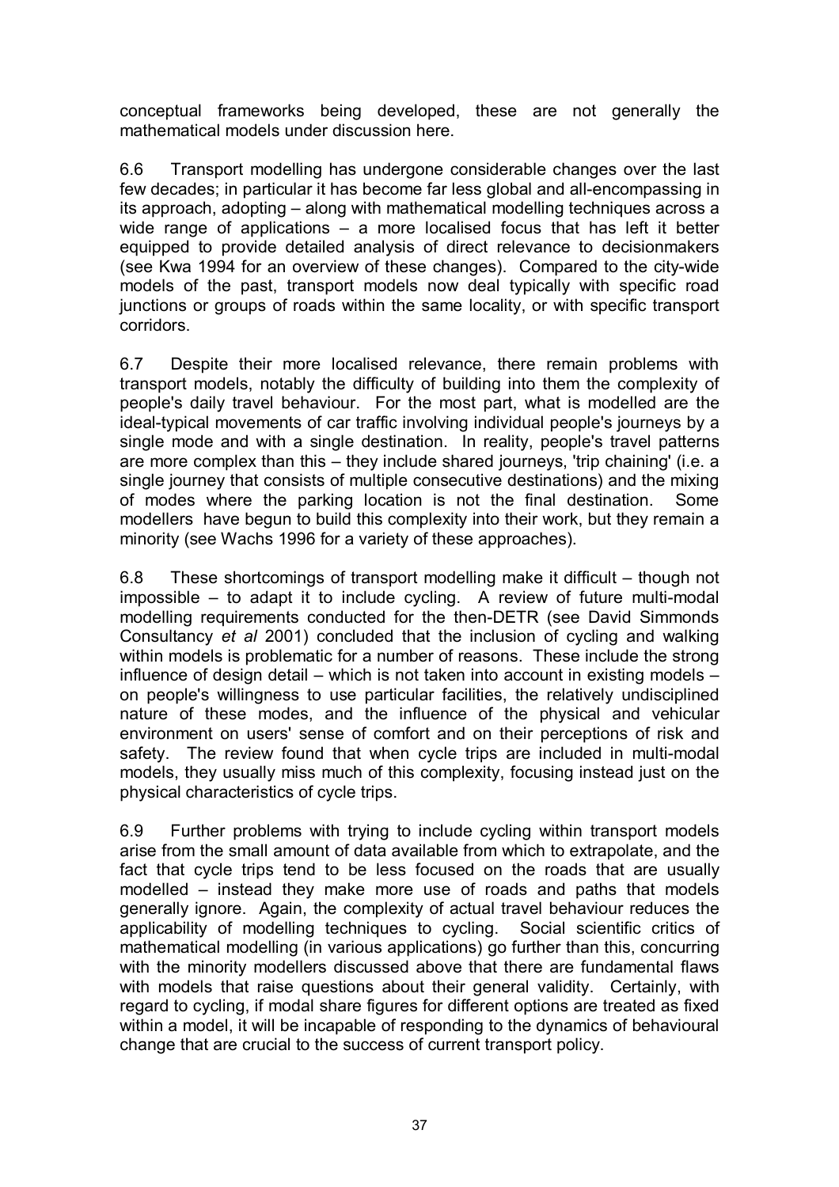conceptual frameworks being developed, these are not generally the mathematical models under discussion here.

6.6 Transport modelling has undergone considerable changes over the last few decades; in particular it has become far less global and all-encompassing in its approach, adopting – along with mathematical modelling techniques across a wide range of applications – a more localised focus that has left it better equipped to provide detailed analysis of direct relevance to decisionmakers (see Kwa 1994 for an overview of these changes). Compared to the city-wide models of the past, transport models now deal typically with specific road junctions or groups of roads within the same locality, or with specific transport corridors.

6.7 Despite their more localised relevance, there remain problems with transport models, notably the difficulty of building into them the complexity of people's daily travel behaviour. For the most part, what is modelled are the ideal-typical movements of car traffic involving individual people's journeys by a single mode and with a single destination. In reality, people's travel patterns are more complex than this – they include shared journeys, 'trip chaining' (i.e. a single journey that consists of multiple consecutive destinations) and the mixing of modes where the parking location is not the final destination. Some modellers have begun to build this complexity into their work, but they remain a minority (see Wachs 1996 for a variety of these approaches).

6.8 These shortcomings of transport modelling make it difficult – though not impossible – to adapt it to include cycling. A review of future multi-modal modelling requirements conducted for the then-DETR (see David Simmonds Consultancy *et al* 2001) concluded that the inclusion of cycling and walking within models is problematic for a number of reasons. These include the strong influence of design detail – which is not taken into account in existing models – on people's willingness to use particular facilities, the relatively undisciplined nature of these modes, and the influence of the physical and vehicular environment on users' sense of comfort and on their perceptions of risk and safety. The review found that when cycle trips are included in multi-modal models, they usually miss much of this complexity, focusing instead just on the physical characteristics of cycle trips.

6.9 Further problems with trying to include cycling within transport models arise from the small amount of data available from which to extrapolate, and the fact that cycle trips tend to be less focused on the roads that are usually modelled – instead they make more use of roads and paths that models generally ignore. Again, the complexity of actual travel behaviour reduces the applicability of modelling techniques to cycling. Social scientific critics of mathematical modelling (in various applications) go further than this, concurring with the minority modellers discussed above that there are fundamental flaws with models that raise questions about their general validity. Certainly, with regard to cycling, if modal share figures for different options are treated as fixed within a model, it will be incapable of responding to the dynamics of behavioural change that are crucial to the success of current transport policy.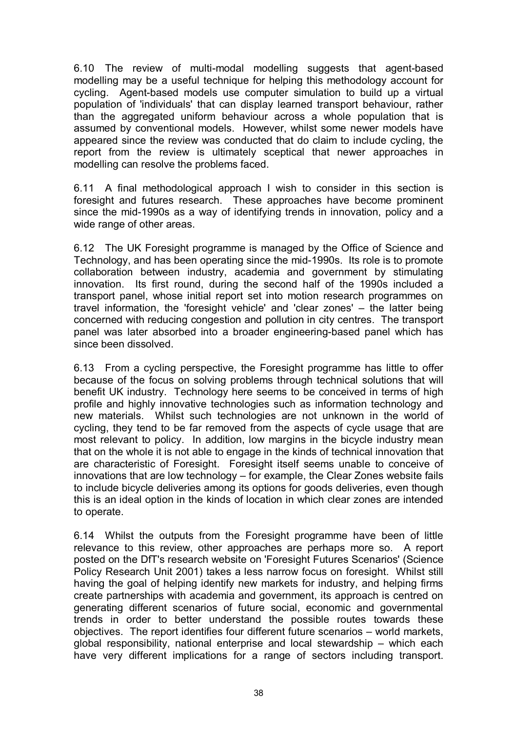6.10 The review of multi-modal modelling suggests that agent-based modelling may be a useful technique for helping this methodology account for cycling. Agent-based models use computer simulation to build up a virtual population of 'individuals' that can display learned transport behaviour, rather than the aggregated uniform behaviour across a whole population that is assumed by conventional models. However, whilst some newer models have appeared since the review was conducted that do claim to include cycling, the report from the review is ultimately sceptical that newer approaches in modelling can resolve the problems faced.

6.11 A final methodological approach I wish to consider in this section is foresight and futures research. These approaches have become prominent since the mid-1990s as a way of identifying trends in innovation, policy and a wide range of other areas.

6.12 The UK Foresight programme is managed by the Office of Science and Technology, and has been operating since the mid-1990s. Its role is to promote collaboration between industry, academia and government by stimulating innovation. Its first round, during the second half of the 1990s included a transport panel, whose initial report set into motion research programmes on travel information, the 'foresight vehicle' and 'clear zones' – the latter being concerned with reducing congestion and pollution in city centres. The transport panel was later absorbed into a broader engineering-based panel which has since been dissolved.

6.13 From a cycling perspective, the Foresight programme has little to offer because of the focus on solving problems through technical solutions that will benefit UK industry. Technology here seems to be conceived in terms of high profile and highly innovative technologies such as information technology and new materials. Whilst such technologies are not unknown in the world of cycling, they tend to be far removed from the aspects of cycle usage that are most relevant to policy. In addition, low margins in the bicycle industry mean that on the whole it is not able to engage in the kinds of technical innovation that are characteristic of Foresight. Foresight itself seems unable to conceive of innovations that are low technology – for example, the Clear Zones website fails to include bicycle deliveries among its options for goods deliveries, even though this is an ideal option in the kinds of location in which clear zones are intended to operate.

6.14 Whilst the outputs from the Foresight programme have been of little relevance to this review, other approaches are perhaps more so. A report posted on the DfT's research website on 'Foresight Futures Scenarios' (Science Policy Research Unit 2001) takes a less narrow focus on foresight. Whilst still having the goal of helping identify new markets for industry, and helping firms create partnerships with academia and government, its approach is centred on generating different scenarios of future social, economic and governmental trends in order to better understand the possible routes towards these objectives. The report identifies four different future scenarios – world markets, global responsibility, national enterprise and local stewardship – which each have very different implications for a range of sectors including transport.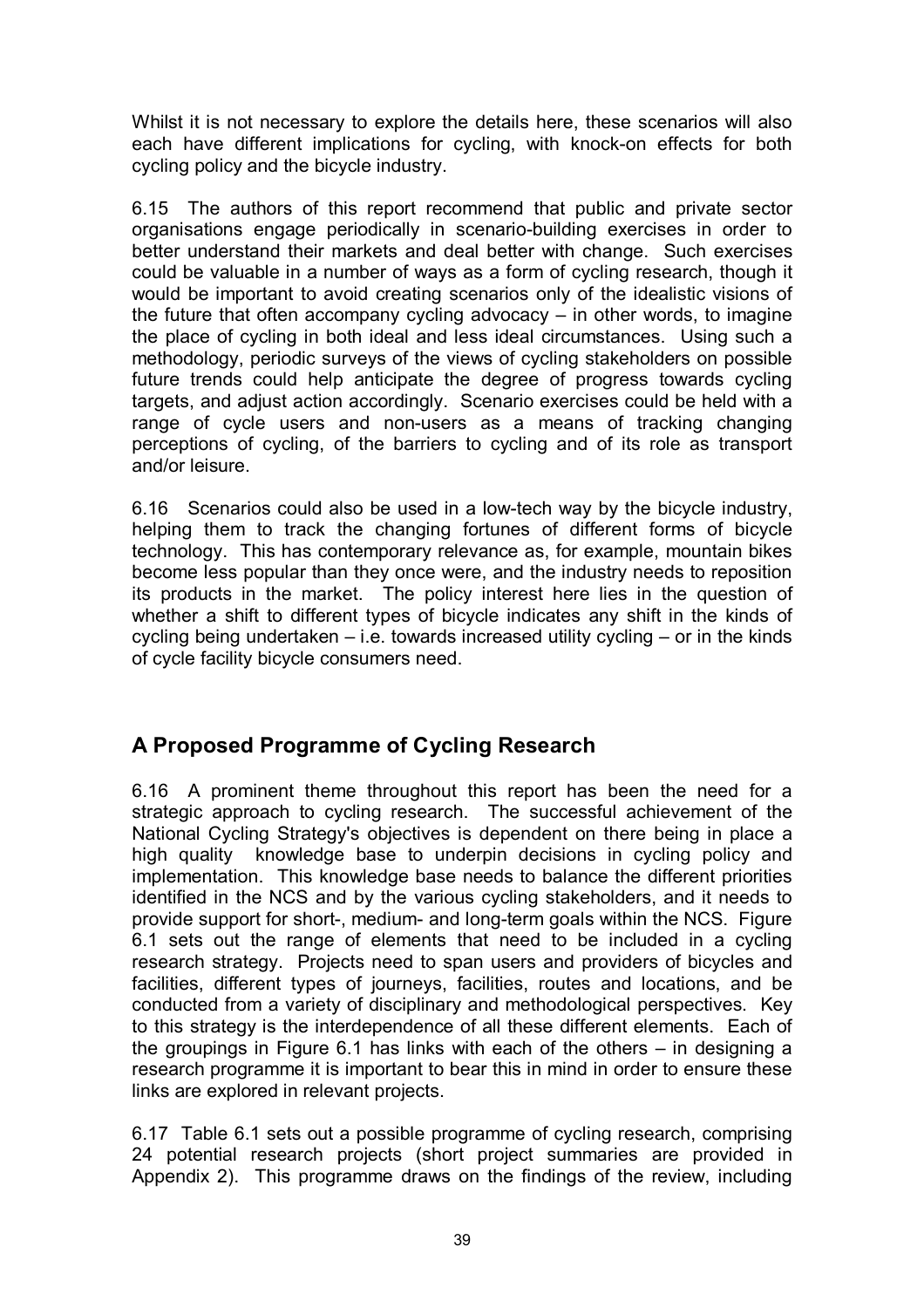Whilst it is not necessary to explore the details here, these scenarios will also each have different implications for cycling, with knock-on effects for both cycling policy and the bicycle industry.

6.15 The authors of this report recommend that public and private sector organisations engage periodically in scenario-building exercises in order to better understand their markets and deal better with change. Such exercises could be valuable in a number of ways as a form of cycling research, though it would be important to avoid creating scenarios only of the idealistic visions of the future that often accompany cycling advocacy – in other words, to imagine the place of cycling in both ideal and less ideal circumstances. Using such a methodology, periodic surveys of the views of cycling stakeholders on possible future trends could help anticipate the degree of progress towards cycling targets, and adjust action accordingly. Scenario exercises could be held with a range of cycle users and non-users as a means of tracking changing perceptions of cycling, of the barriers to cycling and of its role as transport and/or leisure.

6.16 Scenarios could also be used in a low-tech way by the bicycle industry, helping them to track the changing fortunes of different forms of bicycle technology. This has contemporary relevance as, for example, mountain bikes become less popular than they once were, and the industry needs to reposition its products in the market. The policy interest here lies in the question of whether a shift to different types of bicycle indicates any shift in the kinds of cycling being undertaken – i.e. towards increased utility cycling – or in the kinds of cycle facility bicycle consumers need.

## A Proposed Programme of Cycling Research

6.16 A prominent theme throughout this report has been the need for a strategic approach to cycling research. The successful achievement of the National Cycling Strategy's objectives is dependent on there being in place a high quality knowledge base to underpin decisions in cycling policy and implementation. This knowledge base needs to balance the different priorities identified in the NCS and by the various cycling stakeholders, and it needs to provide support for short-, medium- and long-term goals within the NCS. Figure 6.1 sets out the range of elements that need to be included in a cycling research strategy. Projects need to span users and providers of bicycles and facilities, different types of journeys, facilities, routes and locations, and be conducted from a variety of disciplinary and methodological perspectives. Key to this strategy is the interdependence of all these different elements. Each of the groupings in Figure 6.1 has links with each of the others – in designing a research programme it is important to bear this in mind in order to ensure these links are explored in relevant projects.

6.17 Table 6.1 sets out a possible programme of cycling research, comprising 24 potential research projects (short project summaries are provided in Appendix 2). This programme draws on the findings of the review, including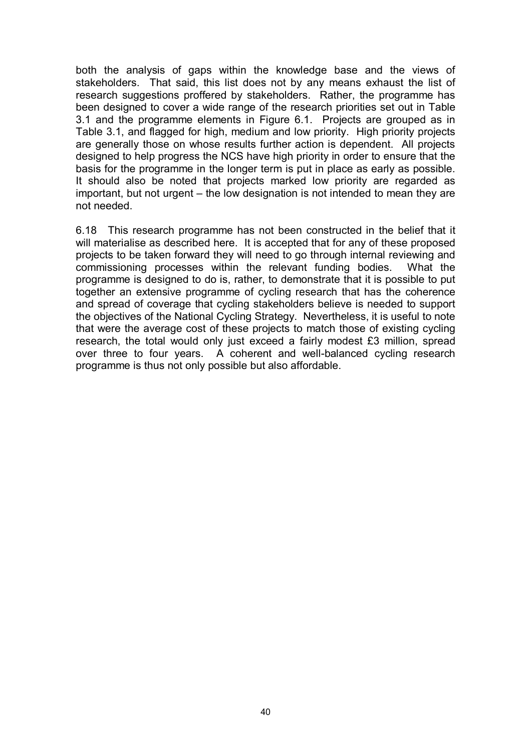both the analysis of gaps within the knowledge base and the views of stakeholders. That said, this list does not by any means exhaust the list of research suggestions proffered by stakeholders. Rather, the programme has been designed to cover a wide range of the research priorities set out in Table 3.1 and the programme elements in Figure 6.1. Projects are grouped as in Table 3.1, and flagged for high, medium and low priority. High priority projects are generally those on whose results further action is dependent. All projects designed to help progress the NCS have high priority in order to ensure that the basis for the programme in the longer term is put in place as early as possible. It should also be noted that projects marked low priority are regarded as important, but not urgent – the low designation is not intended to mean they are not needed.

6.18 This research programme has not been constructed in the belief that it will materialise as described here. It is accepted that for any of these proposed projects to be taken forward they will need to go through internal reviewing and commissioning processes within the relevant funding bodies. What the programme is designed to do is, rather, to demonstrate that it is possible to put together an extensive programme of cycling research that has the coherence and spread of coverage that cycling stakeholders believe is needed to support the objectives of the National Cycling Strategy. Nevertheless, it is useful to note that were the average cost of these projects to match those of existing cycling research, the total would only just exceed a fairly modest £3 million, spread over three to four years. A coherent and well-balanced cycling research programme is thus not only possible but also affordable.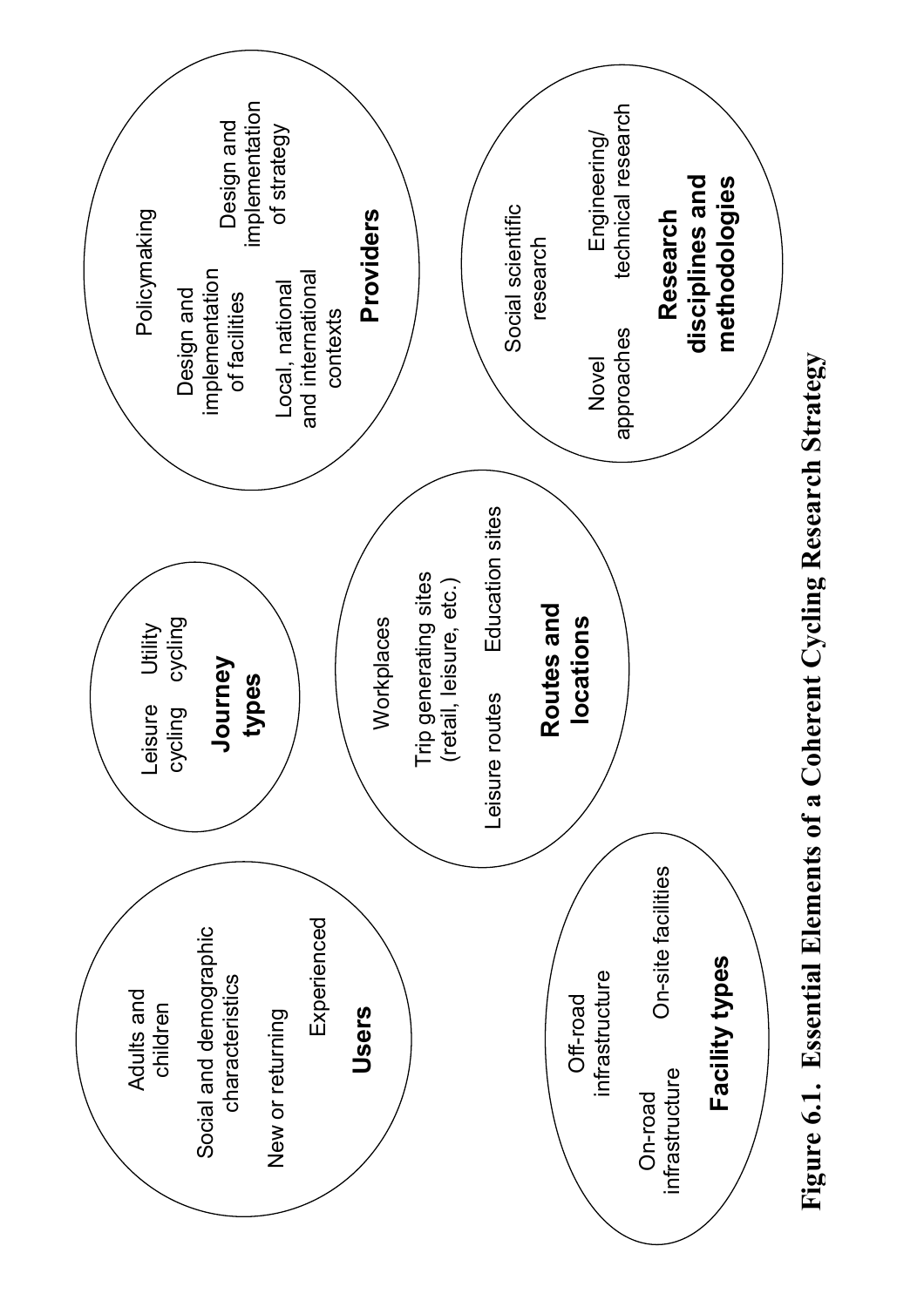**Users**

- Adults and children
- Social and demographic characteristics
- New or returning
- Experienced

**Journey types**

- Leisure cycling
- Utility cycling

**Routes and locations**

- Workplaces
- Trip generating sites (retail, leisure, etc.)
- Leisure routes
- Education sites

**Providers**

- Policymaking
- Design and implementation of facilities
- Design and implementation of strategy
- Local, national and international contexts

**Facility types**

- Off-road infrastructure
- On-road infrastructure
- On-site facilities

**Research disciplines and methodologies**

- Social scientific research
- Novel approaches
- Engineering/ technical research

**Figure 6.1. Essential Elements of a Coherent Cycling Research Strategy**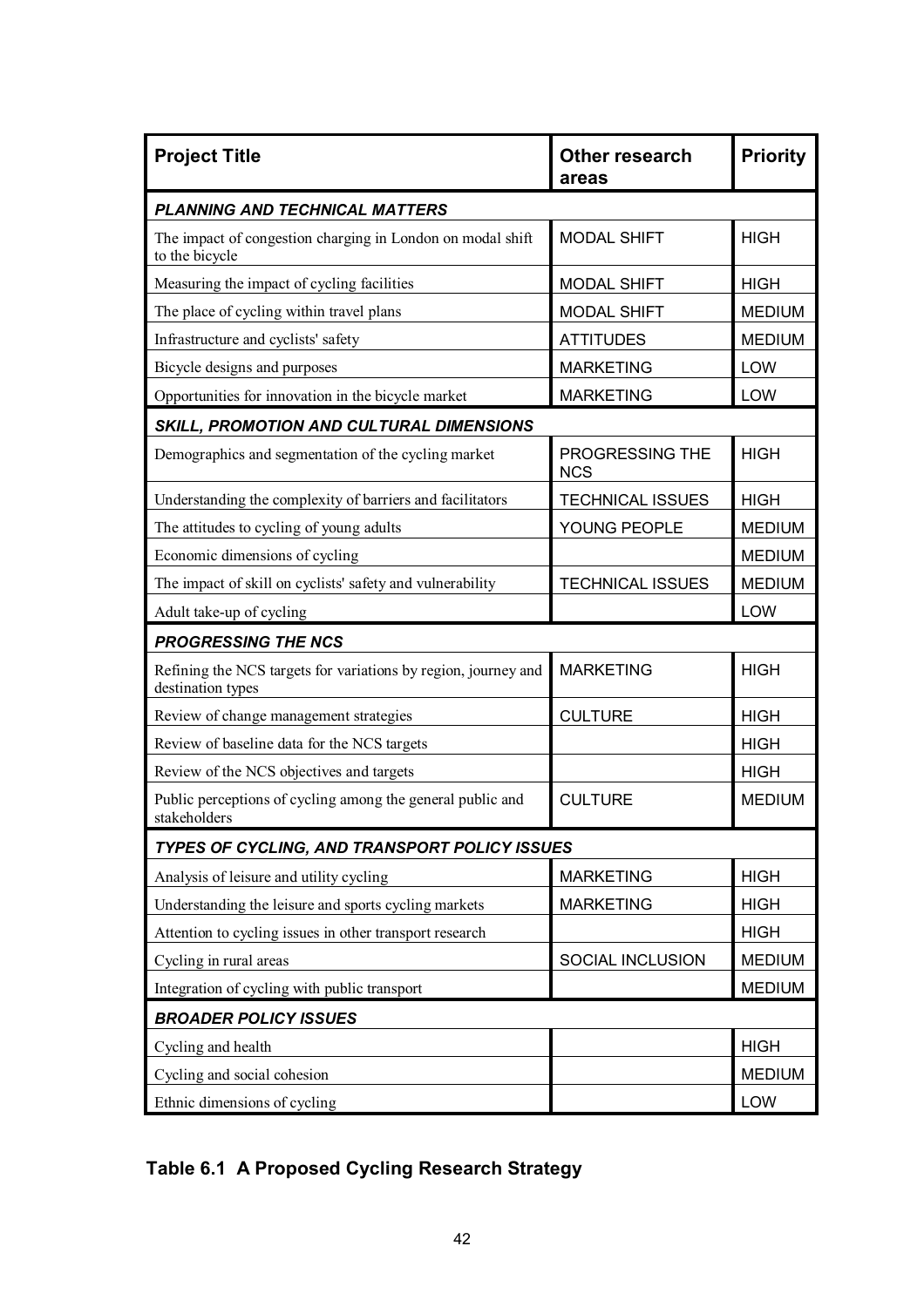| Project Title | Other research areas | Priority |
|---|---|---|
| ***PLANNING AND TECHNICAL MATTERS*** | | |
| The impact of congestion charging in London on modal shift to the bicycle | MODAL SHIFT | HIGH |
| Measuring the impact of cycling facilities | MODAL SHIFT | HIGH |
| The place of cycling within travel plans | MODAL SHIFT | MEDIUM |
| Infrastructure and cyclists' safety | ATTITUDES | MEDIUM |
| Bicycle designs and purposes | MARKETING | LOW |
| Opportunities for innovation in the bicycle market | MARKETING | LOW |
| ***SKILL, PROMOTION AND CULTURAL DIMENSIONS*** | | |
| Demographics and segmentation of the cycling market | PROGRESSING THE NCS | HIGH |
| Understanding the complexity of barriers and facilitators | TECHNICAL ISSUES | HIGH |
| The attitudes to cycling of young adults | YOUNG PEOPLE | MEDIUM |
| Economic dimensions of cycling | | MEDIUM |
| The impact of skill on cyclists' safety and vulnerability | TECHNICAL ISSUES | MEDIUM |
| Adult take-up of cycling | | LOW |
| ***PROGRESSING THE NCS*** | | |
| Refining the NCS targets for variations by region, journey and destination types | MARKETING | HIGH |
| Review of change management strategies | CULTURE | HIGH |
| Review of baseline data for the NCS targets | | HIGH |
| Review of the NCS objectives and targets | | HIGH |
| Public perceptions of cycling among the general public and stakeholders | CULTURE | MEDIUM |
| ***TYPES OF CYCLING, AND TRANSPORT POLICY ISSUES*** | | |
| Analysis of leisure and utility cycling | MARKETING | HIGH |
| Understanding the leisure and sports cycling markets | MARKETING | HIGH |
| Attention to cycling issues in other transport research | | HIGH |
| Cycling in rural areas | SOCIAL INCLUSION | MEDIUM |
| Integration of cycling with public transport | | MEDIUM |
| ***BROADER POLICY ISSUES*** | | |
| Cycling and health | | HIGH |
| Cycling and social cohesion | | MEDIUM |
| Ethnic dimensions of cycling | | LOW |

**Table 6.1 A Proposed Cycling Research Strategy**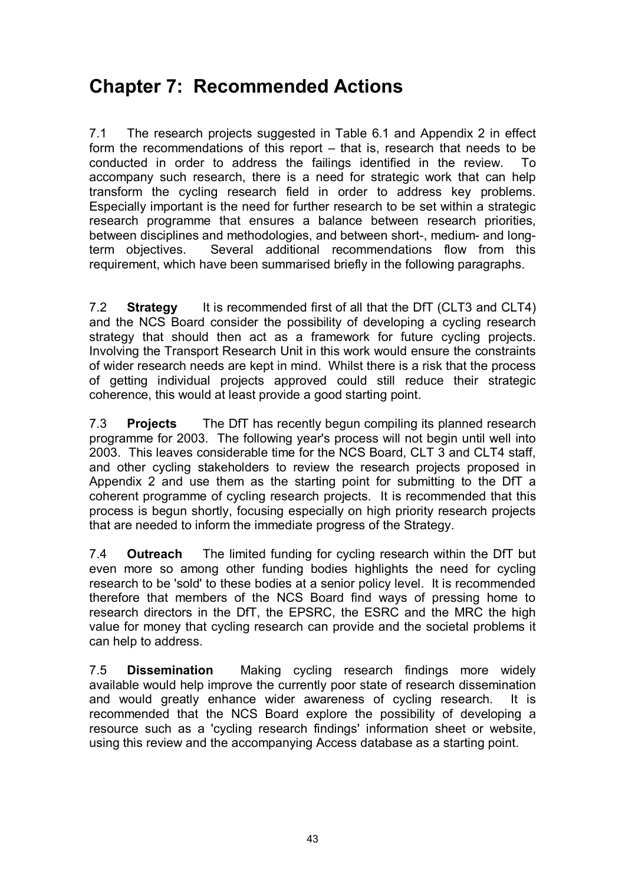# Chapter 7: Recommended Actions

7.1 The research projects suggested in Table 6.1 and Appendix 2 in effect form the recommendations of this report – that is, research that needs to be conducted in order to address the failings identified in the review. To accompany such research, there is a need for strategic work that can help transform the cycling research field in order to address key problems. Especially important is the need for further research to be set within a strategic research programme that ensures a balance between research priorities, between disciplines and methodologies, and between short-, medium- and long-term objectives. Several additional recommendations flow from this requirement, which have been summarised briefly in the following paragraphs.

7.2 **Strategy** It is recommended first of all that the DfT (CLT3 and CLT4) and the NCS Board consider the possibility of developing a cycling research strategy that should then act as a framework for future cycling projects. Involving the Transport Research Unit in this work would ensure the constraints of wider research needs are kept in mind. Whilst there is a risk that the process of getting individual projects approved could still reduce their strategic coherence, this would at least provide a good starting point.

7.3 **Projects** The DfT has recently begun compiling its planned research programme for 2003. The following year's process will not begin until well into 2003. This leaves considerable time for the NCS Board, CLT 3 and CLT4 staff, and other cycling stakeholders to review the research projects proposed in Appendix 2 and use them as the starting point for submitting to the DfT a coherent programme of cycling research projects. It is recommended that this process is begun shortly, focusing especially on high priority research projects that are needed to inform the immediate progress of the Strategy.

7.4 **Outreach** The limited funding for cycling research within the DfT but even more so among other funding bodies highlights the need for cycling research to be 'sold' to these bodies at a senior policy level. It is recommended therefore that members of the NCS Board find ways of pressing home to research directors in the DfT, the EPSRC, the ESRC and the MRC the high value for money that cycling research can provide and the societal problems it can help to address.

7.5 **Dissemination** Making cycling research findings more widely available would help improve the currently poor state of research dissemination and would greatly enhance wider awareness of cycling research. It is recommended that the NCS Board explore the possibility of developing a resource such as a 'cycling research findings' information sheet or website, using this review and the accompanying Access database as a starting point.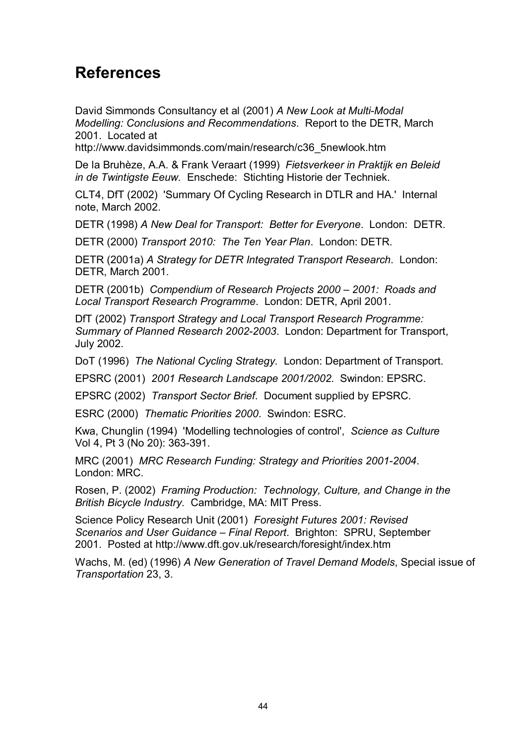# References

David Simmonds Consultancy et al (2001) *A New Look at Multi-Modal Modelling: Conclusions and Recommendations*. Report to the DETR, March 2001. Located at http://www.davidsimmonds.com/main/research/c36_5newlook.htm

De la Bruhèze, A.A. & Frank Veraart (1999) *Fietsverkeer in Praktijk en Beleid in de Twintigste Eeuw.* Enschede: Stichting Historie der Techniek.

CLT4, DfT (2002) 'Summary Of Cycling Research in DTLR and HA.' Internal note, March 2002.

DETR (1998) *A New Deal for Transport: Better for Everyone*. London: DETR.

DETR (2000) *Transport 2010: The Ten Year Plan*. London: DETR.

DETR (2001a) *A Strategy for DETR Integrated Transport Research*. London: DETR, March 2001.

DETR (2001b) *Compendium of Research Projects 2000 – 2001: Roads and Local Transport Research Programme*. London: DETR, April 2001.

DfT (2002) *Transport Strategy and Local Transport Research Programme: Summary of Planned Research 2002-2003*. London: Department for Transport, July 2002.

DoT (1996) *The National Cycling Strategy*. London: Department of Transport.

EPSRC (2001) *2001 Research Landscape 2001/2002.* Swindon: EPSRC.

EPSRC (2002) *Transport Sector Brief*. Document supplied by EPSRC.

ESRC (2000) *Thematic Priorities 2000*. Swindon: ESRC.

Kwa, Chunglin (1994) 'Modelling technologies of control', *Science as Culture* Vol 4, Pt 3 (No 20): 363-391.

MRC (2001) *MRC Research Funding: Strategy and Priorities 2001-2004*. London: MRC.

Rosen, P. (2002) *Framing Production: Technology, Culture, and Change in the British Bicycle Industry.* Cambridge, MA: MIT Press.

Science Policy Research Unit (2001) *Foresight Futures 2001: Revised Scenarios and User Guidance – Final Report*. Brighton: SPRU, September 2001. Posted at http://www.dft.gov.uk/research/foresight/index.htm

Wachs, M. (ed) (1996) *A New Generation of Travel Demand Models*, Special issue of *Transportation* 23, 3.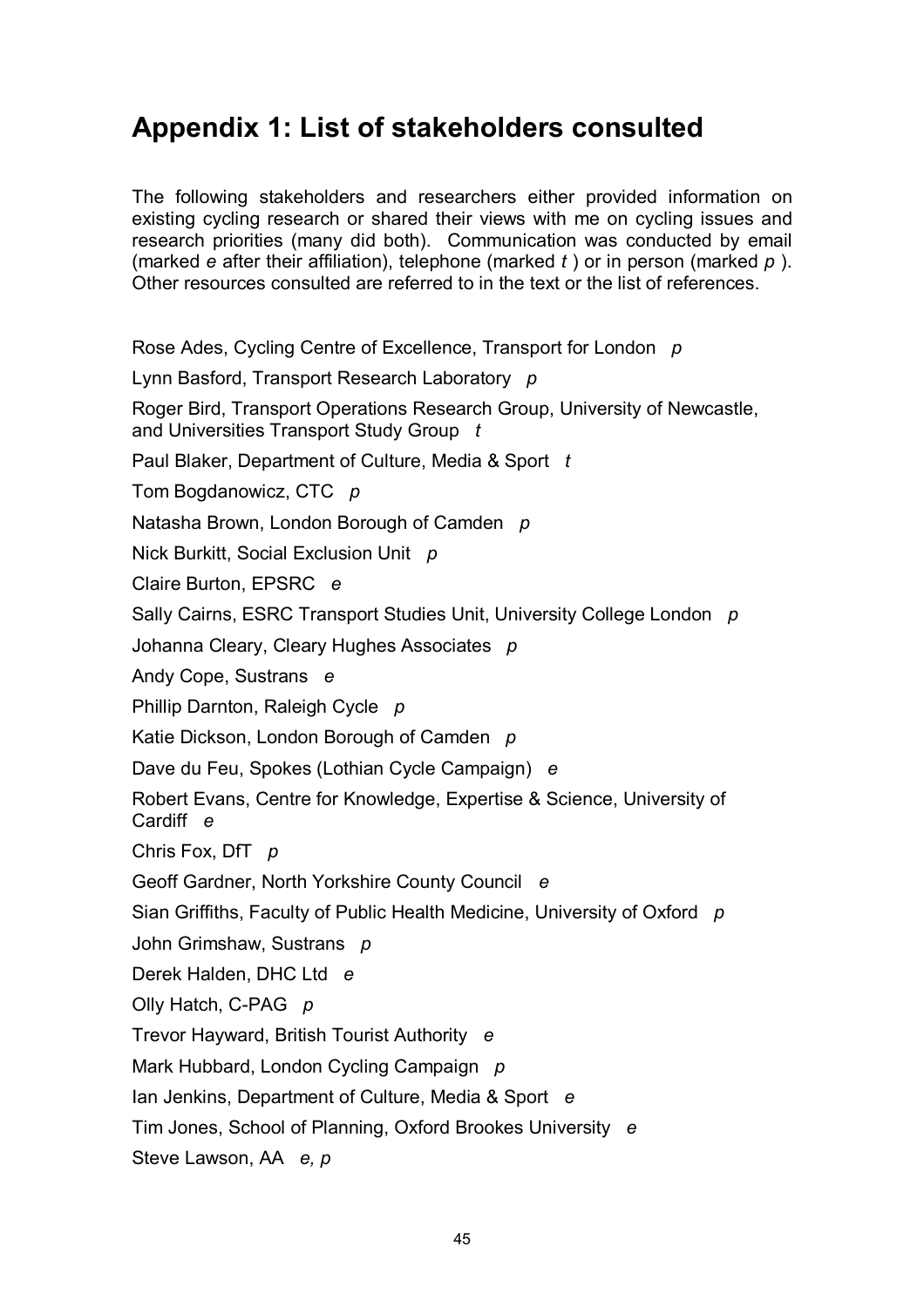# Appendix 1: List of stakeholders consulted

The following stakeholders and researchers either provided information on existing cycling research or shared their views with me on cycling issues and research priorities (many did both). Communication was conducted by email (marked *e* after their affiliation), telephone (marked *t* ) or in person (marked *p* ). Other resources consulted are referred to in the text or the list of references.

Rose Ades, Cycling Centre of Excellence, Transport for London *p*

Lynn Basford, Transport Research Laboratory *p*

Roger Bird, Transport Operations Research Group, University of Newcastle, and Universities Transport Study Group *t*

Paul Blaker, Department of Culture, Media & Sport *t*

Tom Bogdanowicz, CTC *p*

Natasha Brown, London Borough of Camden *p*

Nick Burkitt, Social Exclusion Unit *p*

Claire Burton, EPSRC *e*

Sally Cairns, ESRC Transport Studies Unit, University College London *p*

Johanna Cleary, Cleary Hughes Associates *p*

Andy Cope, Sustrans *e*

Phillip Darnton, Raleigh Cycle *p*

Katie Dickson, London Borough of Camden *p*

Dave du Feu, Spokes (Lothian Cycle Campaign) *e*

Robert Evans, Centre for Knowledge, Expertise & Science, University of Cardiff *e*

Chris Fox, DfT *p*

Geoff Gardner, North Yorkshire County Council *e*

Sian Griffiths, Faculty of Public Health Medicine, University of Oxford *p*

John Grimshaw, Sustrans *p*

Derek Halden, DHC Ltd *e*

Olly Hatch, C-PAG *p*

Trevor Hayward, British Tourist Authority *e*

Mark Hubbard, London Cycling Campaign *p*

Ian Jenkins, Department of Culture, Media & Sport *e*

Tim Jones, School of Planning, Oxford Brookes University *e*

Steve Lawson, AA *e, p*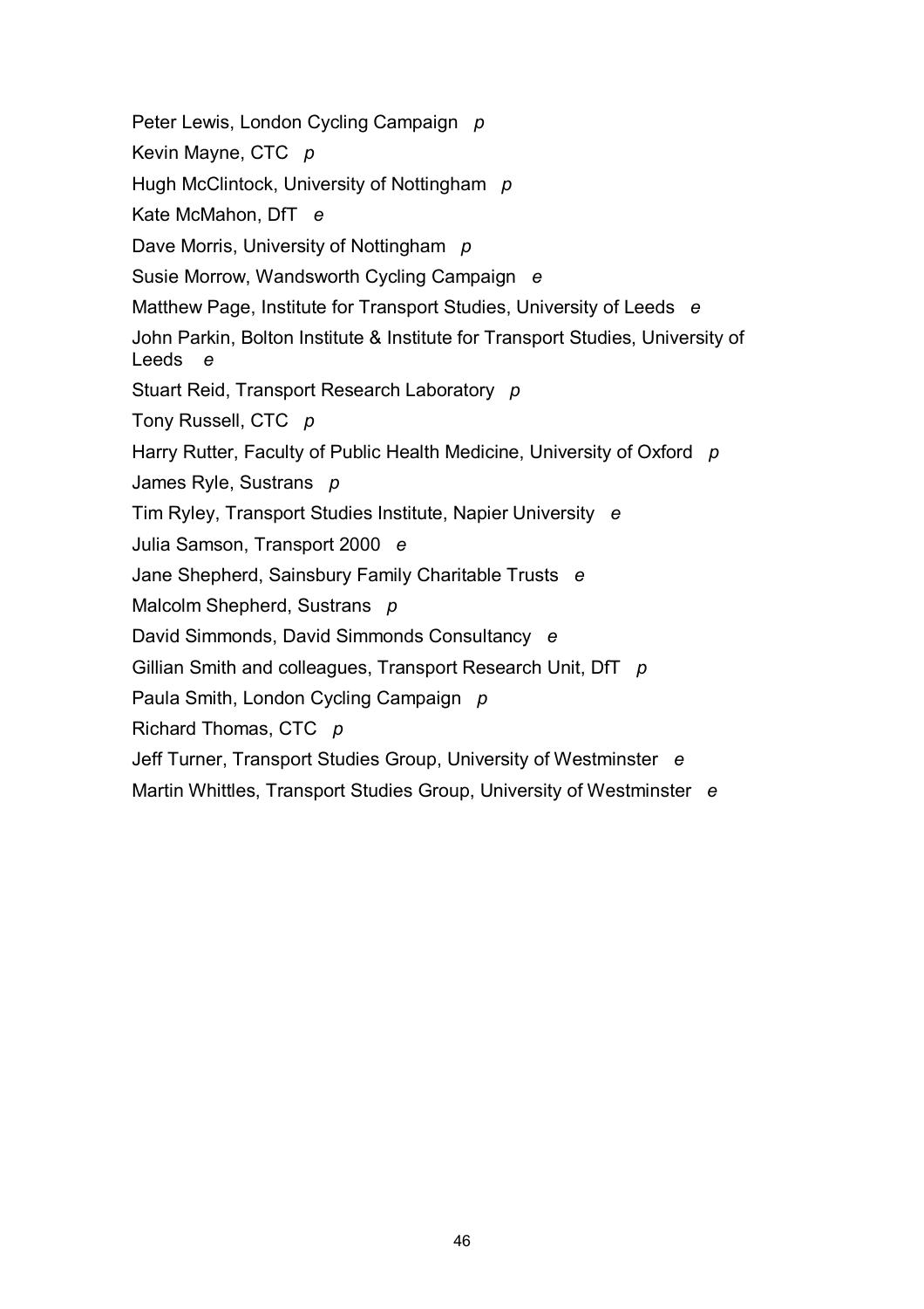Peter Lewis, London Cycling Campaign *p*

Kevin Mayne, CTC *p*

Hugh McClintock, University of Nottingham *p*

Kate McMahon, DfT *e*

Dave Morris, University of Nottingham *p*

Susie Morrow, Wandsworth Cycling Campaign *e*

Matthew Page, Institute for Transport Studies, University of Leeds *e*

John Parkin, Bolton Institute & Institute for Transport Studies, University of Leeds *e*

Stuart Reid, Transport Research Laboratory *p*

Tony Russell, CTC *p*

Harry Rutter, Faculty of Public Health Medicine, University of Oxford *p*

James Ryle, Sustrans *p*

Tim Ryley, Transport Studies Institute, Napier University *e*

Julia Samson, Transport 2000 *e*

Jane Shepherd, Sainsbury Family Charitable Trusts *e*

Malcolm Shepherd, Sustrans *p*

David Simmonds, David Simmonds Consultancy *e*

Gillian Smith and colleagues, Transport Research Unit, DfT *p*

Paula Smith, London Cycling Campaign *p*

Richard Thomas, CTC *p*

Jeff Turner, Transport Studies Group, University of Westminster *e*

Martin Whittles, Transport Studies Group, University of Westminster *e*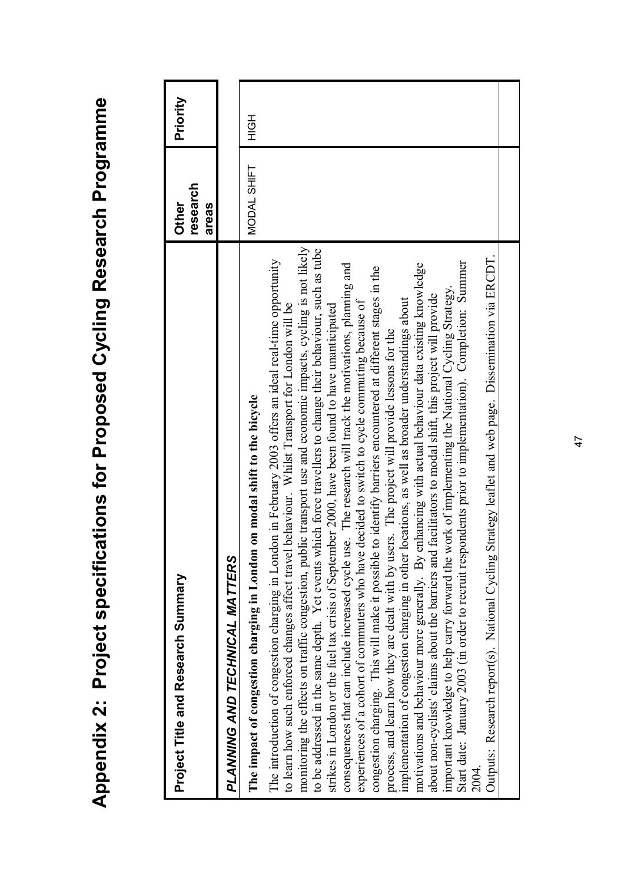# Appendix 2: Project specifications for Proposed Cycling Research Programme

| Project Title and Research Summary | Other research areas | Priority |
|---|---|---|
| ***PLANNING AND TECHNICAL MATTERS*** | | |
| **The impact of congestion charging in London on modal shift to the bicycle**<br><br>The introduction of congestion charging in London in February 2003 offers an ideal real-time opportunity to learn how such enforced changes affect travel behaviour. Whilst Transport for London will be monitoring the effects on traffic congestion, public transport use and economic impacts, cycling is not likely to be addressed in the same depth. Yet events which force travellers to change their behaviour, such as tube strikes in London or the fuel tax crisis of September 2000, have been found to have unanticipated consequences that can include increased cycle use. The research will track the motivations, planning and experiences of a cohort of commuters who have decided to switch to cycle commuting because of congestion charging. This will make it possible to identify barriers encountered at different stages in the process, and learn how they are dealt with by users. The project will provide lessons for the implementation of congestion charging in other locations, as well as broader understandings about motivations and behaviour more generally. By enhancing with actual behaviour data existing knowledge about non-cyclists' claims about the barriers and facilitators to modal shift, this project will provide important knowledge to help carry forward the work of implementing the National Cycling Strategy.<br>Start date: January 2003 (in order to recruit respondents prior to implementation). Completion: Summer 2004.<br>Outputs: Research report(s). National Cycling Strategy leaflet and web page. Dissemination via ERCDT. | MODAL SHIFT | HIGH |
| | | |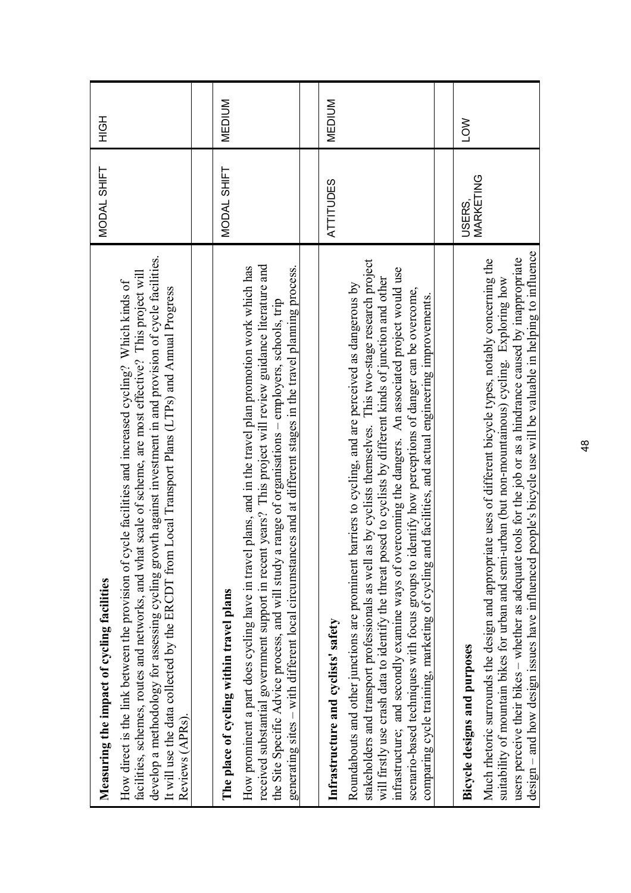| | | |
|---|---|---|
| **Measuring the impact of cycling facilities**<br><br>How direct is the link between the provision of cycle facilities and increased cycling? Which kinds of facilities, schemes, routes and networks, and what scale of scheme, are most effective? This project will develop a methodology for assessing cycling growth against investment in and provision of cycle facilities. It will use the data collected by the ERCDT from Local Transport Plans (LTPs) and Annual Progress Reviews (APRs). | MODAL SHIFT | HIGH |
| | | |
| **The place of cycling within travel plans**<br><br>How prominent a part does cycling have in travel plans, and in the travel plan promotion work which has received substantial government support in recent years? This project will review guidance literature and the Site Specific Advice process, and will study a range of organisations – employers, schools, trip generating sites – with different local circumstances and at different stages in the travel planning process. | MODAL SHIFT | MEDIUM |
| | | |
| **Infrastructure and cyclists' safety**<br><br>Roundabouts and other junctions are prominent barriers to cycling, and are perceived as dangerous by stakeholders and transport professionals as well as by cyclists themselves. This two-stage research project will firstly use crash data to identify the threat posed to cyclists by different kinds of junction and other infrastructure; and secondly examine ways of overcoming the dangers. An associated project would use scenario-based techniques with focus groups to identify how perceptions of danger can be overcome, comparing cycle training, marketing of cycling and facilities, and actual engineering improvements. | ATTITUDES | MEDIUM |
| | | |
| **Bicycle designs and purposes**<br><br>Much rhetoric surrounds the design and appropriate uses of different bicycle types, notably concerning the suitability of mountain bikes for urban and semi-urban (but non-mountainous) cycling. Exploring how users perceive their bikes – whether as adequate tools for the job or as a hindrance caused by inappropriate design – and how design issues have influenced people's bicycle use will be valuable in helping to influence | USERS, MARKETING | LOW |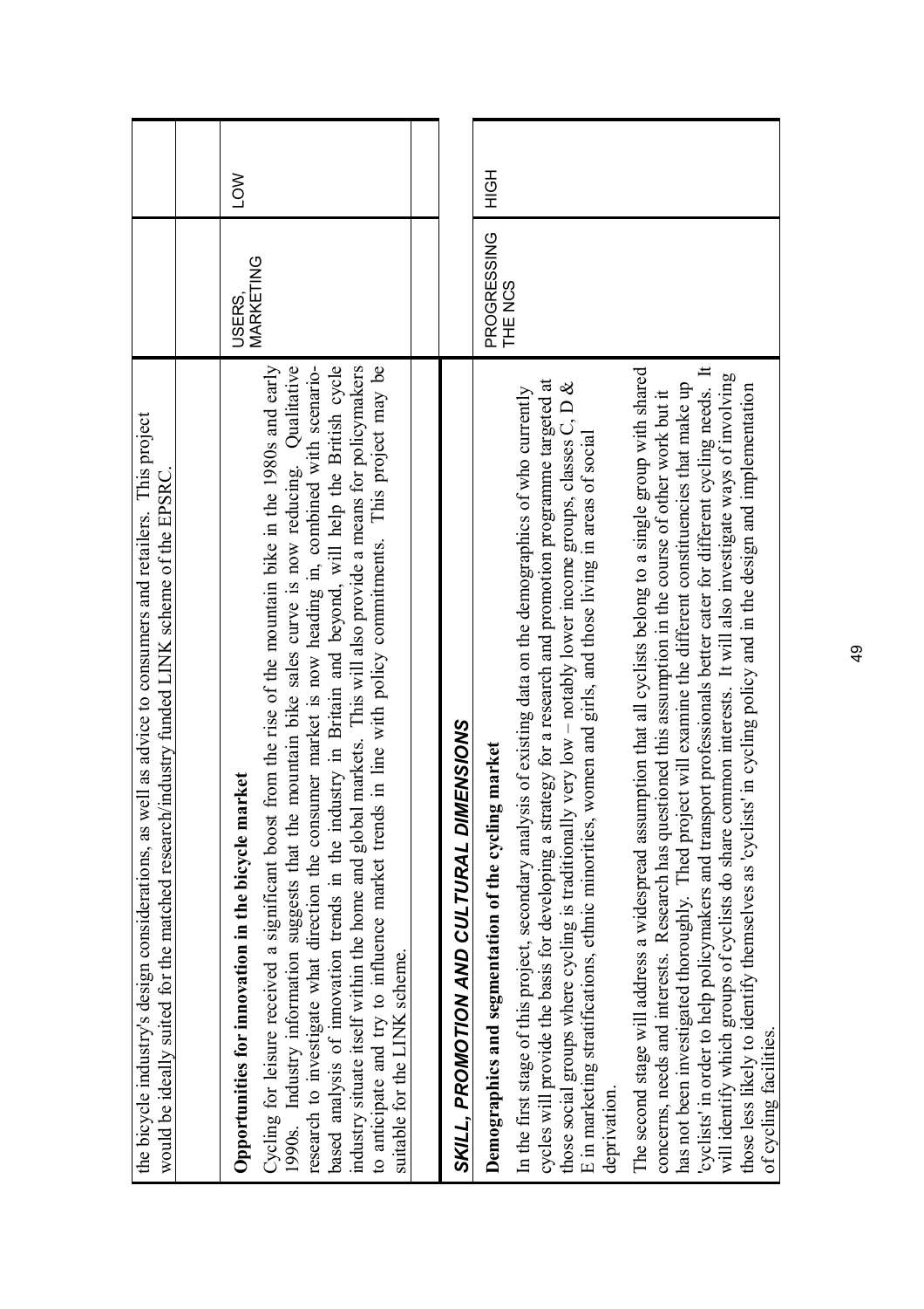| | | |
|---|---|---|
| the bicycle industry's design considerations, as well as advice to consumers and retailers. This project would be ideally suited for the matched research/industry funded LINK scheme of the EPSRC. | | |
| | | |
| **Opportunities for innovation in the bicycle market**<br>Cycling for leisure received a significant boost from the rise of the mountain bike in the 1980s and early 1990s. Industry information suggests that the mountain bike sales curve is now reducing. Qualitative research to investigate what direction the consumer market is now heading in, combined with scenario-based analysis of innovation trends in the industry in Britain and beyond, will help the British cycle industry situate itself within the home and global markets. This will also provide a means for policymakers to anticipate and try to influence market trends in line with policy commitments. This project may be suitable for the LINK scheme. | USERS, MARKETING | LOW |
| | | |

## *SKILL, PROMOTION AND CULTURAL DIMENSIONS*

| | | |
|---|---|---|
| **Demographics and segmentation of the cycling market**<br>In the first stage of this project, secondary analysis of existing data on the demographics of who currently cycles will provide the basis for developing a strategy for a research and promotion programme targeted at those social groups where cycling is traditionally very low – notably lower income groups, classes C, D & E in marketing stratifications, ethnic minorities, women and girls, and those living in areas of social deprivation.<br>The second stage will address a widespread assumption that all cyclists belong to a single group with shared concerns, needs and interests. Research has questioned this assumption in the course of other work but it has not been investigated thoroughly. Thed project will examine the different constituencies that make up 'cyclists' in order to help policymakers and transport professionals better cater for different cycling needs. It will identify which groups of cyclists do share common interests. It will also investigate ways of involving those less likely to identify themselves as 'cyclists' in cycling policy and in the design and implementation of cycling facilities. | PROGRESSING THE NCS | HIGH |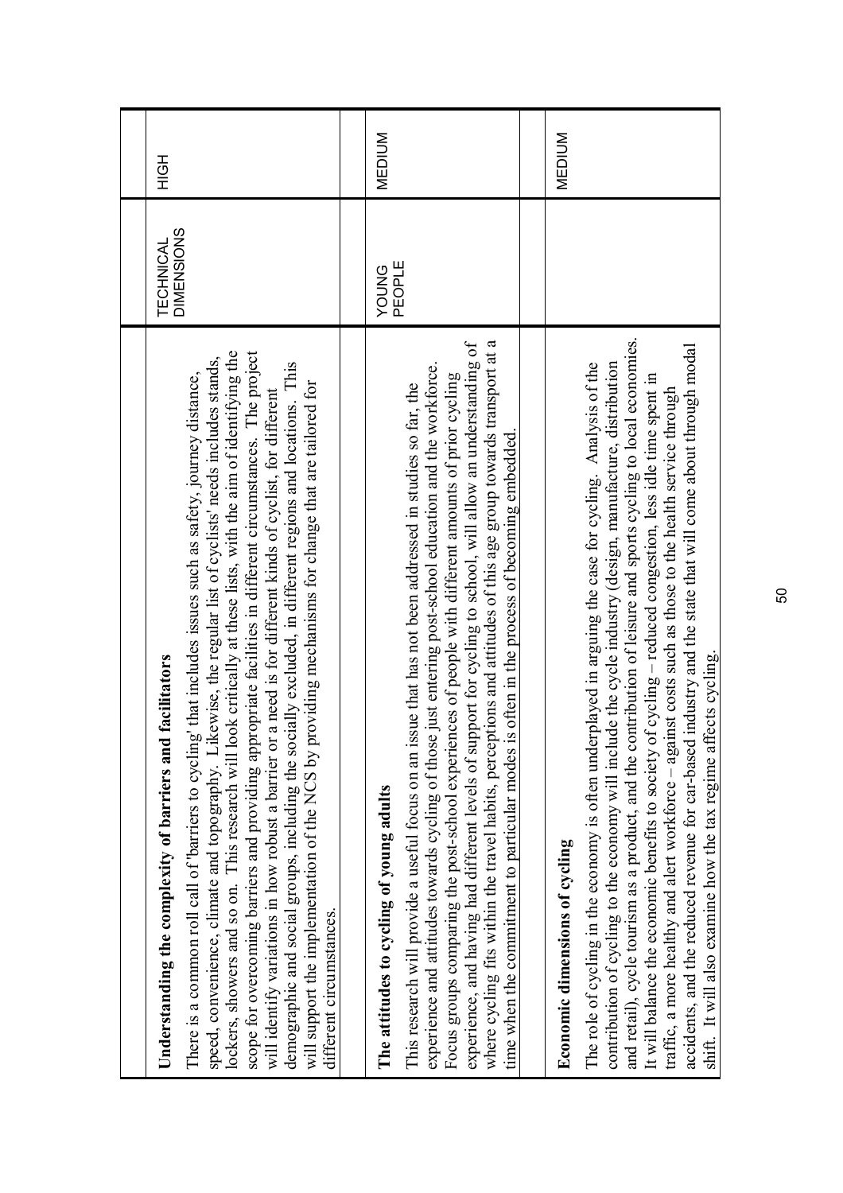| | | |
|---|---|---|
| **Understanding the complexity of barriers and facilitators**<br><br>There is a common roll call of 'barriers to cycling' that includes issues such as safety, journey distance, speed, convenience, climate and topography. Likewise, the regular list of cyclists' needs includes stands, lockers, showers and so on. This research will look critically at these lists, with the aim of identifying the scope for overcoming barriers and providing appropriate facilities in different circumstances. The project will identify variations in how robust a barrier or a need is for different kinds of cyclist, for different demographic and social groups, including the socially excluded, in different regions and locations. This will support the implementation of the NCS by providing mechanisms for change that are tailored for different circumstances. | TECHNICAL DIMENSIONS | HIGH |
| | | |
| **The attitudes to cycling of young adults**<br><br>This research will provide a useful focus on an issue that has not been addressed in studies so far, the experience and attitudes towards cycling of those just entering post-school education and the workforce. Focus groups comparing the post-school experiences of people with different amounts of prior cycling experience, and having had different levels of support for cycling to school, will allow an understanding of where cycling fits within the travel habits, perceptions and attitudes of this age group towards transport at a time when the commitment to particular modes is often in the process of becoming embedded. | YOUNG PEOPLE | MEDIUM |
| | | |
| **Economic dimensions of cycling**<br><br>The role of cycling in the economy is often underplayed in arguing the case for cycling. Analysis of the contribution of cycling to the economy will include the cycle industry (design, manufacture, distribution and retail), cycle tourism as a product, and the contribution of leisure and sports cycling to local economies. It will balance the economic benefits to society of cycling – reduced congestion, less idle time spent in traffic, a more healthy and alert workforce – against costs such as those to the health service through accidents, and the reduced revenue for car-based industry and the state that will come about through modal shift. It will also examine how the tax regime affects cycling. | | MEDIUM |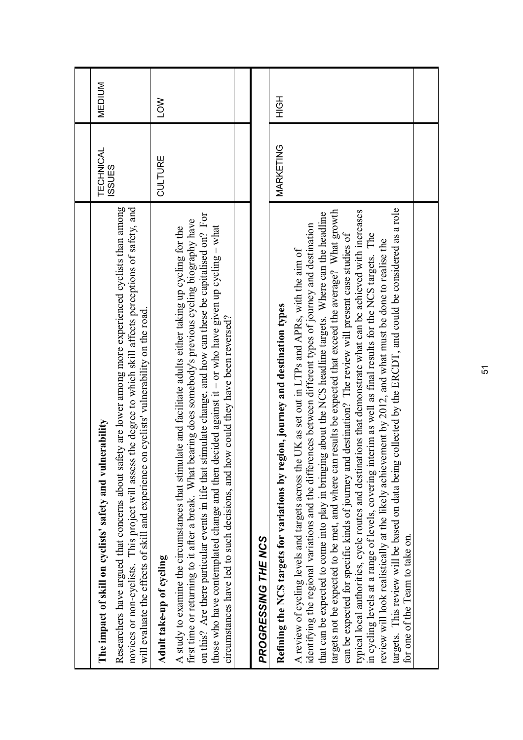| | | |
|---|---|---|
| **The impact of skill on cyclists' safety and vulnerability**<br>Researchers have argued that concerns about safety are lower among more experienced cyclists than among novices or non-cyclists. This project will assess the degree to which skill affects perceptions of safety, and will evaluate the effects of skill and experience on cyclists' vulnerability on the road. | TECHNICAL ISSUES | MEDIUM |
| **Adult take-up of cycling**<br>A study to examine the circumstances that stimulate and facilitate adults either taking up cycling for the first time or returning to it after a break. What bearing does somebody's previous cycling biography have on this? Are there particular events in life that stimulate change, and how can these be capitalised on? For those who have contemplated change and then decided against it – or who have given up cycling – what circumstances have led to such decisions, and how could they have been reversed? | CULTURE | LOW |
| | | |

| | | |
|---|---|---|
| ***PROGRESSING THE NCS*** | | |
| **Refining the NCS targets for variations by region, journey and destination types**<br>A review of cycling levels and targets across the UK as set out in LTPs and APRs, with the aim of identifying the regional variations and the differences between different types of journey and destination that can be expected to come into play in bringing about the NCS headline targets. Where can the headline targets not be expected to be met, and where can results be expected that exceed the average? What growth can be expected for specific kinds of journey and destination? The review will present case studies of typical local authorities, cycle routes and destinations that demonstrate what can be achieved with increases in cycling levels at a range of levels, covering interim as well as final results for the NCS targets. The review will look realistically at the likely achievement by 2012, and what must be done to realise the targets. This review will be based on data being collected by the ERCDT, and could be considered as a role for one of the Team to take on. | MARKETING | HIGH |
| | | |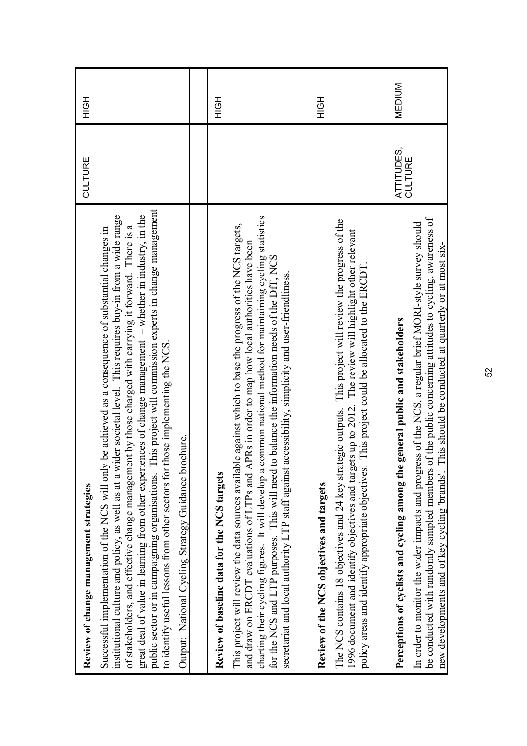| | | |
|---|---|---|
| **Review of change management strategies**<br><br>Successful implementation of the NCS will only be achieved as a consequence of substantial changes in institutional culture and policy, as well as at a wider societal level. This requires buy-in from a wide range of stakeholders, and effective change management by those charged with carrying it forward. There is a great deal of value in learning from other experiences of change management – whether in industry, in the public sector or in campaigning organisations. This project will commission experts in change management to identify useful lessons from other sectors for those implementing the NCS.<br><br>Output: National Cycling Strategy Guidance brochure. | CULTURE | HIGH |
| | | |
| **Review of baseline data for the NCS targets**<br><br>This project will review the data sources available against which to base the progress of the NCS targets, and draw on ERCDT evaluations of LTPs and APRs in order to map how local authorities have been charting their cycling figures. It will develop a common national method for maintaining cycling statistics for the NCS and LTP purposes. This will need to balance the information needs of the DfT, NCS secretariat and local authority LTP staff against accessibility, simplicity and user-friendliness. | | HIGH |
| | | |
| **Review of the NCS objectives and targets**<br><br>The NCS contains 18 objectives and 24 key strategic outputs. This project will review the progress of the 1996 document and identify objectives and targets up to 2012. The review will highlight other relevant policy areas and identify appropriate objectives. This project could be allocated to the ERCDT. | | HIGH |
| | | |
| **Perceptions of cyclists and cycling among the general public and stakeholders**<br><br>In order to monitor the wider impacts and progress of the NCS, a regular brief MORI-style survey should be conducted with randomly sampled members of the public concerning attitudes to cycling, awareness of new developments and of key cycling 'brands'. This should be conducted at quarterly or at most six- | ATTITUDES, CULTURE | MEDIUM |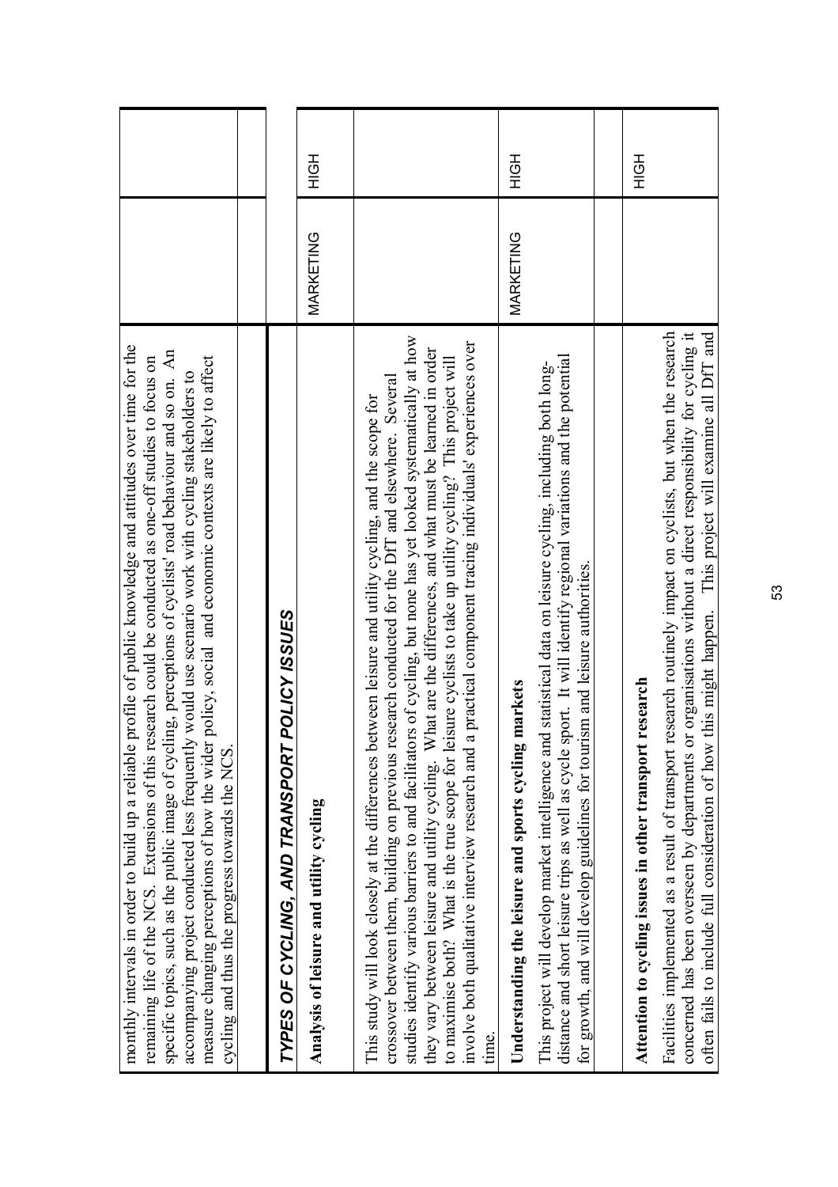| | | |
|---|---|---|
| monthly intervals in order to build up a reliable profile of public knowledge and attitudes over time for the remaining life of the NCS. Extensions of this research could be conducted as one-off studies to focus on specific topics, such as the public image of cycling, perceptions of cyclists' road behaviour and so on. An accompanying project conducted less frequently would use scenario work with cycling stakeholders to measure changing perceptions of how the wider policy, social and economic contexts are likely to affect cycling and thus the progress towards the NCS. | | |
| | | |

| | | |
|---|---|---|
| ***TYPES OF CYCLING, AND TRANSPORT POLICY ISSUES*** | | |
| **Analysis of leisure and utility cycling** | MARKETING | HIGH |
| This study will look closely at the differences between leisure and utility cycling, and the scope for crossover between them, building on previous research conducted for the DfT and elsewhere. Several studies identify various barriers to and facilitators of cycling, but none has yet looked systematically at how they vary between leisure and utility cycling. What are the differences, and what must be learned in order to maximise both? What is the true scope for leisure cyclists to take up utility cycling? This project will involve both qualitative interview research and a practical component tracing individuals' experiences over time. | | |
| **Understanding the leisure and sports cycling markets** | MARKETING | HIGH |
| This project will develop market intelligence and statistical data on leisure cycling, including both long-distance and short leisure trips as well as cycle sport. It will identify regional variations and the potential for growth, and will develop guidelines for tourism and leisure authorities. | | |
| | | |
| **Attention to cycling issues in other transport research** | | HIGH |
| Facilities implemented as a result of transport research routinely impact on cyclists, but when the research concerned has been overseen by departments or organisations without a direct responsibility for cycling it often fails to include full consideration of how this might happen. This project will examine all DfT and | | |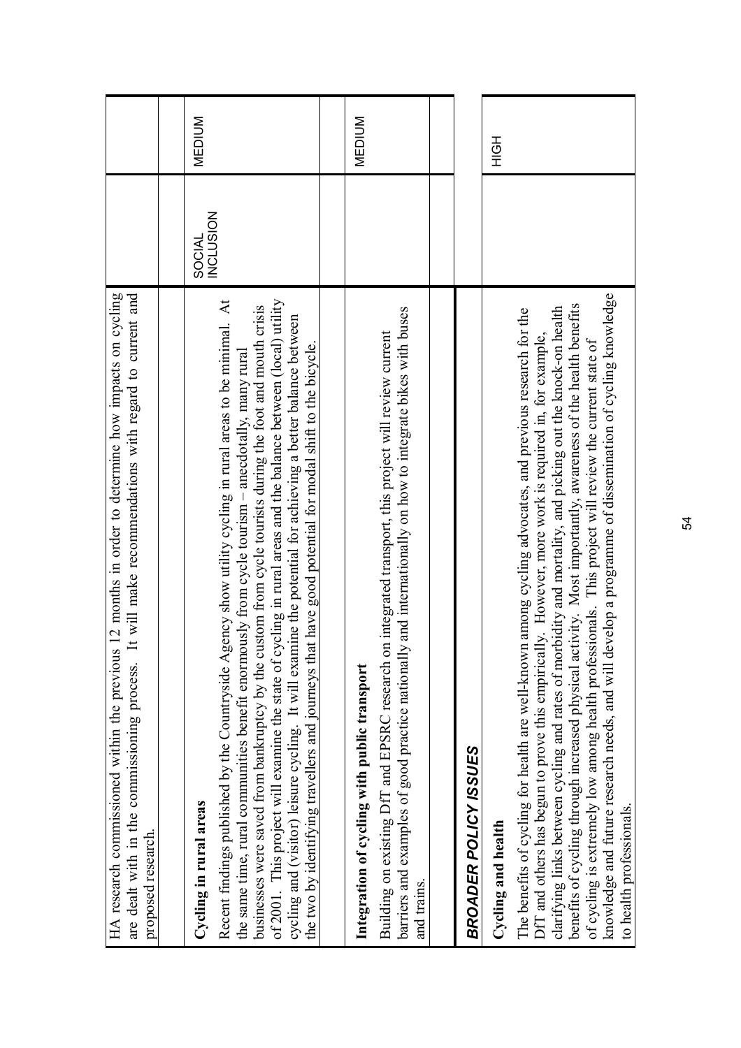| | | |
|---|---|---|
| HA research commissioned within the previous 12 months in order to determine how impacts on cycling are dealt with in the commissioning process. It will make recommendations with regard to current and proposed research. | | |
| | | |
| **Cycling in rural areas**<br>Recent findings published by the Countryside Agency show utility cycling in rural areas to be minimal. At the same time, rural communities benefit enormously from cycle tourism – anecdotally, many rural businesses were saved from bankruptcy by the custom from cycle tourists during the foot and mouth crisis of 2001. This project will examine the state of cycling in rural areas and the balance between (local) utility cycling and (visitor) leisure cycling. It will examine the potential for achieving a better balance between the two by identifying travellers and journeys that have good potential for modal shift to the bicycle. | SOCIAL INCLUSION | MEDIUM |
| | | |
| **Integration of cycling with public transport**<br>Building on existing DfT and EPSRC research on integrated transport, this project will review current barriers and examples of good practice nationally and internationally on how to integrate bikes with buses and trains. | | MEDIUM |
| | | |
| ***BROADER POLICY ISSUES*** | | |
| **Cycling and health**<br>The benefits of cycling for health are well-known among cycling advocates, and previous research for the DfT and others has begun to prove this empirically. However, more work is required in, for example, clarifying links between cycling and rates of morbidity and mortality, and picking out the knock-on health benefits of cycling through increased physical activity. Most importantly, awareness of the health benefits of cycling is extremely low among health professionals. This project will review the current state of knowledge and future research needs, and will develop a programme of dissemination of cycling knowledge to health professionals. | | HIGH |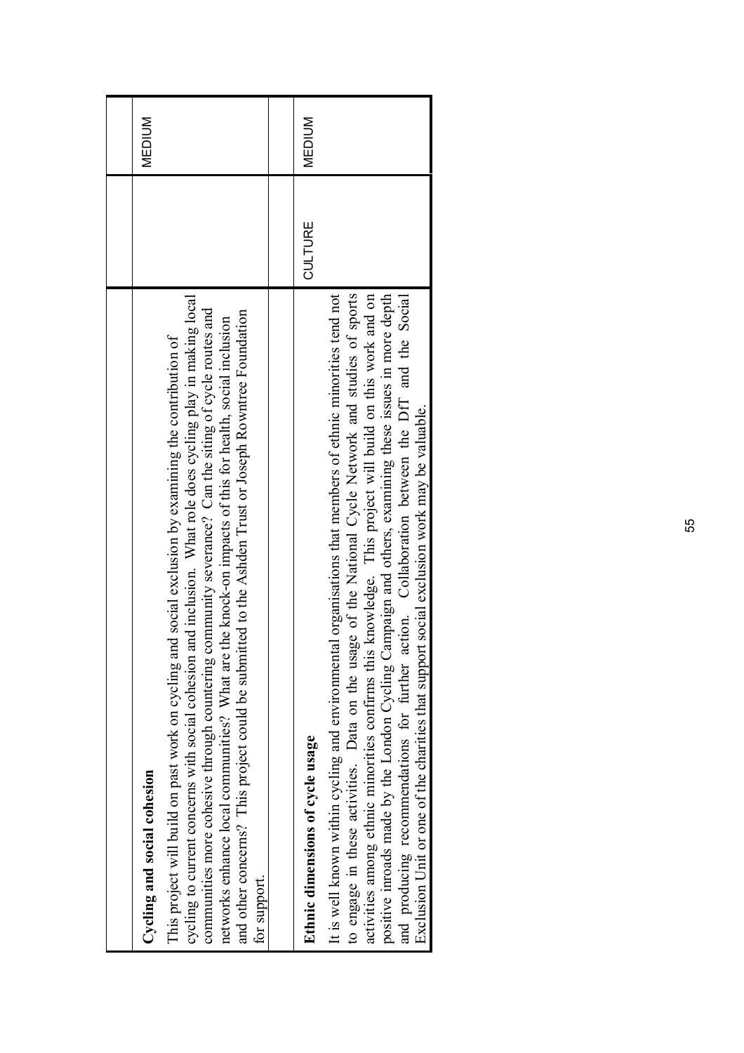| | | |
|---|---|---|
| **Cycling and social cohesion**<br><br>This project will build on past work on cycling and social exclusion by examining the contribution of cycling to current concerns with social cohesion and inclusion. What role does cycling play in making local communities more cohesive through countering community severance? Can the siting of cycle routes and networks enhance local communities? What are the knock-on impacts of this for health, social inclusion and other concerns? This project could be submitted to the Ashden Trust or Joseph Rowntree Foundation for support. | | MEDIUM |
| **Ethnic dimensions of cycle usage**<br><br>It is well known within cycling and environmental organisations that members of ethnic minorities tend not to engage in these activities. Data on the usage of the National Cycle Network and studies of sports activities among ethnic minorities confirms this knowledge. This project will build on this work and on positive inroads made by the London Cycling Campaign and others, examining these issues in more depth and producing recommendations for further action. Collaboration between the DfT and the Social Exclusion Unit or one of the charities that support social exclusion work may be valuable. | CULTURE | MEDIUM |